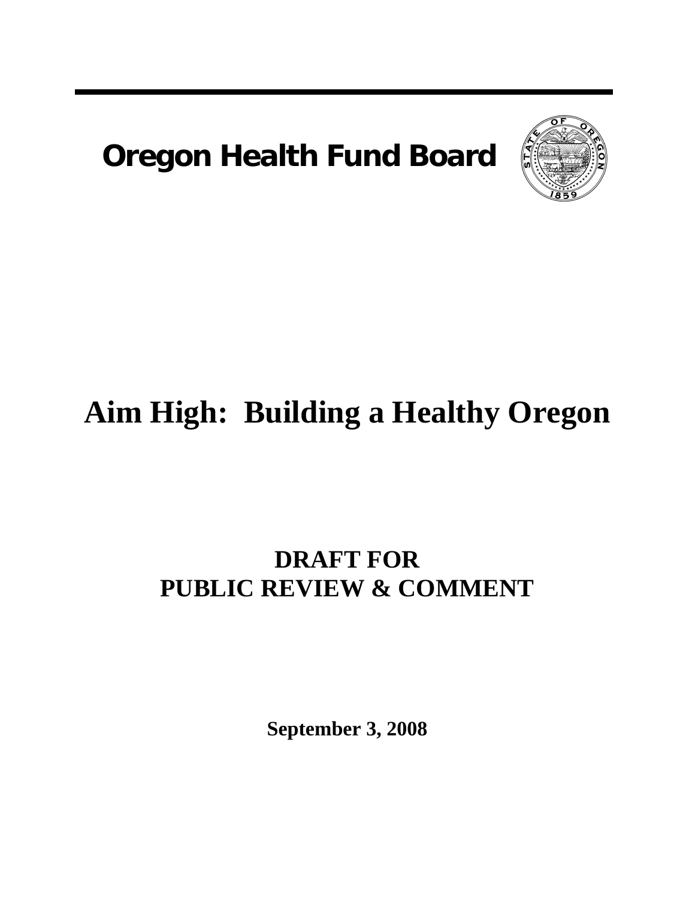# Oregon Health Fund Board

# Aim High: Building a Healthy Oregon

## DRAFT FOR PUBLIC REVIEW & COMMENT

**September 3, 2008**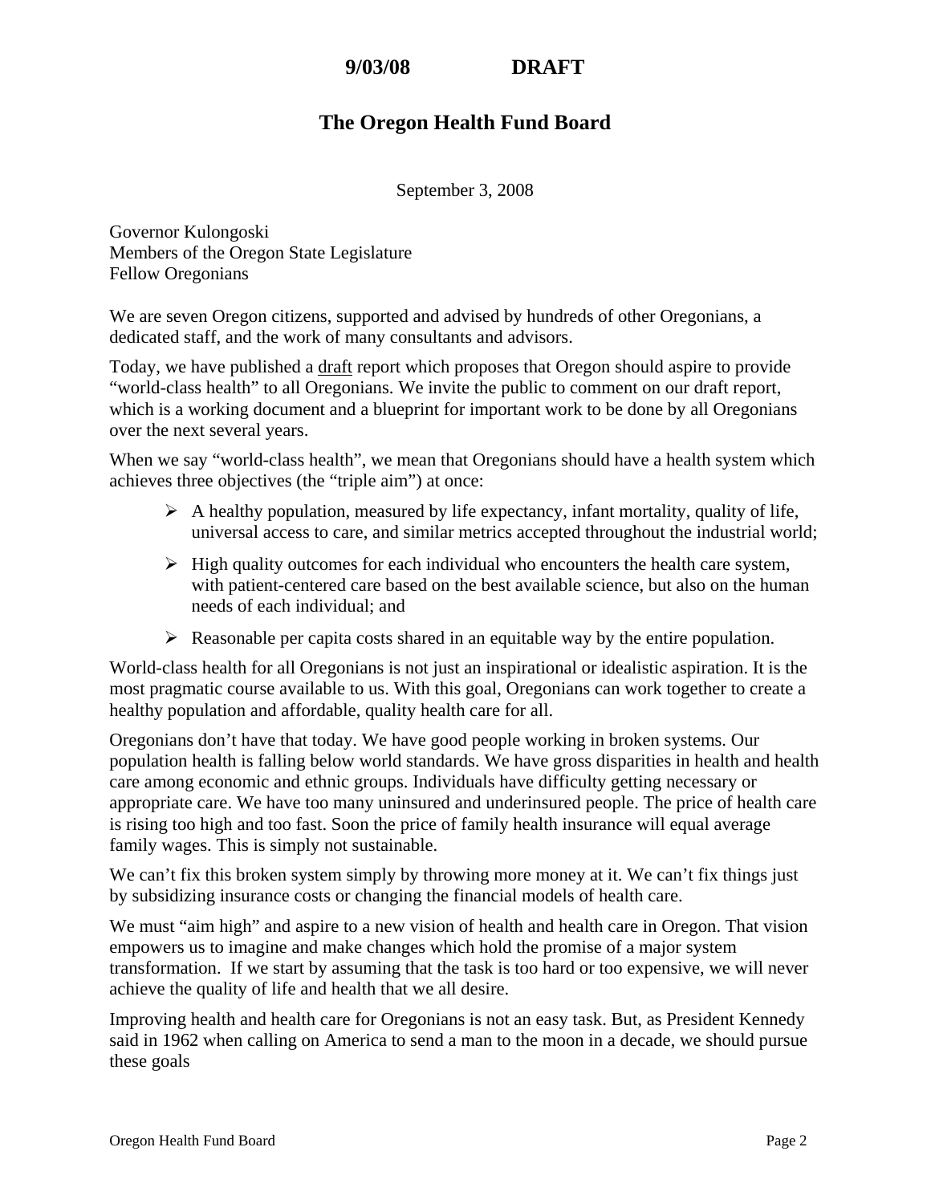**9/03/08 DRAFT**

## The Oregon Health Fund Board

September 3, 2008

Governor Kulongoski
Members of the Oregon State Legislature
Fellow Oregonians

We are seven Oregon citizens, supported and advised by hundreds of other Oregonians, a dedicated staff, and the work of many consultants and advisors.

Today, we have published a <u>draft</u> report which proposes that Oregon should aspire to provide "world-class health" to all Oregonians. We invite the public to comment on our draft report, which is a working document and a blueprint for important work to be done by all Oregonians over the next several years.

When we say "world-class health", we mean that Oregonians should have a health system which achieves three objectives (the "triple aim") at once:

- A healthy population, measured by life expectancy, infant mortality, quality of life, universal access to care, and similar metrics accepted throughout the industrial world;
- High quality outcomes for each individual who encounters the health care system, with patient-centered care based on the best available science, but also on the human needs of each individual; and
- Reasonable per capita costs shared in an equitable way by the entire population.

World-class health for all Oregonians is not just an inspirational or idealistic aspiration. It is the most pragmatic course available to us. With this goal, Oregonians can work together to create a healthy population and affordable, quality health care for all.

Oregonians don't have that today. We have good people working in broken systems. Our population health is falling below world standards. We have gross disparities in health and health care among economic and ethnic groups. Individuals have difficulty getting necessary or appropriate care. We have too many uninsured and underinsured people. The price of health care is rising too high and too fast. Soon the price of family health insurance will equal average family wages. This is simply not sustainable.

We can't fix this broken system simply by throwing more money at it. We can't fix things just by subsidizing insurance costs or changing the financial models of health care.

We must "aim high" and aspire to a new vision of health and health care in Oregon. That vision empowers us to imagine and make changes which hold the promise of a major system transformation. If we start by assuming that the task is too hard or too expensive, we will never achieve the quality of life and health that we all desire.

Improving health and health care for Oregonians is not an easy task. But, as President Kennedy said in 1962 when calling on America to send a man to the moon in a decade, we should pursue these goals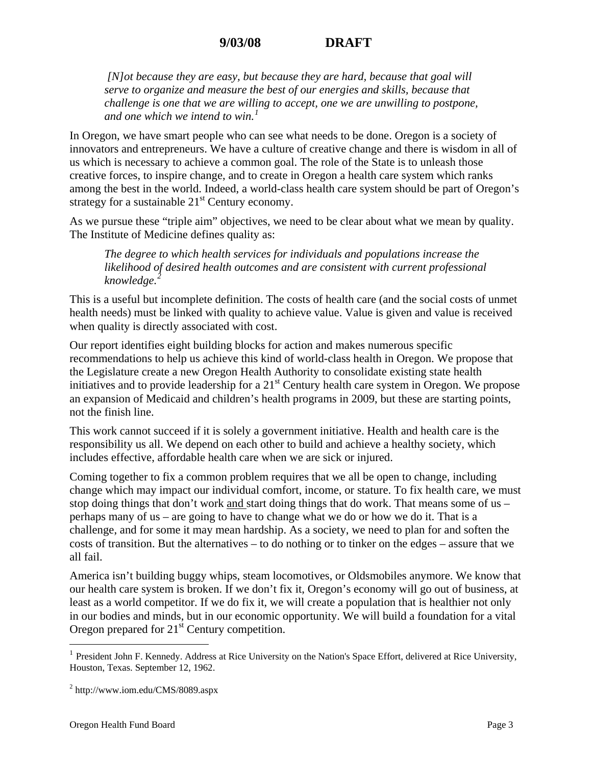*[N]ot because they are easy, but because they are hard, because that goal will serve to organize and measure the best of our energies and skills, because that challenge is one that we are willing to accept, one we are unwilling to postpone, and one which we intend to win.*[1]

In Oregon, we have smart people who can see what needs to be done. Oregon is a society of innovators and entrepreneurs. We have a culture of creative change and there is wisdom in all of us which is necessary to achieve a common goal. The role of the State is to unleash those creative forces, to inspire change, and to create in Oregon a health care system which ranks among the best in the world. Indeed, a world-class health care system should be part of Oregon's strategy for a sustainable 21st Century economy.

As we pursue these "triple aim" objectives, we need to be clear about what we mean by quality. The Institute of Medicine defines quality as:

*The degree to which health services for individuals and populations increase the likelihood of desired health outcomes and are consistent with current professional knowledge.*[2]

This is a useful but incomplete definition. The costs of health care (and the social costs of unmet health needs) must be linked with quality to achieve value. Value is given and value is received when quality is directly associated with cost.

Our report identifies eight building blocks for action and makes numerous specific recommendations to help us achieve this kind of world-class health in Oregon. We propose that the Legislature create a new Oregon Health Authority to consolidate existing state health initiatives and to provide leadership for a 21st Century health care system in Oregon. We propose an expansion of Medicaid and children's health programs in 2009, but these are starting points, not the finish line.

This work cannot succeed if it is solely a government initiative. Health and health care is the responsibility us all. We depend on each other to build and achieve a healthy society, which includes effective, affordable health care when we are sick or injured.

Coming together to fix a common problem requires that we all be open to change, including change which may impact our individual comfort, income, or stature. To fix health care, we must stop doing things that don't work and start doing things that do work. That means some of us – perhaps many of us – are going to have to change what we do or how we do it. That is a challenge, and for some it may mean hardship. As a society, we need to plan for and soften the costs of transition. But the alternatives – to do nothing or to tinker on the edges – assure that we all fail.

America isn't building buggy whips, steam locomotives, or Oldsmobiles anymore. We know that our health care system is broken. If we don't fix it, Oregon's economy will go out of business, at least as a world competitor. If we do fix it, we will create a population that is healthier not only in our bodies and minds, but in our economic opportunity. We will build a foundation for a vital Oregon prepared for 21st Century competition.

---

[1] President John F. Kennedy. Address at Rice University on the Nation's Space Effort, delivered at Rice University, Houston, Texas. September 12, 1962.

[2] http://www.iom.edu/CMS/8089.aspx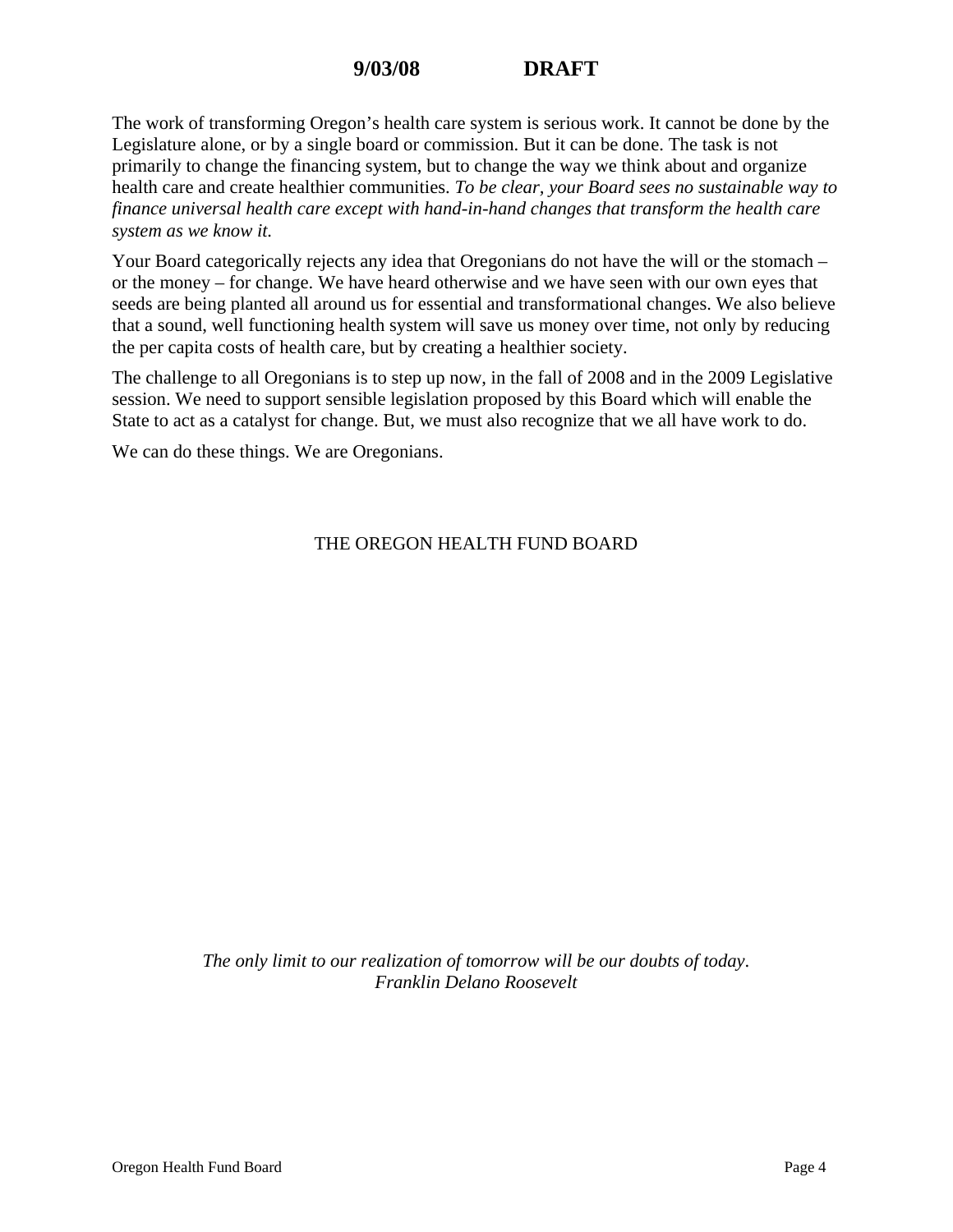**9/03/08 DRAFT**

The work of transforming Oregon's health care system is serious work. It cannot be done by the Legislature alone, or by a single board or commission. But it can be done. The task is not primarily to change the financing system, but to change the way we think about and organize health care and create healthier communities. *To be clear, your Board sees no sustainable way to finance universal health care except with hand-in-hand changes that transform the health care system as we know it.*

Your Board categorically rejects any idea that Oregonians do not have the will or the stomach – or the money – for change. We have heard otherwise and we have seen with our own eyes that seeds are being planted all around us for essential and transformational changes. We also believe that a sound, well functioning health system will save us money over time, not only by reducing the per capita costs of health care, but by creating a healthier society.

The challenge to all Oregonians is to step up now, in the fall of 2008 and in the 2009 Legislative session. We need to support sensible legislation proposed by this Board which will enable the State to act as a catalyst for change. But, we must also recognize that we all have work to do.

We can do these things. We are Oregonians.

THE OREGON HEALTH FUND BOARD

*The only limit to our realization of tomorrow will be our doubts of today.*
*Franklin Delano Roosevelt*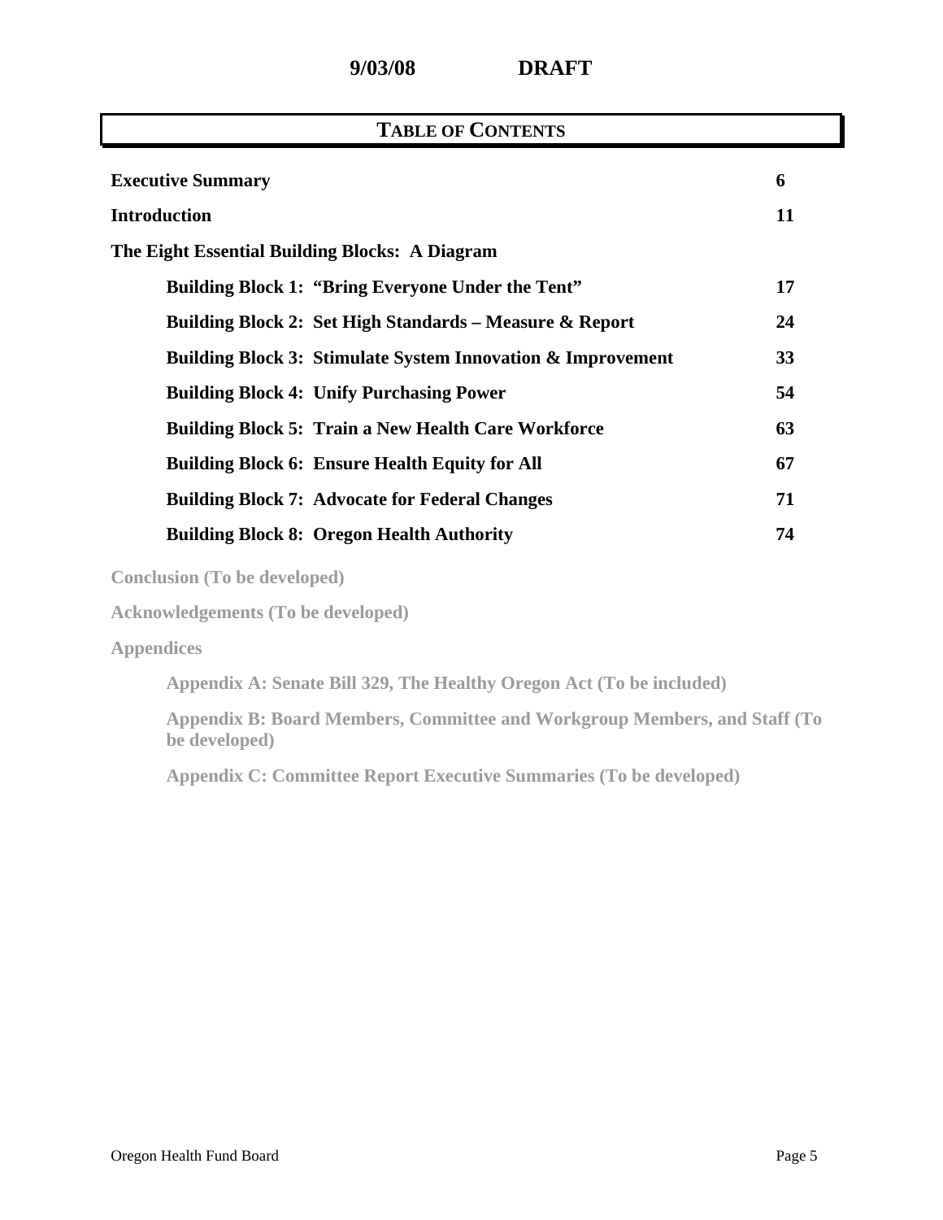9/03/08 DRAFT

# TABLE OF CONTENTS

| | |
|---|---|
| **Executive Summary** | **6** |
| **Introduction** | **11** |
| **The Eight Essential Building Blocks: A Diagram** | |
| **Building Block 1: "Bring Everyone Under the Tent"** | **17** |
| **Building Block 2: Set High Standards – Measure & Report** | **24** |
| **Building Block 3: Stimulate System Innovation & Improvement** | **33** |
| **Building Block 4: Unify Purchasing Power** | **54** |
| **Building Block 5: Train a New Health Care Workforce** | **63** |
| **Building Block 6: Ensure Health Equity for All** | **67** |
| **Building Block 7: Advocate for Federal Changes** | **71** |
| **Building Block 8: Oregon Health Authority** | **74** |

**Conclusion (To be developed)**

**Acknowledgements (To be developed)**

**Appendices**

**Appendix A: Senate Bill 329, The Healthy Oregon Act (To be included)**

**Appendix B: Board Members, Committee and Workgroup Members, and Staff (To be developed)**

**Appendix C: Committee Report Executive Summaries (To be developed)**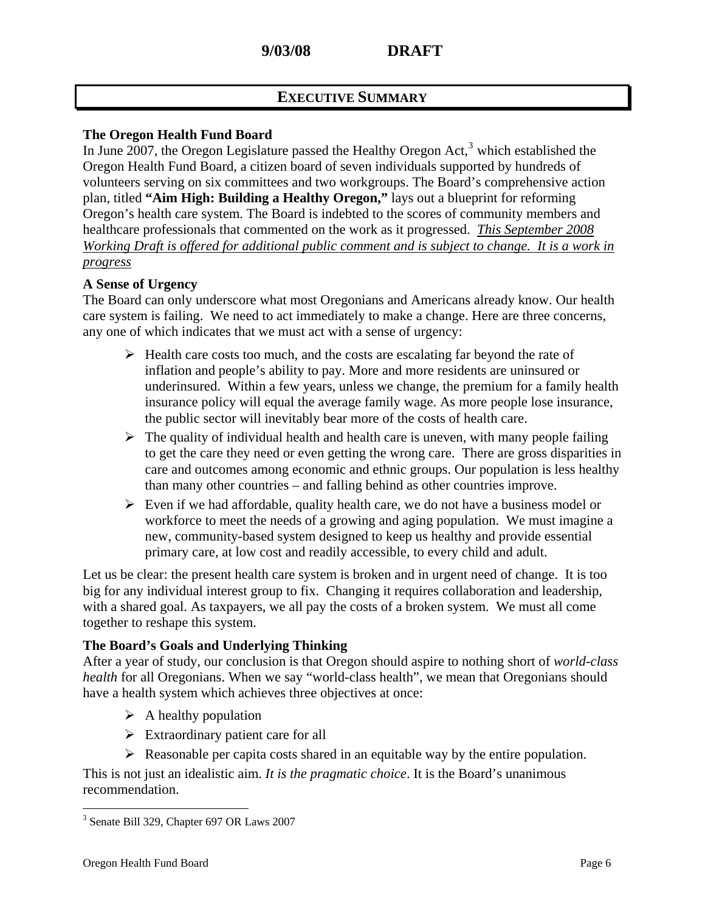**9/03/08 DRAFT**

## EXECUTIVE SUMMARY

### The Oregon Health Fund Board

In June 2007, the Oregon Legislature passed the Healthy Oregon Act,[3] which established the Oregon Health Fund Board, a citizen board of seven individuals supported by hundreds of volunteers serving on six committees and two workgroups. The Board's comprehensive action plan, titled **"Aim High: Building a Healthy Oregon,"** lays out a blueprint for reforming Oregon's health care system. The Board is indebted to the scores of community members and healthcare professionals that commented on the work as it progressed. *This September 2008 Working Draft is offered for additional public comment and is subject to change. It is a work in progress*

### A Sense of Urgency

The Board can only underscore what most Oregonians and Americans already know. Our health care system is failing. We need to act immediately to make a change. Here are three concerns, any one of which indicates that we must act with a sense of urgency:

- Health care costs too much, and the costs are escalating far beyond the rate of inflation and people's ability to pay. More and more residents are uninsured or underinsured. Within a few years, unless we change, the premium for a family health insurance policy will equal the average family wage. As more people lose insurance, the public sector will inevitably bear more of the costs of health care.
- The quality of individual health and health care is uneven, with many people failing to get the care they need or even getting the wrong care. There are gross disparities in care and outcomes among economic and ethnic groups. Our population is less healthy than many other countries – and falling behind as other countries improve.
- Even if we had affordable, quality health care, we do not have a business model or workforce to meet the needs of a growing and aging population. We must imagine a new, community-based system designed to keep us healthy and provide essential primary care, at low cost and readily accessible, to every child and adult.

Let us be clear: the present health care system is broken and in urgent need of change. It is too big for any individual interest group to fix. Changing it requires collaboration and leadership, with a shared goal. As taxpayers, we all pay the costs of a broken system. We must all come together to reshape this system.

### The Board's Goals and Underlying Thinking

After a year of study, our conclusion is that Oregon should aspire to nothing short of *world-class health* for all Oregonians. When we say "world-class health", we mean that Oregonians should have a health system which achieves three objectives at once:

- A healthy population
- Extraordinary patient care for all
- Reasonable per capita costs shared in an equitable way by the entire population.

This is not just an idealistic aim. *It is the pragmatic choice*. It is the Board's unanimous recommendation.

---

[3] Senate Bill 329, Chapter 697 OR Laws 2007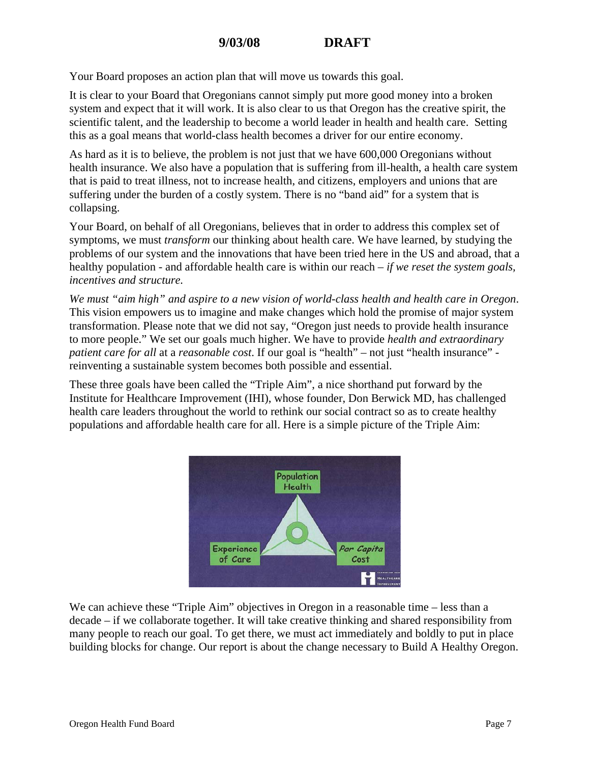Your Board proposes an action plan that will move us towards this goal.

It is clear to your Board that Oregonians cannot simply put more good money into a broken system and expect that it will work. It is also clear to us that Oregon has the creative spirit, the scientific talent, and the leadership to become a world leader in health and health care. Setting this as a goal means that world-class health becomes a driver for our entire economy.

As hard as it is to believe, the problem is not just that we have 600,000 Oregonians without health insurance. We also have a population that is suffering from ill-health, a health care system that is paid to treat illness, not to increase health, and citizens, employers and unions that are suffering under the burden of a costly system. There is no "band aid" for a system that is collapsing.

Your Board, on behalf of all Oregonians, believes that in order to address this complex set of symptoms, we must *transform* our thinking about health care. We have learned, by studying the problems of our system and the innovations that have been tried here in the US and abroad, that a healthy population - and affordable health care is within our reach – *if we reset the system goals, incentives and structure.*

*We must "aim high" and aspire to a new vision of world-class health and health care in Oregon*. This vision empowers us to imagine and make changes which hold the promise of major system transformation. Please note that we did not say, "Oregon just needs to provide health insurance to more people." We set our goals much higher. We have to provide *health and extraordinary patient care for all* at a *reasonable cost*. If our goal is "health" – not just "health insurance" - reinventing a sustainable system becomes both possible and essential.

These three goals have been called the "Triple Aim", a nice shorthand put forward by the Institute for Healthcare Improvement (IHI), whose founder, Don Berwick MD, has challenged health care leaders throughout the world to rethink our social contract so as to create healthy populations and affordable health care for all. Here is a simple picture of the Triple Aim:

Population Health

Experience of Care

Per Capita Cost

We can achieve these "Triple Aim" objectives in Oregon in a reasonable time – less than a decade – if we collaborate together. It will take creative thinking and shared responsibility from many people to reach our goal. To get there, we must act immediately and boldly to put in place building blocks for change. Our report is about the change necessary to Build A Healthy Oregon.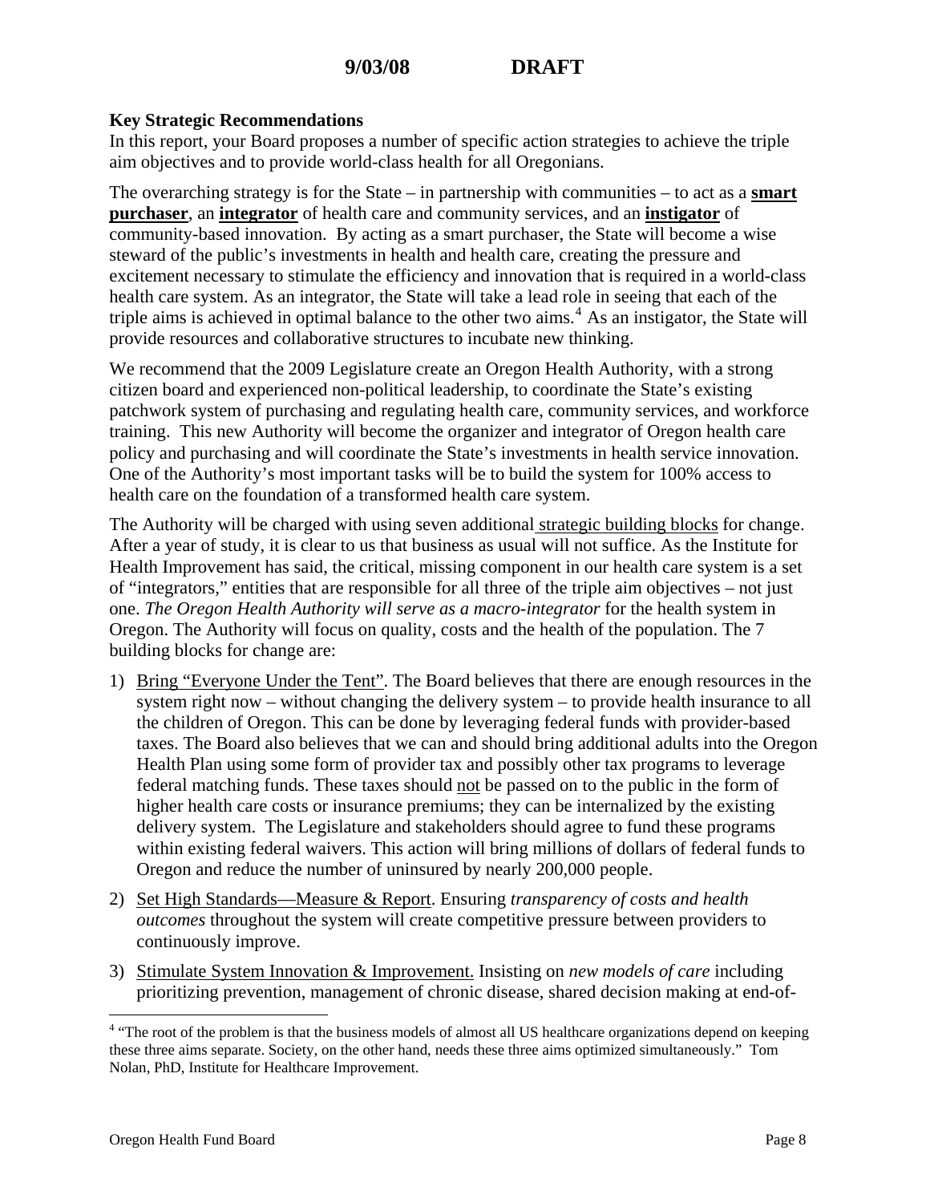**Key Strategic Recommendations**

In this report, your Board proposes a number of specific action strategies to achieve the triple aim objectives and to provide world-class health for all Oregonians.

The overarching strategy is for the State – in partnership with communities – to act as a **smart purchaser**, an **integrator** of health care and community services, and an **instigator** of community-based innovation. By acting as a smart purchaser, the State will become a wise steward of the public's investments in health and health care, creating the pressure and excitement necessary to stimulate the efficiency and innovation that is required in a world-class health care system. As an integrator, the State will take a lead role in seeing that each of the triple aims is achieved in optimal balance to the other two aims.[4] As an instigator, the State will provide resources and collaborative structures to incubate new thinking.

We recommend that the 2009 Legislature create an Oregon Health Authority, with a strong citizen board and experienced non-political leadership, to coordinate the State's existing patchwork system of purchasing and regulating health care, community services, and workforce training. This new Authority will become the organizer and integrator of Oregon health care policy and purchasing and will coordinate the State's investments in health service innovation. One of the Authority's most important tasks will be to build the system for 100% access to health care on the foundation of a transformed health care system.

The Authority will be charged with using seven additional strategic building blocks for change. After a year of study, it is clear to us that business as usual will not suffice. As the Institute for Health Improvement has said, the critical, missing component in our health care system is a set of "integrators," entities that are responsible for all three of the triple aim objectives – not just one. *The Oregon Health Authority will serve as a macro-integrator* for the health system in Oregon. The Authority will focus on quality, costs and the health of the population. The 7 building blocks for change are:

1) Bring "Everyone Under the Tent". The Board believes that there are enough resources in the system right now – without changing the delivery system – to provide health insurance to all the children of Oregon. This can be done by leveraging federal funds with provider-based taxes. The Board also believes that we can and should bring additional adults into the Oregon Health Plan using some form of provider tax and possibly other tax programs to leverage federal matching funds. These taxes should not be passed on to the public in the form of higher health care costs or insurance premiums; they can be internalized by the existing delivery system. The Legislature and stakeholders should agree to fund these programs within existing federal waivers. This action will bring millions of dollars of federal funds to Oregon and reduce the number of uninsured by nearly 200,000 people.
2) Set High Standards—Measure & Report. Ensuring *transparency of costs and health outcomes* throughout the system will create competitive pressure between providers to continuously improve.
3) Stimulate System Innovation & Improvement. Insisting on *new models of care* including prioritizing prevention, management of chronic disease, shared decision making at end-of-

[4] "The root of the problem is that the business models of almost all US healthcare organizations depend on keeping these three aims separate. Society, on the other hand, needs these three aims optimized simultaneously." Tom Nolan, PhD, Institute for Healthcare Improvement.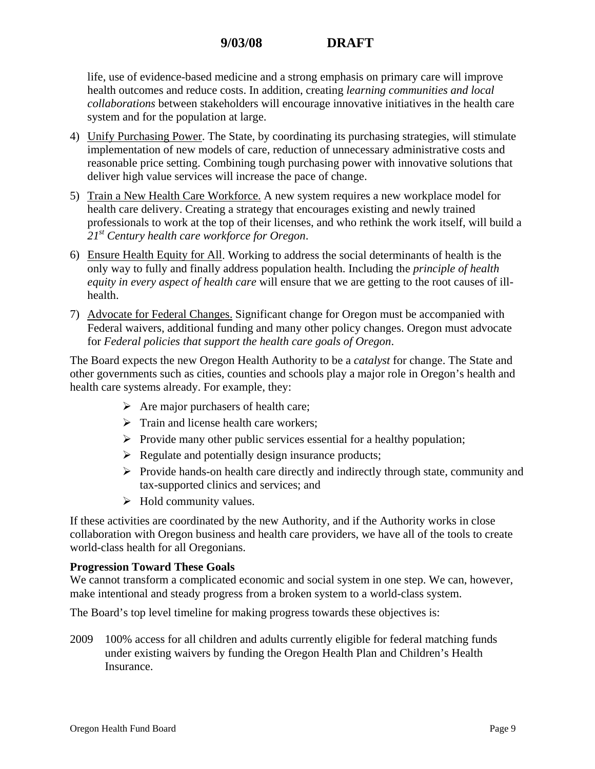life, use of evidence-based medicine and a strong emphasis on primary care will improve health outcomes and reduce costs. In addition, creating *learning communities and local collaborations* between stakeholders will encourage innovative initiatives in the health care system and for the population at large.

4) Unify Purchasing Power. The State, by coordinating its purchasing strategies, will stimulate implementation of new models of care, reduction of unnecessary administrative costs and reasonable price setting. Combining tough purchasing power with innovative solutions that deliver high value services will increase the pace of change.

5) Train a New Health Care Workforce. A new system requires a new workplace model for health care delivery. Creating a strategy that encourages existing and newly trained professionals to work at the top of their licenses, and who rethink the work itself, will build a *21st Century health care workforce for Oregon*.

6) Ensure Health Equity for All. Working to address the social determinants of health is the only way to fully and finally address population health. Including the *principle of health equity in every aspect of health care* will ensure that we are getting to the root causes of ill-health.

7) Advocate for Federal Changes. Significant change for Oregon must be accompanied with Federal waivers, additional funding and many other policy changes. Oregon must advocate for *Federal policies that support the health care goals of Oregon*.

The Board expects the new Oregon Health Authority to be a *catalyst* for change. The State and other governments such as cities, counties and schools play a major role in Oregon's health and health care systems already. For example, they:

- Are major purchasers of health care;
- Train and license health care workers;
- Provide many other public services essential for a healthy population;
- Regulate and potentially design insurance products;
- Provide hands-on health care directly and indirectly through state, community and tax-supported clinics and services; and
- Hold community values.

If these activities are coordinated by the new Authority, and if the Authority works in close collaboration with Oregon business and health care providers, we have all of the tools to create world-class health for all Oregonians.

**Progression Toward These Goals**

We cannot transform a complicated economic and social system in one step. We can, however, make intentional and steady progress from a broken system to a world-class system.

The Board's top level timeline for making progress towards these objectives is:

2009 100% access for all children and adults currently eligible for federal matching funds under existing waivers by funding the Oregon Health Plan and Children's Health Insurance.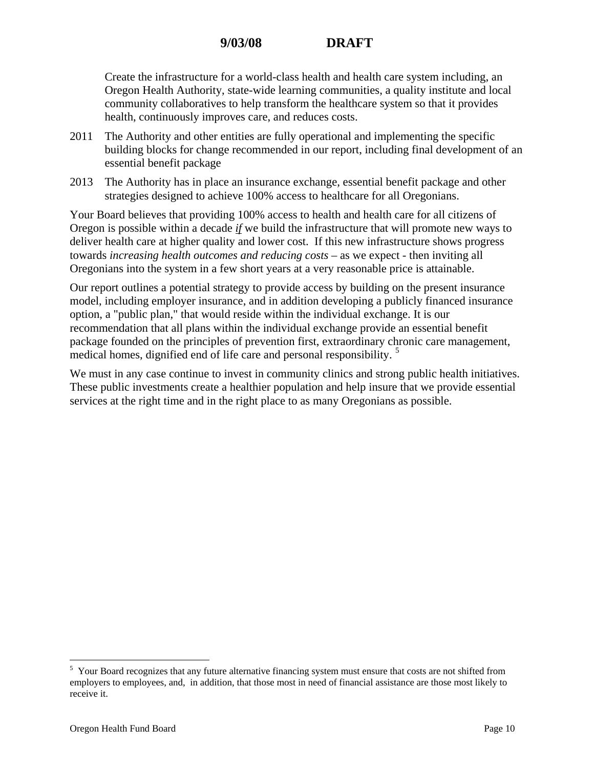Create the infrastructure for a world-class health and health care system including, an Oregon Health Authority, state-wide learning communities, a quality institute and local community collaboratives to help transform the healthcare system so that it provides health, continuously improves care, and reduces costs.

2011 The Authority and other entities are fully operational and implementing the specific building blocks for change recommended in our report, including final development of an essential benefit package

2013 The Authority has in place an insurance exchange, essential benefit package and other strategies designed to achieve 100% access to healthcare for all Oregonians.

Your Board believes that providing 100% access to health and health care for all citizens of Oregon is possible within a decade <u>*if*</u> we build the infrastructure that will promote new ways to deliver health care at higher quality and lower cost. If this new infrastructure shows progress towards *increasing health outcomes and reducing costs* – as we expect - then inviting all Oregonians into the system in a few short years at a very reasonable price is attainable.

Our report outlines a potential strategy to provide access by building on the present insurance model, including employer insurance, and in addition developing a publicly financed insurance option, a "public plan," that would reside within the individual exchange. It is our recommendation that all plans within the individual exchange provide an essential benefit package founded on the principles of prevention first, extraordinary chronic care management, medical homes, dignified end of life care and personal responsibility. [5]

We must in any case continue to invest in community clinics and strong public health initiatives. These public investments create a healthier population and help insure that we provide essential services at the right time and in the right place to as many Oregonians as possible.

---

[5] Your Board recognizes that any future alternative financing system must ensure that costs are not shifted from employers to employees, and, in addition, that those most in need of financial assistance are those most likely to receive it.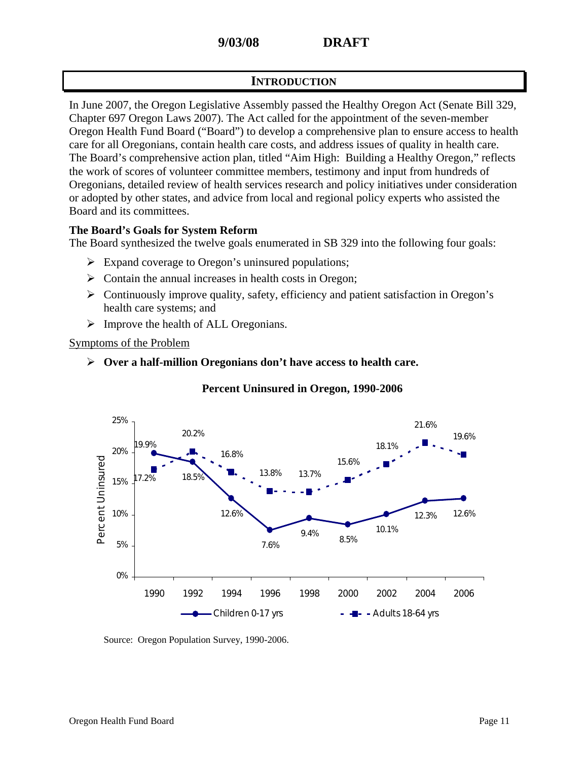9/03/08 DRAFT

## INTRODUCTION

In June 2007, the Oregon Legislative Assembly passed the Healthy Oregon Act (Senate Bill 329, Chapter 697 Oregon Laws 2007). The Act called for the appointment of the seven-member Oregon Health Fund Board ("Board") to develop a comprehensive plan to ensure access to health care for all Oregonians, contain health care costs, and address issues of quality in health care. The Board's comprehensive action plan, titled "Aim High: Building a Healthy Oregon," reflects the work of scores of volunteer committee members, testimony and input from hundreds of Oregonians, detailed review of health services research and policy initiatives under consideration or adopted by other states, and advice from local and regional policy experts who assisted the Board and its committees.

**The Board's Goals for System Reform**

The Board synthesized the twelve goals enumerated in SB 329 into the following four goals:

- Expand coverage to Oregon's uninsured populations;
- Contain the annual increases in health costs in Oregon;
- Continuously improve quality, safety, efficiency and patient satisfaction in Oregon's health care systems; and
- Improve the health of ALL Oregonians.

Symptoms of the Problem

- **Over a half-million Oregonians don't have access to health care.**

**Percent Uninsured in Oregon, 1990-2006**

Percent Uninsured
25%
20%
15%
10%
5%
0%
1990 1992 1994 1996 1998 2000 2002 2004 2006
Children 0-17 yrs: 19.9% 18.5% 12.6% 7.6% 9.4% 8.5% 10.1% 12.3% 12.6%
Adults 18-64 yrs: 17.2% 20.2% 16.8% 13.8% 13.7% 15.6% 18.1% 21.6% 19.6%

Source: Oregon Population Survey, 1990-2006.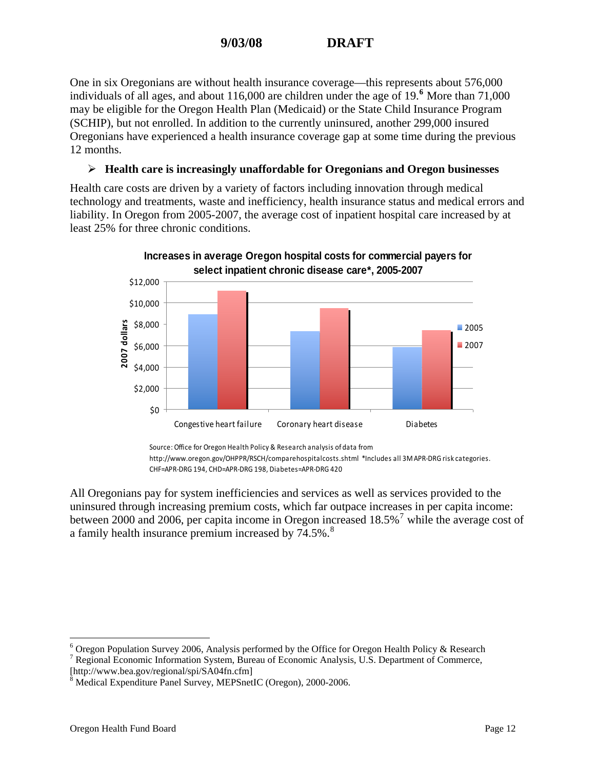One in six Oregonians are without health insurance coverage—this represents about 576,000 individuals of all ages, and about 116,000 are children under the age of 19.[6] More than 71,000 may be eligible for the Oregon Health Plan (Medicaid) or the State Child Insurance Program (SCHIP), but not enrolled. In addition to the currently uninsured, another 299,000 insured Oregonians have experienced a health insurance coverage gap at some time during the previous 12 months.

- **Health care is increasingly unaffordable for Oregonians and Oregon businesses**

Health care costs are driven by a variety of factors including innovation through medical technology and treatments, waste and inefficiency, health insurance status and medical errors and liability. In Oregon from 2005-2007, the average cost of inpatient hospital care increased by at least 25% for three chronic conditions.

**Increases in average Oregon hospital costs for commercial payers for select inpatient chronic disease care\*, 2005-2007**

Source: Office for Oregon Health Policy & Research analysis of data from http://www.oregon.gov/OHPPR/RSCH/comparehospitalcosts.shtml \*Includes all 3M APR-DRG risk categories. CHF=APR-DRG 194, CHD=APR-DRG 198, Diabetes=APR-DRG 420

All Oregonians pay for system inefficiencies and services as well as services provided to the uninsured through increasing premium costs, which far outpace increases in per capita income: between 2000 and 2006, per capita income in Oregon increased 18.5%[7] while the average cost of a family health insurance premium increased by 74.5%.[8]

---

[6] Oregon Population Survey 2006, Analysis performed by the Office for Oregon Health Policy & Research

[7] Regional Economic Information System, Bureau of Economic Analysis, U.S. Department of Commerce, [http://www.bea.gov/regional/spi/SA04fn.cfm]

[8] Medical Expenditure Panel Survey, MEPSnetIC (Oregon), 2000-2006.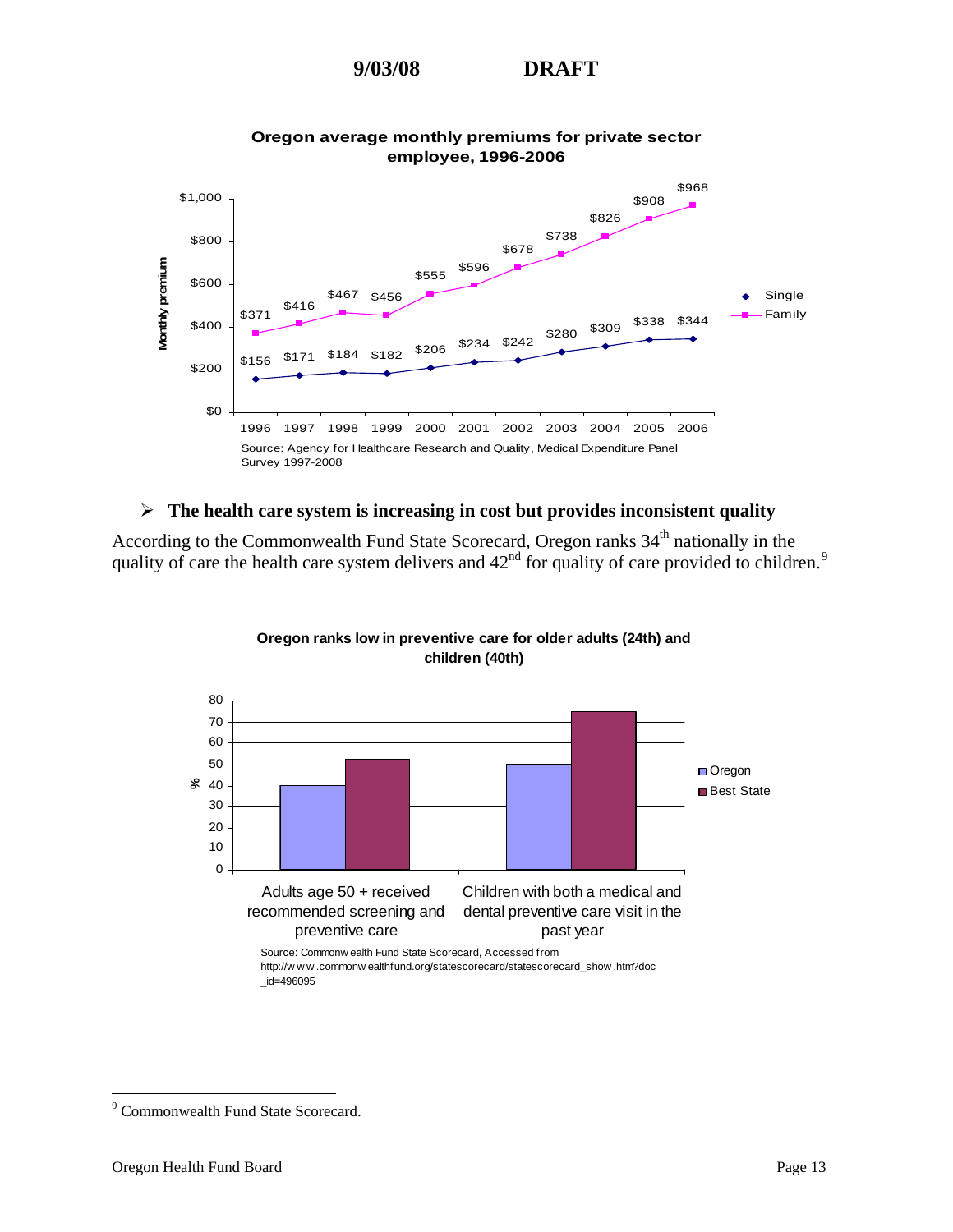**Oregon average monthly premiums for private sector employee, 1996-2006**

Monthly premium

$1,000
$800
$600
$400
$200
$0

1996 1997 1998 1999 2000 2001 2002 2003 2004 2005 2006

Single: $156 $171 $184 $182 $206 $234 $242 $280 $309 $338 $344

Family: $371 $416 $467 $456 $555 $596 $678 $738 $826 $908 $968

Source: Agency for Healthcare Research and Quality, Medical Expenditure Panel Survey 1997-2008

- **The health care system is increasing in cost but provides inconsistent quality**

According to the Commonwealth Fund State Scorecard, Oregon ranks 34th nationally in the quality of care the health care system delivers and 42nd for quality of care provided to children.[9]

**Oregon ranks low in preventive care for older adults (24th) and children (40th)**

%

0 10 20 30 40 50 60 70 80

Oregon
Best State

Adults age 50 + received recommended screening and preventive care

Children with both a medical and dental preventive care visit in the past year

Source: Commonwealth Fund State Scorecard, Accessed from http://www.commonwealthfund.org/statescorecard/statescorecard_show.htm?doc_id=496095

---

[9] Commonwealth Fund State Scorecard.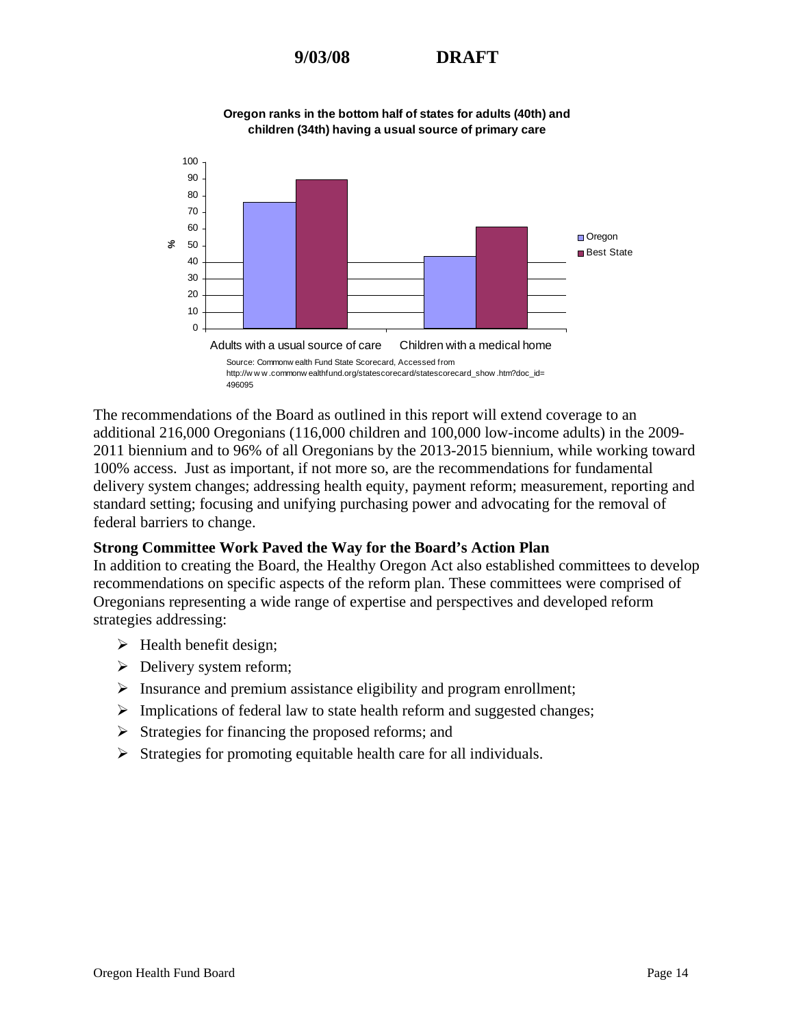**Oregon ranks in the bottom half of states for adults (40th) and children (34th) having a usual source of primary care**

100
90
80
70
60
50
40
30
20
10
0

%

Oregon
Best State

Adults with a usual source of care
Children with a medical home

Source: Commonwealth Fund State Scorecard, Accessed from http://www.commonwealthfund.org/statescorecard/statescorecard_show.htm?doc_id=496095

The recommendations of the Board as outlined in this report will extend coverage to an additional 216,000 Oregonians (116,000 children and 100,000 low-income adults) in the 2009-2011 biennium and to 96% of all Oregonians by the 2013-2015 biennium, while working toward 100% access. Just as important, if not more so, are the recommendations for fundamental delivery system changes; addressing health equity, payment reform; measurement, reporting and standard setting; focusing and unifying purchasing power and advocating for the removal of federal barriers to change.

### Strong Committee Work Paved the Way for the Board's Action Plan

In addition to creating the Board, the Healthy Oregon Act also established committees to develop recommendations on specific aspects of the reform plan. These committees were comprised of Oregonians representing a wide range of expertise and perspectives and developed reform strategies addressing:

- Health benefit design;
- Delivery system reform;
- Insurance and premium assistance eligibility and program enrollment;
- Implications of federal law to state health reform and suggested changes;
- Strategies for financing the proposed reforms; and
- Strategies for promoting equitable health care for all individuals.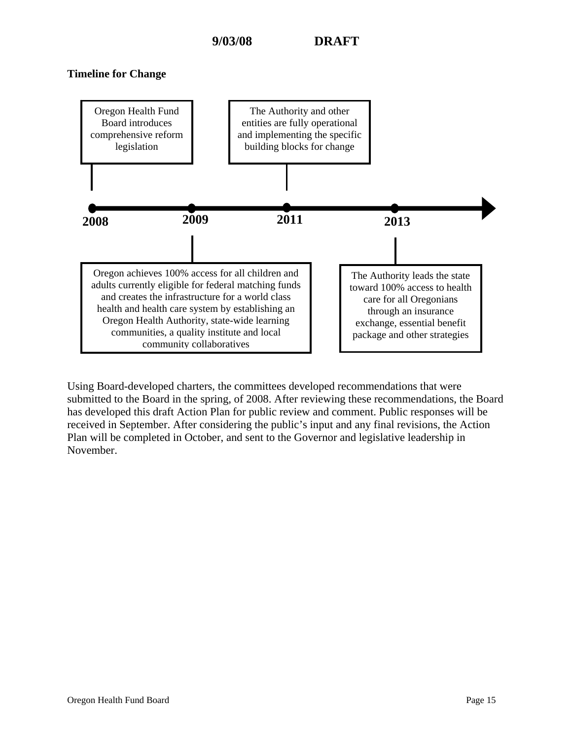**9/03/08 DRAFT**

**Timeline for Change**

Oregon Health Fund Board introduces comprehensive reform legislation

The Authority and other entities are fully operational and implementing the specific building blocks for change

2008

2009

2011

2013

Oregon achieves 100% access for all children and adults currently eligible for federal matching funds and creates the infrastructure for a world class health and health care system by establishing an Oregon Health Authority, state-wide learning communities, a quality institute and local community collaboratives

The Authority leads the state toward 100% access to health care for all Oregonians through an insurance exchange, essential benefit package and other strategies

Using Board-developed charters, the committees developed recommendations that were submitted to the Board in the spring, of 2008. After reviewing these recommendations, the Board has developed this draft Action Plan for public review and comment. Public responses will be received in September. After considering the public's input and any final revisions, the Action Plan will be completed in October, and sent to the Governor and legislative leadership in November.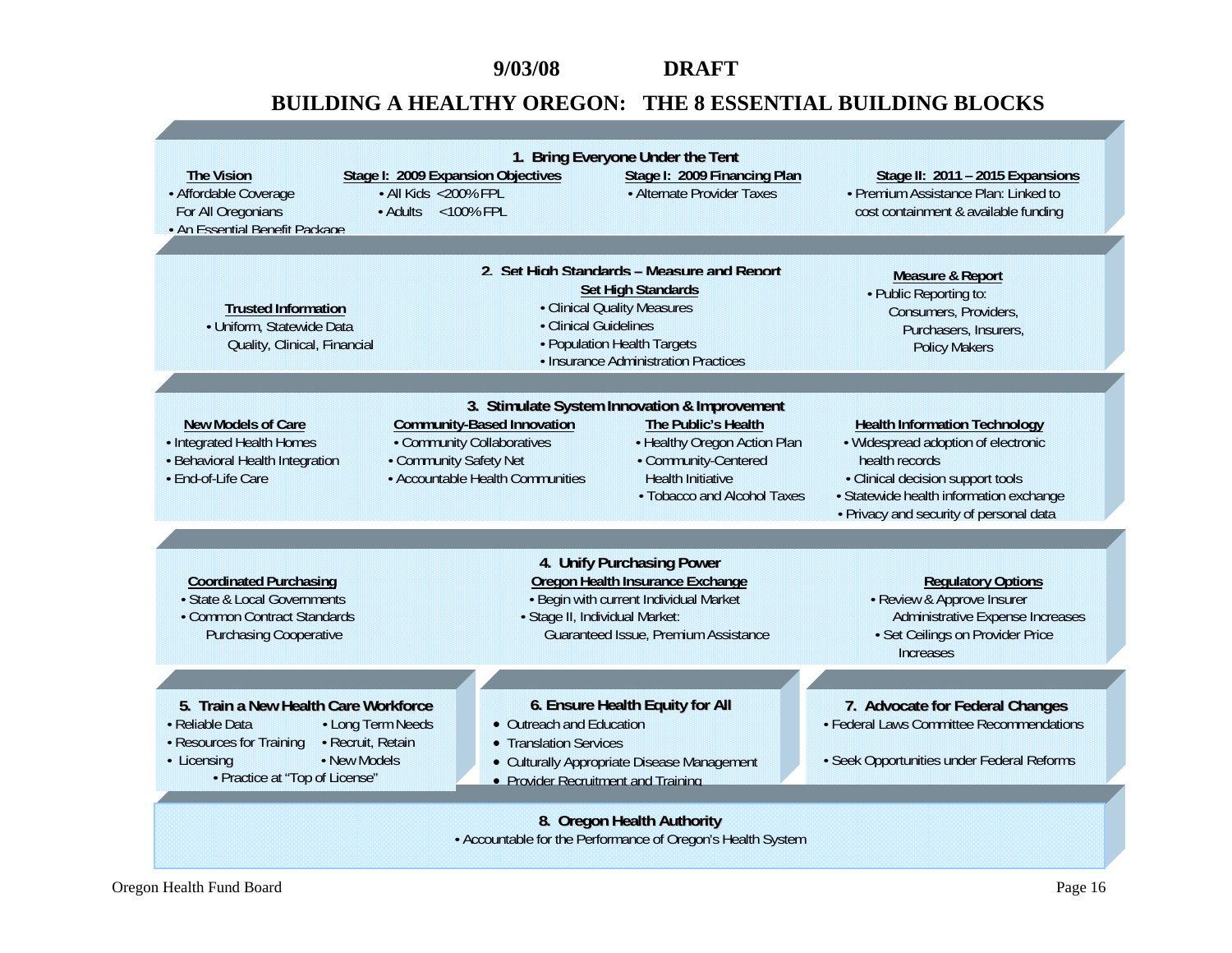9/03/08 DRAFT

# BUILDING A HEALTHY OREGON: THE 8 ESSENTIAL BUILDING BLOCKS

## 1. Bring Everyone Under the Tent

**The Vision**
- Affordable Coverage For All Oregonians
- An Essential Benefit Package

**Stage I: 2009 Expansion Objectives**
- All Kids <200% FPL
- Adults <100% FPL

**Stage I: 2009 Financing Plan**
- Alternate Provider Taxes

**Stage II: 2011 – 2015 Expansions**
- Premium Assistance Plan: Linked to cost containment & available funding

## 2. Set High Standards – Measure and Report

**Trusted Information**
- Uniform, Statewide Data Quality, Clinical, Financial

**Set High Standards**
- Clinical Quality Measures
- Clinical Guidelines
- Population Health Targets
- Insurance Administration Practices

**Measure & Report**
- Public Reporting to: Consumers, Providers, Purchasers, Insurers, Policy Makers

## 3. Stimulate System Innovation & Improvement

**New Models of Care**
- Integrated Health Homes
- Behavioral Health Integration
- End-of-Life Care

**Community-Based Innovation**
- Community Collaboratives
- Community Safety Net
- Accountable Health Communities

**The Public's Health**
- Healthy Oregon Action Plan
- Community-Centered Health Initiative
- Tobacco and Alcohol Taxes

**Health Information Technology**
- Widespread adoption of electronic health records
- Clinical decision support tools
- Statewide health information exchange
- Privacy and security of personal data

## 4. Unify Purchasing Power

**Coordinated Purchasing**
- State & Local Governments
- Common Contract Standards Purchasing Cooperative

**Oregon Health Insurance Exchange**
- Begin with current Individual Market
- Stage II, Individual Market: Guaranteed Issue, Premium Assistance

**Regulatory Options**
- Review & Approve Insurer Administrative Expense Increases
- Set Ceilings on Provider Price Increases

## 5. Train a New Health Care Workforce

- Reliable Data
- Long Term Needs
- Resources for Training
- Recruit, Retain
- Licensing
- New Models
- Practice at "Top of License"

## 6. Ensure Health Equity for All

- Outreach and Education
- Translation Services
- Culturally Appropriate Disease Management
- Provider Recruitment and Training

## 7. Advocate for Federal Changes

- Federal Laws Committee Recommendations
- Seek Opportunities under Federal Reforms

## 8. Oregon Health Authority

- Accountable for the Performance of Oregon's Health System

Oregon Health Fund Board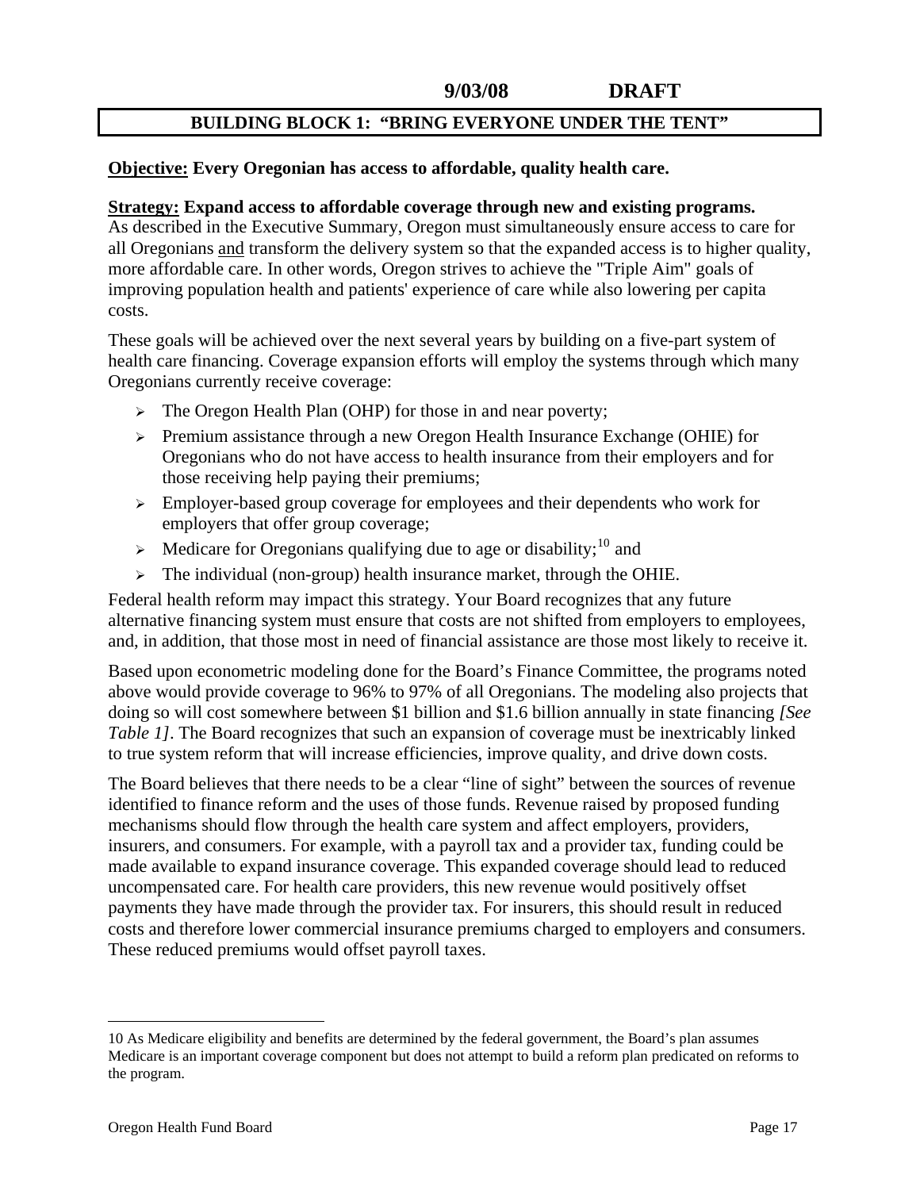**9/03/08 DRAFT**

## BUILDING BLOCK 1: "BRING EVERYONE UNDER THE TENT"

**Objective: Every Oregonian has access to affordable, quality health care.**

**Strategy: Expand access to affordable coverage through new and existing programs.**
As described in the Executive Summary, Oregon must simultaneously ensure access to care for all Oregonians and transform the delivery system so that the expanded access is to higher quality, more affordable care. In other words, Oregon strives to achieve the "Triple Aim" goals of improving population health and patients' experience of care while also lowering per capita costs.

These goals will be achieved over the next several years by building on a five-part system of health care financing. Coverage expansion efforts will employ the systems through which many Oregonians currently receive coverage:

- The Oregon Health Plan (OHP) for those in and near poverty;
- Premium assistance through a new Oregon Health Insurance Exchange (OHIE) for Oregonians who do not have access to health insurance from their employers and for those receiving help paying their premiums;
- Employer-based group coverage for employees and their dependents who work for employers that offer group coverage;
- Medicare for Oregonians qualifying due to age or disability;[10] and
- The individual (non-group) health insurance market, through the OHIE.

Federal health reform may impact this strategy. Your Board recognizes that any future alternative financing system must ensure that costs are not shifted from employers to employees, and, in addition, that those most in need of financial assistance are those most likely to receive it.

Based upon econometric modeling done for the Board's Finance Committee, the programs noted above would provide coverage to 96% to 97% of all Oregonians. The modeling also projects that doing so will cost somewhere between $1 billion and $1.6 billion annually in state financing *[See Table 1]*. The Board recognizes that such an expansion of coverage must be inextricably linked to true system reform that will increase efficiencies, improve quality, and drive down costs.

The Board believes that there needs to be a clear "line of sight" between the sources of revenue identified to finance reform and the uses of those funds. Revenue raised by proposed funding mechanisms should flow through the health care system and affect employers, providers, insurers, and consumers. For example, with a payroll tax and a provider tax, funding could be made available to expand insurance coverage. This expanded coverage should lead to reduced uncompensated care. For health care providers, this new revenue would positively offset payments they have made through the provider tax. For insurers, this should result in reduced costs and therefore lower commercial insurance premiums charged to employers and consumers. These reduced premiums would offset payroll taxes.

---

10 As Medicare eligibility and benefits are determined by the federal government, the Board's plan assumes Medicare is an important coverage component but does not attempt to build a reform plan predicated on reforms to the program.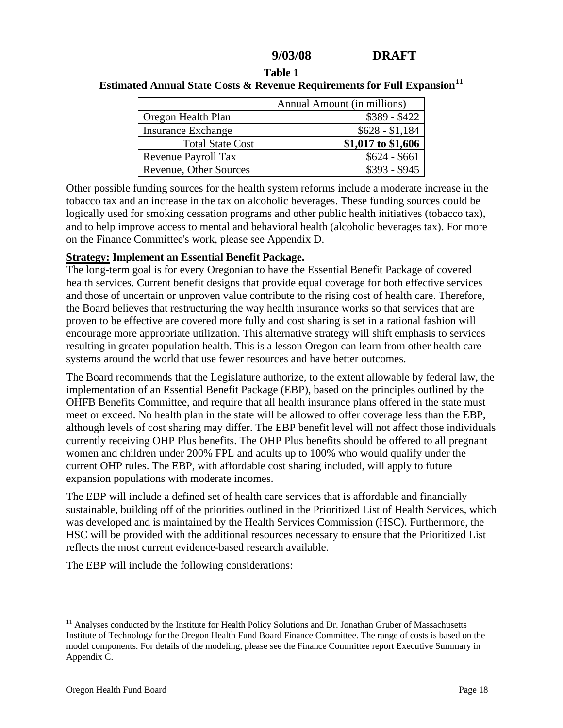**Table 1**
**Estimated Annual State Costs & Revenue Requirements for Full Expansion[11]**

| | Annual Amount (in millions) |
|---|---|
| Oregon Health Plan | $389 - $422 |
| Insurance Exchange | $628 - $1,184 |
| Total State Cost | **$1,017 to $1,606** |
| Revenue Payroll Tax | $624 - $661 |
| Revenue, Other Sources | $393 - $945 |

Other possible funding sources for the health system reforms include a moderate increase in the tobacco tax and an increase in the tax on alcoholic beverages. These funding sources could be logically used for smoking cessation programs and other public health initiatives (tobacco tax), and to help improve access to mental and behavioral health (alcoholic beverages tax). For more on the Finance Committee's work, please see Appendix D.

**Strategy: Implement an Essential Benefit Package.**

The long-term goal is for every Oregonian to have the Essential Benefit Package of covered health services. Current benefit designs that provide equal coverage for both effective services and those of uncertain or unproven value contribute to the rising cost of health care. Therefore, the Board believes that restructuring the way health insurance works so that services that are proven to be effective are covered more fully and cost sharing is set in a rational fashion will encourage more appropriate utilization. This alternative strategy will shift emphasis to services resulting in greater population health. This is a lesson Oregon can learn from other health care systems around the world that use fewer resources and have better outcomes.

The Board recommends that the Legislature authorize, to the extent allowable by federal law, the implementation of an Essential Benefit Package (EBP), based on the principles outlined by the OHFB Benefits Committee, and require that all health insurance plans offered in the state must meet or exceed. No health plan in the state will be allowed to offer coverage less than the EBP, although levels of cost sharing may differ. The EBP benefit level will not affect those individuals currently receiving OHP Plus benefits. The OHP Plus benefits should be offered to all pregnant women and children under 200% FPL and adults up to 100% who would qualify under the current OHP rules. The EBP, with affordable cost sharing included, will apply to future expansion populations with moderate incomes.

The EBP will include a defined set of health care services that is affordable and financially sustainable, building off of the priorities outlined in the Prioritized List of Health Services, which was developed and is maintained by the Health Services Commission (HSC). Furthermore, the HSC will be provided with the additional resources necessary to ensure that the Prioritized List reflects the most current evidence-based research available.

The EBP will include the following considerations:

---

[11] Analyses conducted by the Institute for Health Policy Solutions and Dr. Jonathan Gruber of Massachusetts Institute of Technology for the Oregon Health Fund Board Finance Committee. The range of costs is based on the model components. For details of the modeling, please see the Finance Committee report Executive Summary in Appendix C.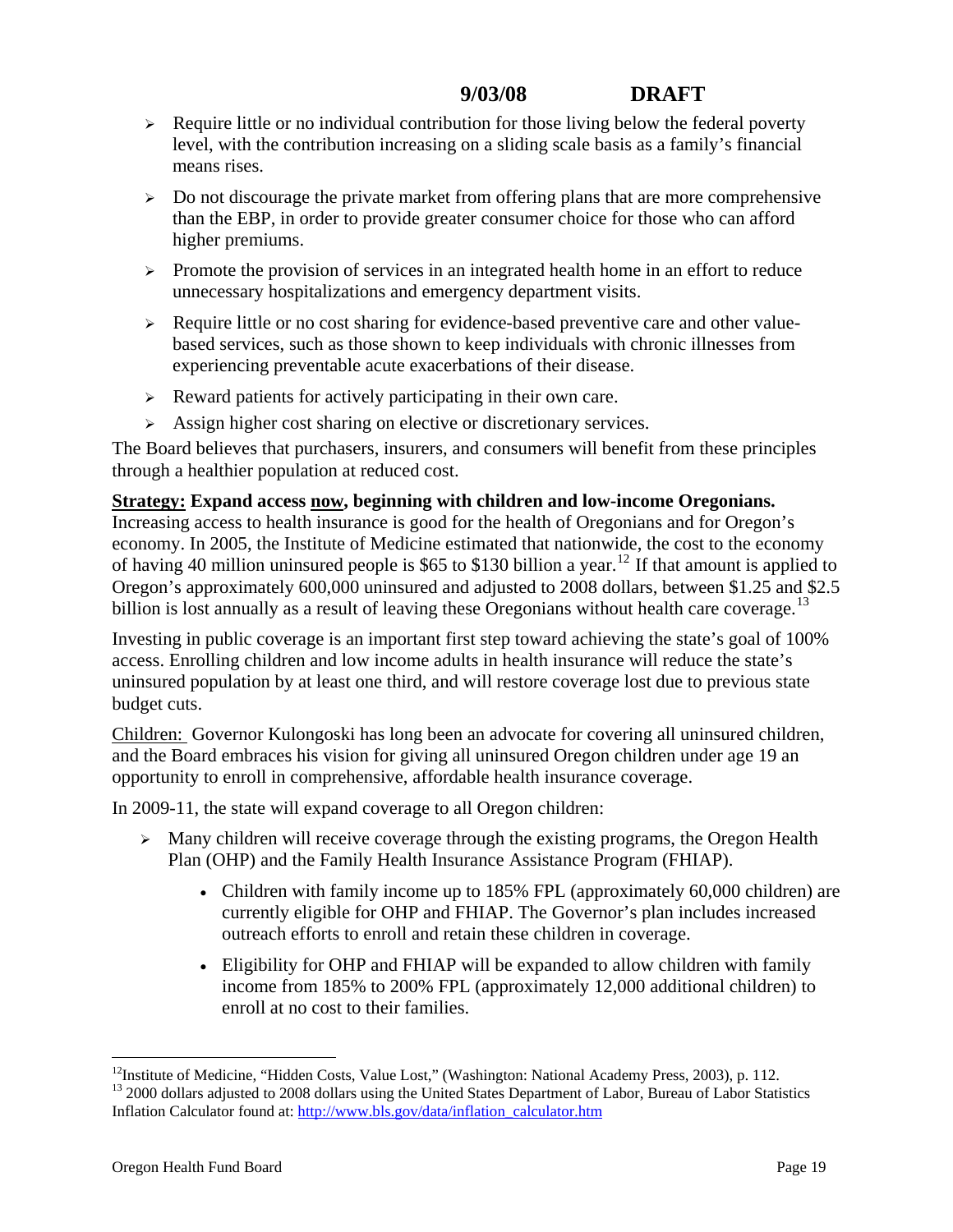- Require little or no individual contribution for those living below the federal poverty level, with the contribution increasing on a sliding scale basis as a family's financial means rises.
- Do not discourage the private market from offering plans that are more comprehensive than the EBP, in order to provide greater consumer choice for those who can afford higher premiums.
- Promote the provision of services in an integrated health home in an effort to reduce unnecessary hospitalizations and emergency department visits.
- Require little or no cost sharing for evidence-based preventive care and other value-based services, such as those shown to keep individuals with chronic illnesses from experiencing preventable acute exacerbations of their disease.
- Reward patients for actively participating in their own care.
- Assign higher cost sharing on elective or discretionary services.

The Board believes that purchasers, insurers, and consumers will benefit from these principles through a healthier population at reduced cost.

**Strategy: Expand access now, beginning with children and low-income Oregonians.**
Increasing access to health insurance is good for the health of Oregonians and for Oregon's economy. In 2005, the Institute of Medicine estimated that nationwide, the cost to the economy of having 40 million uninsured people is $65 to $130 billion a year.[12] If that amount is applied to Oregon's approximately 600,000 uninsured and adjusted to 2008 dollars, between $1.25 and $2.5 billion is lost annually as a result of leaving these Oregonians without health care coverage.[13]

Investing in public coverage is an important first step toward achieving the state's goal of 100% access. Enrolling children and low income adults in health insurance will reduce the state's uninsured population by at least one third, and will restore coverage lost due to previous state budget cuts.

Children: Governor Kulongoski has long been an advocate for covering all uninsured children, and the Board embraces his vision for giving all uninsured Oregon children under age 19 an opportunity to enroll in comprehensive, affordable health insurance coverage.

In 2009-11, the state will expand coverage to all Oregon children:

- Many children will receive coverage through the existing programs, the Oregon Health Plan (OHP) and the Family Health Insurance Assistance Program (FHIAP).
  - Children with family income up to 185% FPL (approximately 60,000 children) are currently eligible for OHP and FHIAP. The Governor's plan includes increased outreach efforts to enroll and retain these children in coverage.
  - Eligibility for OHP and FHIAP will be expanded to allow children with family income from 185% to 200% FPL (approximately 12,000 additional children) to enroll at no cost to their families.

[12] Institute of Medicine, "Hidden Costs, Value Lost," (Washington: National Academy Press, 2003), p. 112.
[13] 2000 dollars adjusted to 2008 dollars using the United States Department of Labor, Bureau of Labor Statistics Inflation Calculator found at: http://www.bls.gov/data/inflation_calculator.htm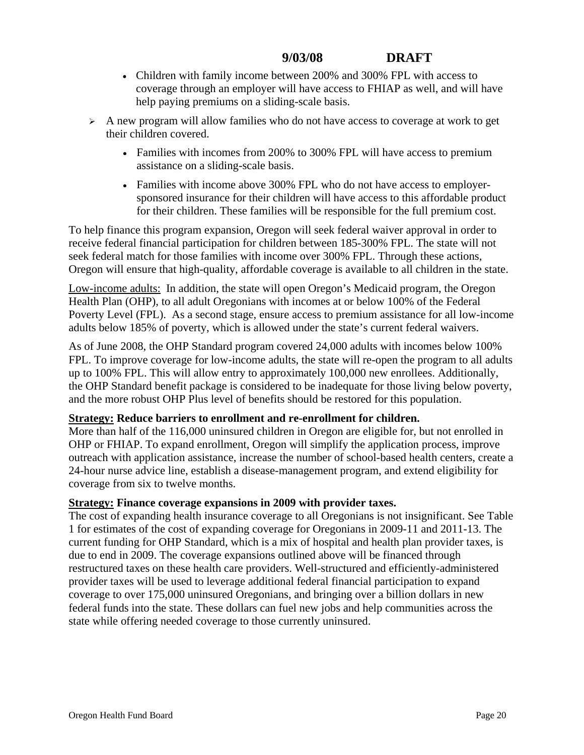- Children with family income between 200% and 300% FPL with access to coverage through an employer will have access to FHIAP as well, and will have help paying premiums on a sliding-scale basis.

- A new program will allow families who do not have access to coverage at work to get their children covered.
  - Families with incomes from 200% to 300% FPL will have access to premium assistance on a sliding-scale basis.
  - Families with income above 300% FPL who do not have access to employer-sponsored insurance for their children will have access to this affordable product for their children. These families will be responsible for the full premium cost.

To help finance this program expansion, Oregon will seek federal waiver approval in order to receive federal financial participation for children between 185-300% FPL. The state will not seek federal match for those families with income over 300% FPL. Through these actions, Oregon will ensure that high-quality, affordable coverage is available to all children in the state.

Low-income adults: In addition, the state will open Oregon's Medicaid program, the Oregon Health Plan (OHP), to all adult Oregonians with incomes at or below 100% of the Federal Poverty Level (FPL). As a second stage, ensure access to premium assistance for all low-income adults below 185% of poverty, which is allowed under the state's current federal waivers.

As of June 2008, the OHP Standard program covered 24,000 adults with incomes below 100% FPL. To improve coverage for low-income adults, the state will re-open the program to all adults up to 100% FPL. This will allow entry to approximately 100,000 new enrollees. Additionally, the OHP Standard benefit package is considered to be inadequate for those living below poverty, and the more robust OHP Plus level of benefits should be restored for this population.

**Strategy: Reduce barriers to enrollment and re-enrollment for children.**

More than half of the 116,000 uninsured children in Oregon are eligible for, but not enrolled in OHP or FHIAP. To expand enrollment, Oregon will simplify the application process, improve outreach with application assistance, increase the number of school-based health centers, create a 24-hour nurse advice line, establish a disease-management program, and extend eligibility for coverage from six to twelve months.

**Strategy: Finance coverage expansions in 2009 with provider taxes.**

The cost of expanding health insurance coverage to all Oregonians is not insignificant. See Table 1 for estimates of the cost of expanding coverage for Oregonians in 2009-11 and 2011-13. The current funding for OHP Standard, which is a mix of hospital and health plan provider taxes, is due to end in 2009. The coverage expansions outlined above will be financed through restructured taxes on these health care providers. Well-structured and efficiently-administered provider taxes will be used to leverage additional federal financial participation to expand coverage to over 175,000 uninsured Oregonians, and bringing over a billion dollars in new federal funds into the state. These dollars can fuel new jobs and help communities across the state while offering needed coverage to those currently uninsured.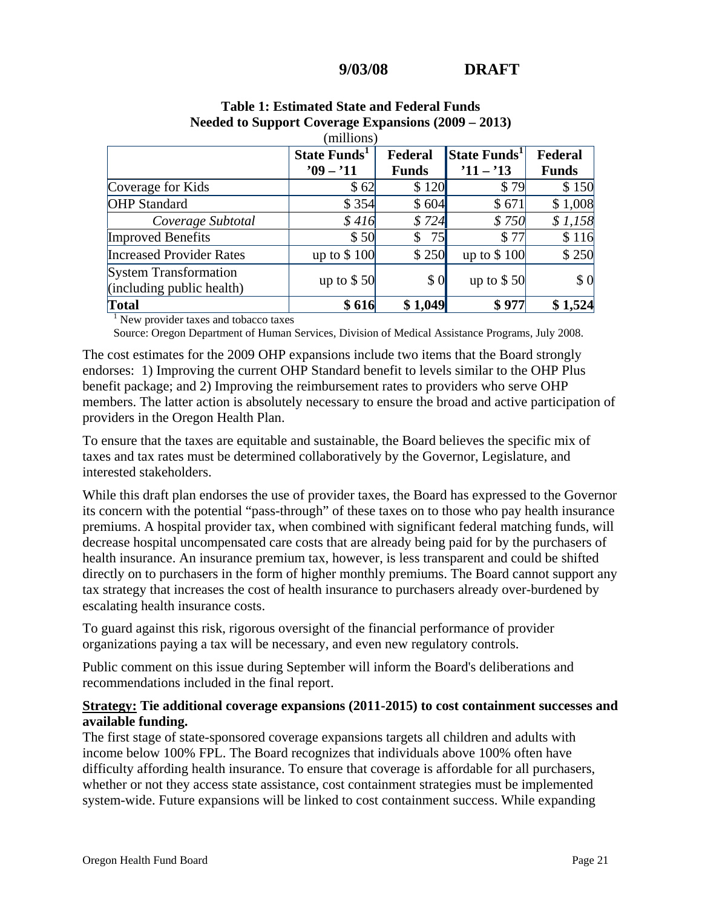**9/03/08 DRAFT**

**Table 1: Estimated State and Federal Funds Needed to Support Coverage Expansions (2009 – 2013)**
(millions)

| | State Funds[1] '09 – '11 | Federal Funds | State Funds[1] '11 – '13 | Federal Funds |
|---|---|---|---|---|
| Coverage for Kids | $ 62 | $ 120 | $ 79 | $ 150 |
| OHP Standard | $ 354 | $ 604 | $ 671 | $ 1,008 |
| *Coverage Subtotal* | *$ 416* | *$ 724* | *$ 750* | *$ 1,158* |
| Improved Benefits | $ 50 | $ 75 | $ 77 | $ 116 |
| Increased Provider Rates | up to $ 100 | $ 250 | up to $ 100 | $ 250 |
| System Transformation (including public health) | up to $ 50 | $ 0 | up to $ 50 | $ 0 |
| **Total** | **$ 616** | **$ 1,049** | **$ 977** | **$ 1,524** |

[1] New provider taxes and tobacco taxes

Source: Oregon Department of Human Services, Division of Medical Assistance Programs, July 2008.

The cost estimates for the 2009 OHP expansions include two items that the Board strongly endorses: 1) Improving the current OHP Standard benefit to levels similar to the OHP Plus benefit package; and 2) Improving the reimbursement rates to providers who serve OHP members. The latter action is absolutely necessary to ensure the broad and active participation of providers in the Oregon Health Plan.

To ensure that the taxes are equitable and sustainable, the Board believes the specific mix of taxes and tax rates must be determined collaboratively by the Governor, Legislature, and interested stakeholders.

While this draft plan endorses the use of provider taxes, the Board has expressed to the Governor its concern with the potential "pass-through" of these taxes on to those who pay health insurance premiums. A hospital provider tax, when combined with significant federal matching funds, will decrease hospital uncompensated care costs that are already being paid for by the purchasers of health insurance. An insurance premium tax, however, is less transparent and could be shifted directly on to purchasers in the form of higher monthly premiums. The Board cannot support any tax strategy that increases the cost of health insurance to purchasers already over-burdened by escalating health insurance costs.

To guard against this risk, rigorous oversight of the financial performance of provider organizations paying a tax will be necessary, and even new regulatory controls.

Public comment on this issue during September will inform the Board's deliberations and recommendations included in the final report.

**<u>Strategy:</u> Tie additional coverage expansions (2011-2015) to cost containment successes and available funding.**

The first stage of state-sponsored coverage expansions targets all children and adults with income below 100% FPL. The Board recognizes that individuals above 100% often have difficulty affording health insurance. To ensure that coverage is affordable for all purchasers, whether or not they access state assistance, cost containment strategies must be implemented system-wide. Future expansions will be linked to cost containment success. While expanding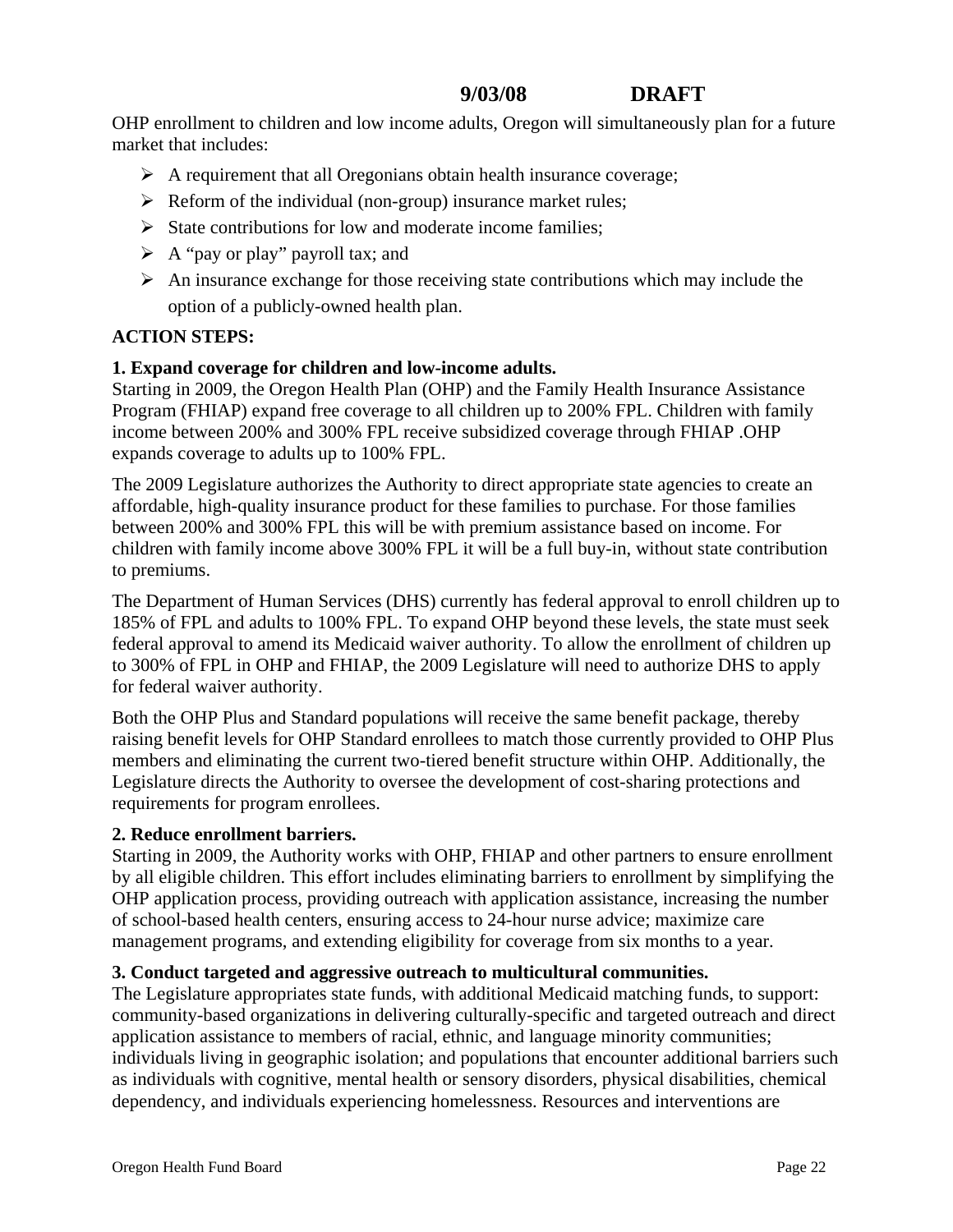OHP enrollment to children and low income adults, Oregon will simultaneously plan for a future market that includes:

- A requirement that all Oregonians obtain health insurance coverage;
- Reform of the individual (non-group) insurance market rules;
- State contributions for low and moderate income families;
- A "pay or play" payroll tax; and
- An insurance exchange for those receiving state contributions which may include the option of a publicly-owned health plan.

**ACTION STEPS:**

**1. Expand coverage for children and low-income adults.**

Starting in 2009, the Oregon Health Plan (OHP) and the Family Health Insurance Assistance Program (FHIAP) expand free coverage to all children up to 200% FPL. Children with family income between 200% and 300% FPL receive subsidized coverage through FHIAP .OHP expands coverage to adults up to 100% FPL.

The 2009 Legislature authorizes the Authority to direct appropriate state agencies to create an affordable, high-quality insurance product for these families to purchase. For those families between 200% and 300% FPL this will be with premium assistance based on income. For children with family income above 300% FPL it will be a full buy-in, without state contribution to premiums.

The Department of Human Services (DHS) currently has federal approval to enroll children up to 185% of FPL and adults to 100% FPL. To expand OHP beyond these levels, the state must seek federal approval to amend its Medicaid waiver authority. To allow the enrollment of children up to 300% of FPL in OHP and FHIAP, the 2009 Legislature will need to authorize DHS to apply for federal waiver authority.

Both the OHP Plus and Standard populations will receive the same benefit package, thereby raising benefit levels for OHP Standard enrollees to match those currently provided to OHP Plus members and eliminating the current two-tiered benefit structure within OHP. Additionally, the Legislature directs the Authority to oversee the development of cost-sharing protections and requirements for program enrollees.

**2. Reduce enrollment barriers.**

Starting in 2009, the Authority works with OHP, FHIAP and other partners to ensure enrollment by all eligible children. This effort includes eliminating barriers to enrollment by simplifying the OHP application process, providing outreach with application assistance, increasing the number of school-based health centers, ensuring access to 24-hour nurse advice; maximize care management programs, and extending eligibility for coverage from six months to a year.

**3. Conduct targeted and aggressive outreach to multicultural communities.**

The Legislature appropriates state funds, with additional Medicaid matching funds, to support: community-based organizations in delivering culturally-specific and targeted outreach and direct application assistance to members of racial, ethnic, and language minority communities; individuals living in geographic isolation; and populations that encounter additional barriers such as individuals with cognitive, mental health or sensory disorders, physical disabilities, chemical dependency, and individuals experiencing homelessness. Resources and interventions are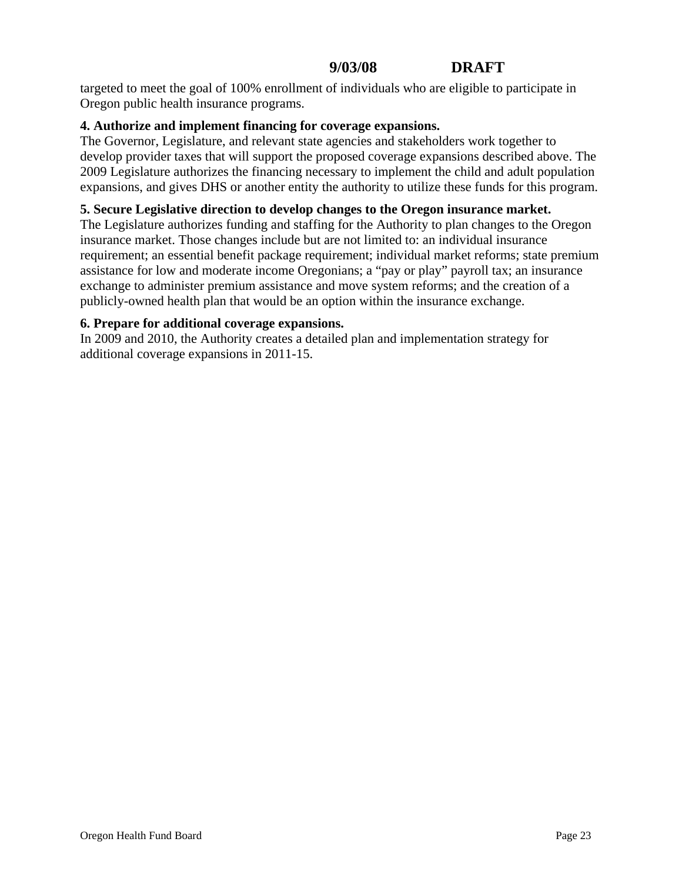targeted to meet the goal of 100% enrollment of individuals who are eligible to participate in Oregon public health insurance programs.

**4. Authorize and implement financing for coverage expansions.**

The Governor, Legislature, and relevant state agencies and stakeholders work together to develop provider taxes that will support the proposed coverage expansions described above. The 2009 Legislature authorizes the financing necessary to implement the child and adult population expansions, and gives DHS or another entity the authority to utilize these funds for this program.

**5. Secure Legislative direction to develop changes to the Oregon insurance market.**

The Legislature authorizes funding and staffing for the Authority to plan changes to the Oregon insurance market. Those changes include but are not limited to: an individual insurance requirement; an essential benefit package requirement; individual market reforms; state premium assistance for low and moderate income Oregonians; a "pay or play" payroll tax; an insurance exchange to administer premium assistance and move system reforms; and the creation of a publicly-owned health plan that would be an option within the insurance exchange.

**6. Prepare for additional coverage expansions.**

In 2009 and 2010, the Authority creates a detailed plan and implementation strategy for additional coverage expansions in 2011-15.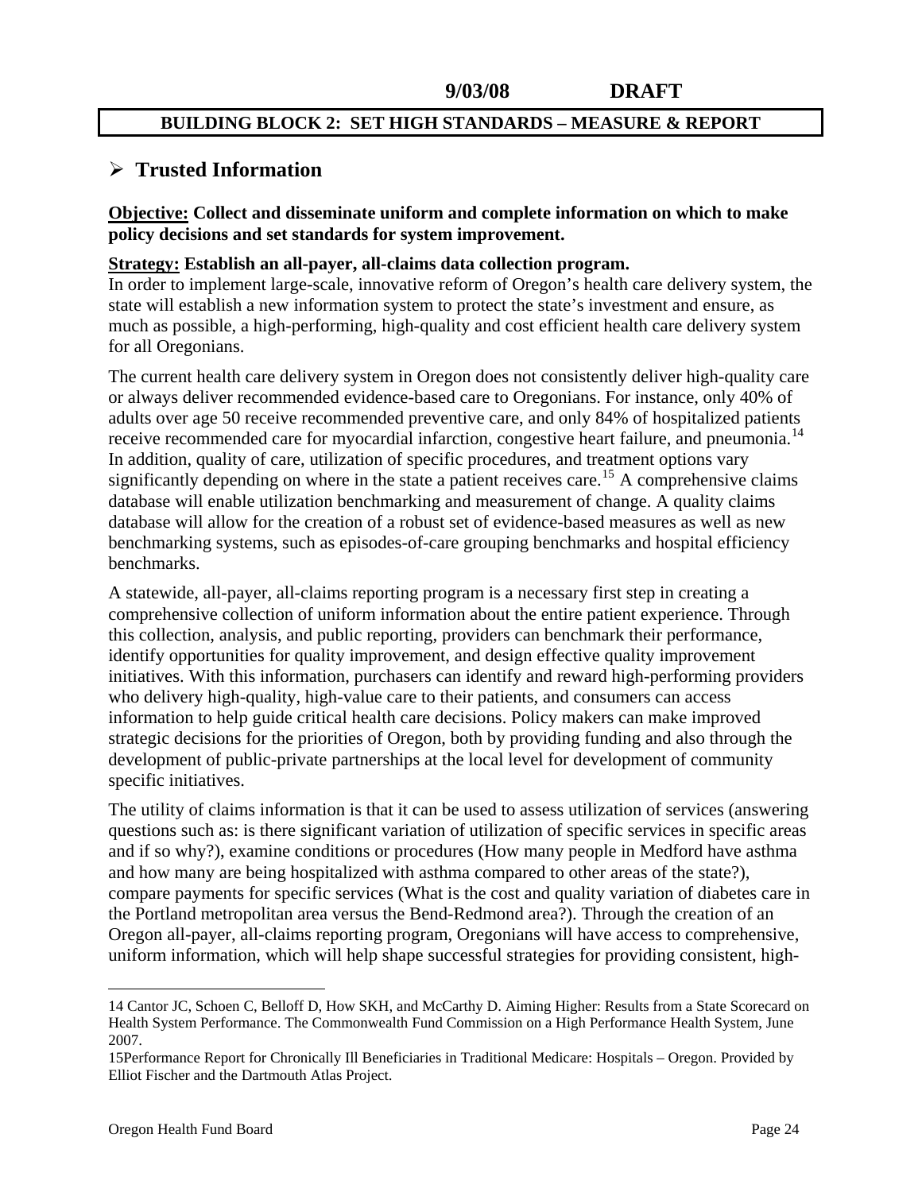**BUILDING BLOCK 2: SET HIGH STANDARDS – MEASURE & REPORT**

## ➢ Trusted Information

**Objective: Collect and disseminate uniform and complete information on which to make policy decisions and set standards for system improvement.**

**Strategy: Establish an all-payer, all-claims data collection program.**
In order to implement large-scale, innovative reform of Oregon's health care delivery system, the state will establish a new information system to protect the state's investment and ensure, as much as possible, a high-performing, high-quality and cost efficient health care delivery system for all Oregonians.

The current health care delivery system in Oregon does not consistently deliver high-quality care or always deliver recommended evidence-based care to Oregonians. For instance, only 40% of adults over age 50 receive recommended preventive care, and only 84% of hospitalized patients receive recommended care for myocardial infarction, congestive heart failure, and pneumonia.[14] In addition, quality of care, utilization of specific procedures, and treatment options vary significantly depending on where in the state a patient receives care.[15] A comprehensive claims database will enable utilization benchmarking and measurement of change. A quality claims database will allow for the creation of a robust set of evidence-based measures as well as new benchmarking systems, such as episodes-of-care grouping benchmarks and hospital efficiency benchmarks.

A statewide, all-payer, all-claims reporting program is a necessary first step in creating a comprehensive collection of uniform information about the entire patient experience. Through this collection, analysis, and public reporting, providers can benchmark their performance, identify opportunities for quality improvement, and design effective quality improvement initiatives. With this information, purchasers can identify and reward high-performing providers who delivery high-quality, high-value care to their patients, and consumers can access information to help guide critical health care decisions. Policy makers can make improved strategic decisions for the priorities of Oregon, both by providing funding and also through the development of public-private partnerships at the local level for development of community specific initiatives.

The utility of claims information is that it can be used to assess utilization of services (answering questions such as: is there significant variation of utilization of specific services in specific areas and if so why?), examine conditions or procedures (How many people in Medford have asthma and how many are being hospitalized with asthma compared to other areas of the state?), compare payments for specific services (What is the cost and quality variation of diabetes care in the Portland metropolitan area versus the Bend-Redmond area?). Through the creation of an Oregon all-payer, all-claims reporting program, Oregonians will have access to comprehensive, uniform information, which will help shape successful strategies for providing consistent, high-

---

14 Cantor JC, Schoen C, Belloff D, How SKH, and McCarthy D. Aiming Higher: Results from a State Scorecard on Health System Performance. The Commonwealth Fund Commission on a High Performance Health System, June 2007.

15Performance Report for Chronically Ill Beneficiaries in Traditional Medicare: Hospitals – Oregon. Provided by Elliot Fischer and the Dartmouth Atlas Project.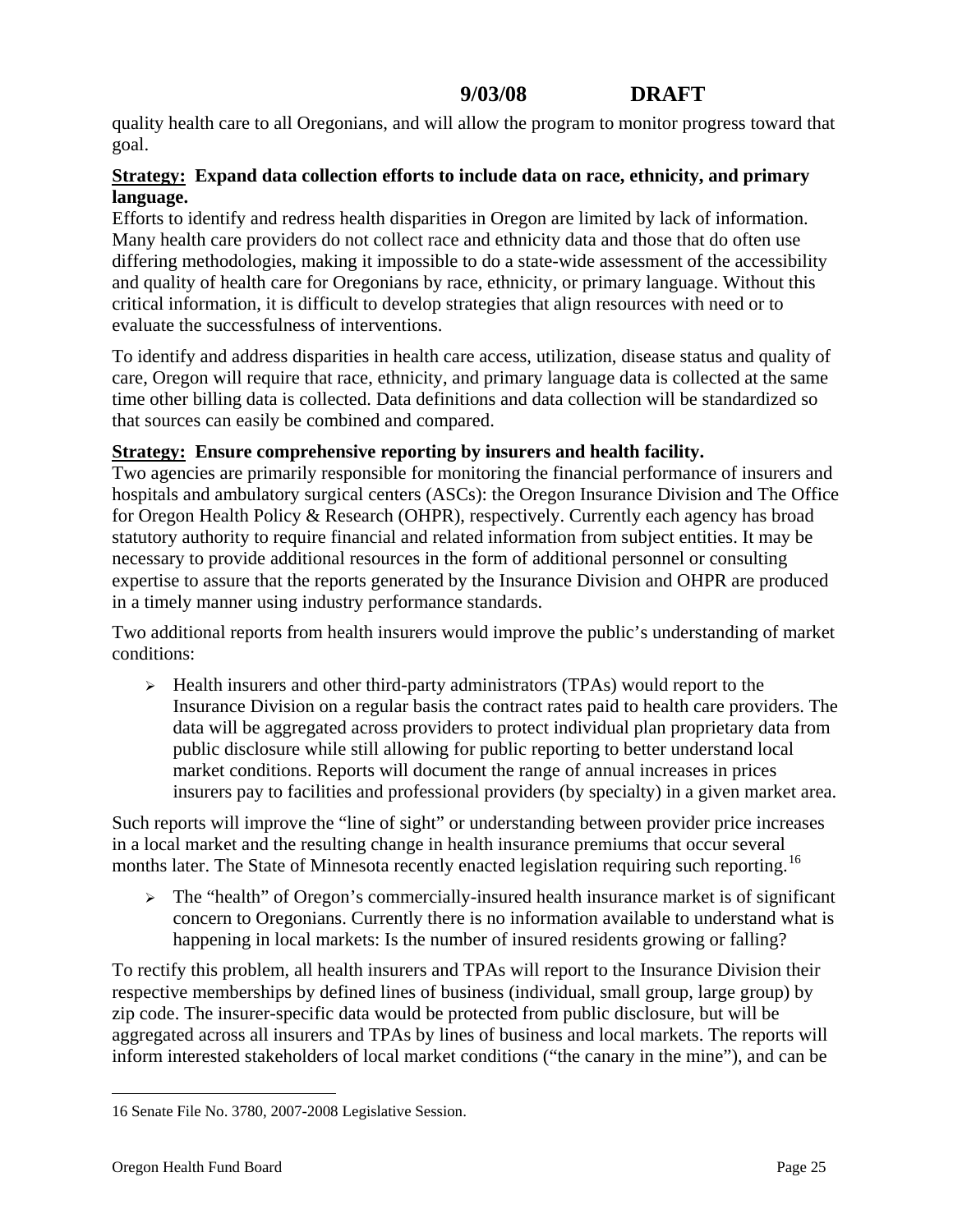quality health care to all Oregonians, and will allow the program to monitor progress toward that goal.

**<u>Strategy:</u> Expand data collection efforts to include data on race, ethnicity, and primary language.**

Efforts to identify and redress health disparities in Oregon are limited by lack of information. Many health care providers do not collect race and ethnicity data and those that do often use differing methodologies, making it impossible to do a state-wide assessment of the accessibility and quality of health care for Oregonians by race, ethnicity, or primary language. Without this critical information, it is difficult to develop strategies that align resources with need or to evaluate the successfulness of interventions.

To identify and address disparities in health care access, utilization, disease status and quality of care, Oregon will require that race, ethnicity, and primary language data is collected at the same time other billing data is collected. Data definitions and data collection will be standardized so that sources can easily be combined and compared.

**<u>Strategy:</u> Ensure comprehensive reporting by insurers and health facility.**

Two agencies are primarily responsible for monitoring the financial performance of insurers and hospitals and ambulatory surgical centers (ASCs): the Oregon Insurance Division and The Office for Oregon Health Policy & Research (OHPR), respectively. Currently each agency has broad statutory authority to require financial and related information from subject entities. It may be necessary to provide additional resources in the form of additional personnel or consulting expertise to assure that the reports generated by the Insurance Division and OHPR are produced in a timely manner using industry performance standards.

Two additional reports from health insurers would improve the public's understanding of market conditions:

- Health insurers and other third-party administrators (TPAs) would report to the Insurance Division on a regular basis the contract rates paid to health care providers. The data will be aggregated across providers to protect individual plan proprietary data from public disclosure while still allowing for public reporting to better understand local market conditions. Reports will document the range of annual increases in prices insurers pay to facilities and professional providers (by specialty) in a given market area.

Such reports will improve the "line of sight" or understanding between provider price increases in a local market and the resulting change in health insurance premiums that occur several months later. The State of Minnesota recently enacted legislation requiring such reporting.[16]

- The "health" of Oregon's commercially-insured health insurance market is of significant concern to Oregonians. Currently there is no information available to understand what is happening in local markets: Is the number of insured residents growing or falling?

To rectify this problem, all health insurers and TPAs will report to the Insurance Division their respective memberships by defined lines of business (individual, small group, large group) by zip code. The insurer-specific data would be protected from public disclosure, but will be aggregated across all insurers and TPAs by lines of business and local markets. The reports will inform interested stakeholders of local market conditions ("the canary in the mine"), and can be

---

16 Senate File No. 3780, 2007-2008 Legislative Session.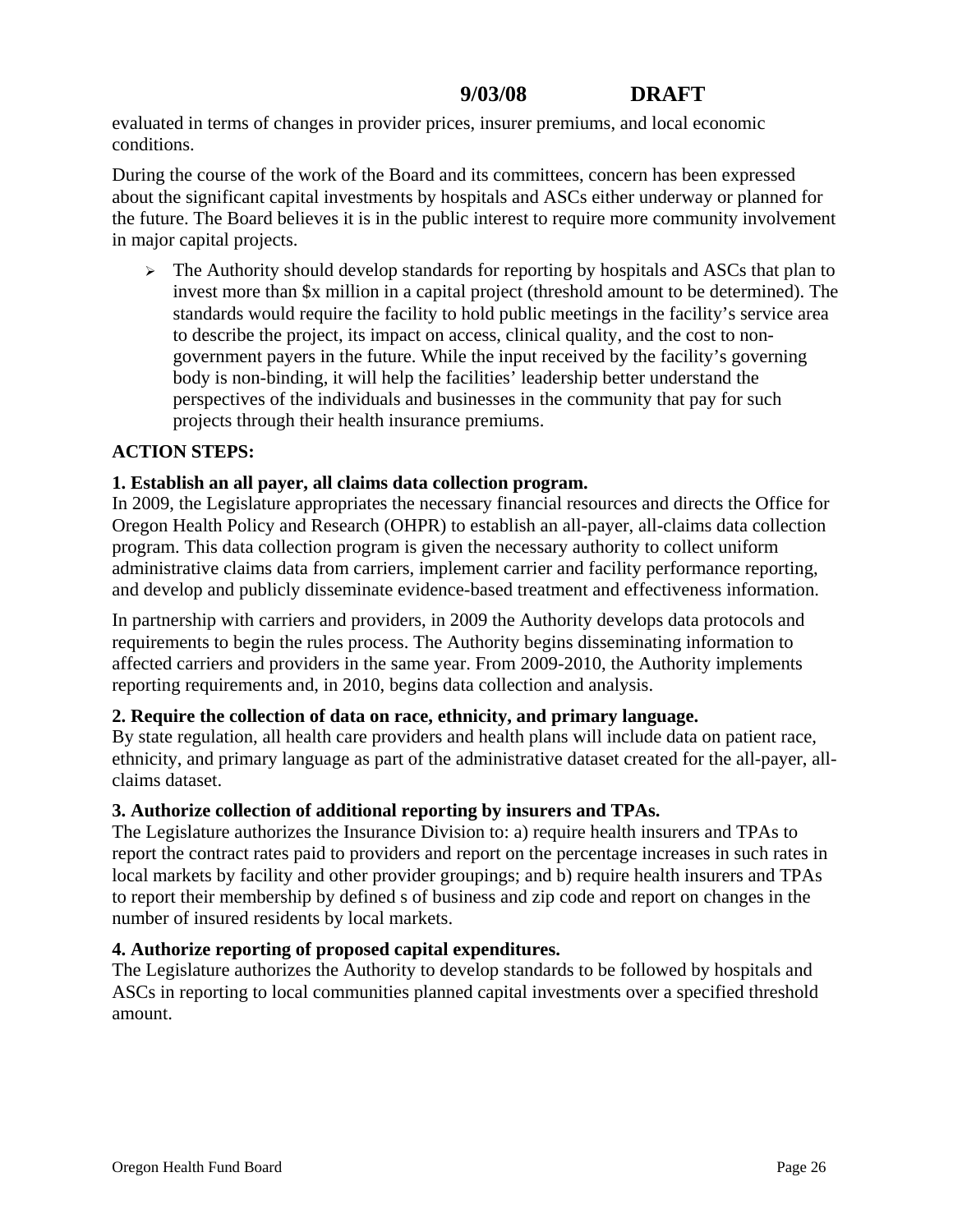evaluated in terms of changes in provider prices, insurer premiums, and local economic conditions.

During the course of the work of the Board and its committees, concern has been expressed about the significant capital investments by hospitals and ASCs either underway or planned for the future. The Board believes it is in the public interest to require more community involvement in major capital projects.

- The Authority should develop standards for reporting by hospitals and ASCs that plan to invest more than $x million in a capital project (threshold amount to be determined). The standards would require the facility to hold public meetings in the facility's service area to describe the project, its impact on access, clinical quality, and the cost to non-government payers in the future. While the input received by the facility's governing body is non-binding, it will help the facilities' leadership better understand the perspectives of the individuals and businesses in the community that pay for such projects through their health insurance premiums.

**ACTION STEPS:**

**1. Establish an all payer, all claims data collection program.**
In 2009, the Legislature appropriates the necessary financial resources and directs the Office for Oregon Health Policy and Research (OHPR) to establish an all-payer, all-claims data collection program. This data collection program is given the necessary authority to collect uniform administrative claims data from carriers, implement carrier and facility performance reporting, and develop and publicly disseminate evidence-based treatment and effectiveness information.

In partnership with carriers and providers, in 2009 the Authority develops data protocols and requirements to begin the rules process. The Authority begins disseminating information to affected carriers and providers in the same year. From 2009-2010, the Authority implements reporting requirements and, in 2010, begins data collection and analysis.

**2. Require the collection of data on race, ethnicity, and primary language.**
By state regulation, all health care providers and health plans will include data on patient race, ethnicity, and primary language as part of the administrative dataset created for the all-payer, all-claims dataset.

**3. Authorize collection of additional reporting by insurers and TPAs.**
The Legislature authorizes the Insurance Division to: a) require health insurers and TPAs to report the contract rates paid to providers and report on the percentage increases in such rates in local markets by facility and other provider groupings; and b) require health insurers and TPAs to report their membership by defined s of business and zip code and report on changes in the number of insured residents by local markets.

**4. Authorize reporting of proposed capital expenditures.**
The Legislature authorizes the Authority to develop standards to be followed by hospitals and ASCs in reporting to local communities planned capital investments over a specified threshold amount.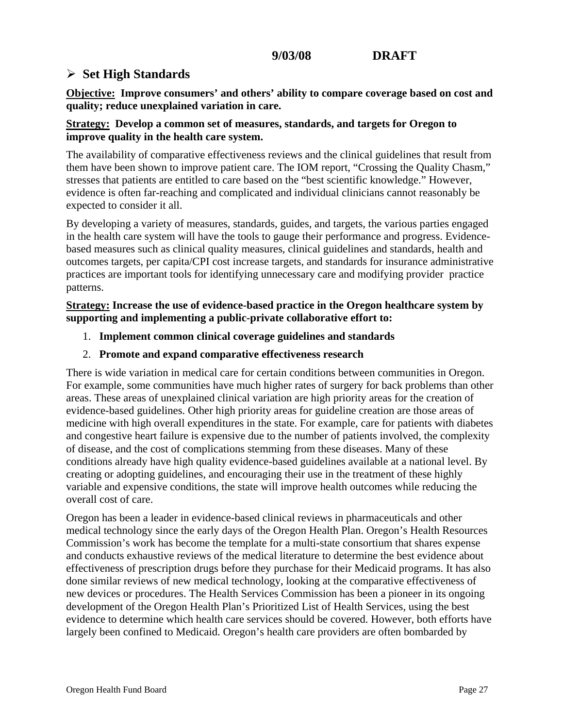**9/03/08 DRAFT**

## ➢ Set High Standards

**Objective: Improve consumers' and others' ability to compare coverage based on cost and quality; reduce unexplained variation in care.**

**Strategy: Develop a common set of measures, standards, and targets for Oregon to improve quality in the health care system.**

The availability of comparative effectiveness reviews and the clinical guidelines that result from them have been shown to improve patient care. The IOM report, "Crossing the Quality Chasm," stresses that patients are entitled to care based on the "best scientific knowledge." However, evidence is often far-reaching and complicated and individual clinicians cannot reasonably be expected to consider it all.

By developing a variety of measures, standards, guides, and targets, the various parties engaged in the health care system will have the tools to gauge their performance and progress. Evidence-based measures such as clinical quality measures, clinical guidelines and standards, health and outcomes targets, per capita/CPI cost increase targets, and standards for insurance administrative practices are important tools for identifying unnecessary care and modifying provider practice patterns.

**Strategy: Increase the use of evidence-based practice in the Oregon healthcare system by supporting and implementing a public-private collaborative effort to:**

1. **Implement common clinical coverage guidelines and standards**
2. **Promote and expand comparative effectiveness research**

There is wide variation in medical care for certain conditions between communities in Oregon. For example, some communities have much higher rates of surgery for back problems than other areas. These areas of unexplained clinical variation are high priority areas for the creation of evidence-based guidelines. Other high priority areas for guideline creation are those areas of medicine with high overall expenditures in the state. For example, care for patients with diabetes and congestive heart failure is expensive due to the number of patients involved, the complexity of disease, and the cost of complications stemming from these diseases. Many of these conditions already have high quality evidence-based guidelines available at a national level. By creating or adopting guidelines, and encouraging their use in the treatment of these highly variable and expensive conditions, the state will improve health outcomes while reducing the overall cost of care.

Oregon has been a leader in evidence-based clinical reviews in pharmaceuticals and other medical technology since the early days of the Oregon Health Plan. Oregon's Health Resources Commission's work has become the template for a multi-state consortium that shares expense and conducts exhaustive reviews of the medical literature to determine the best evidence about effectiveness of prescription drugs before they purchase for their Medicaid programs. It has also done similar reviews of new medical technology, looking at the comparative effectiveness of new devices or procedures. The Health Services Commission has been a pioneer in its ongoing development of the Oregon Health Plan's Prioritized List of Health Services, using the best evidence to determine which health care services should be covered. However, both efforts have largely been confined to Medicaid. Oregon's health care providers are often bombarded by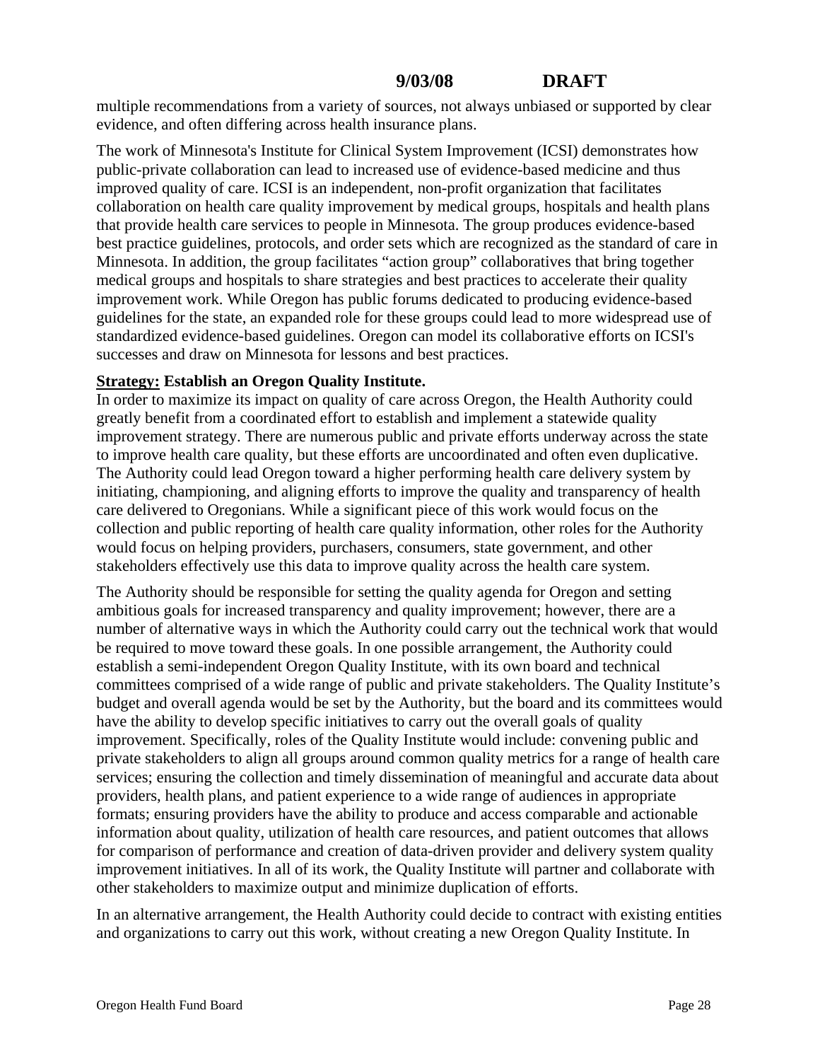multiple recommendations from a variety of sources, not always unbiased or supported by clear evidence, and often differing across health insurance plans.

The work of Minnesota's Institute for Clinical System Improvement (ICSI) demonstrates how public-private collaboration can lead to increased use of evidence-based medicine and thus improved quality of care. ICSI is an independent, non-profit organization that facilitates collaboration on health care quality improvement by medical groups, hospitals and health plans that provide health care services to people in Minnesota. The group produces evidence-based best practice guidelines, protocols, and order sets which are recognized as the standard of care in Minnesota. In addition, the group facilitates "action group" collaboratives that bring together medical groups and hospitals to share strategies and best practices to accelerate their quality improvement work. While Oregon has public forums dedicated to producing evidence-based guidelines for the state, an expanded role for these groups could lead to more widespread use of standardized evidence-based guidelines. Oregon can model its collaborative efforts on ICSI's successes and draw on Minnesota for lessons and best practices.

**Strategy: Establish an Oregon Quality Institute.**

In order to maximize its impact on quality of care across Oregon, the Health Authority could greatly benefit from a coordinated effort to establish and implement a statewide quality improvement strategy. There are numerous public and private efforts underway across the state to improve health care quality, but these efforts are uncoordinated and often even duplicative. The Authority could lead Oregon toward a higher performing health care delivery system by initiating, championing, and aligning efforts to improve the quality and transparency of health care delivered to Oregonians. While a significant piece of this work would focus on the collection and public reporting of health care quality information, other roles for the Authority would focus on helping providers, purchasers, consumers, state government, and other stakeholders effectively use this data to improve quality across the health care system.

The Authority should be responsible for setting the quality agenda for Oregon and setting ambitious goals for increased transparency and quality improvement; however, there are a number of alternative ways in which the Authority could carry out the technical work that would be required to move toward these goals. In one possible arrangement, the Authority could establish a semi-independent Oregon Quality Institute, with its own board and technical committees comprised of a wide range of public and private stakeholders. The Quality Institute's budget and overall agenda would be set by the Authority, but the board and its committees would have the ability to develop specific initiatives to carry out the overall goals of quality improvement. Specifically, roles of the Quality Institute would include: convening public and private stakeholders to align all groups around common quality metrics for a range of health care services; ensuring the collection and timely dissemination of meaningful and accurate data about providers, health plans, and patient experience to a wide range of audiences in appropriate formats; ensuring providers have the ability to produce and access comparable and actionable information about quality, utilization of health care resources, and patient outcomes that allows for comparison of performance and creation of data-driven provider and delivery system quality improvement initiatives. In all of its work, the Quality Institute will partner and collaborate with other stakeholders to maximize output and minimize duplication of efforts.

In an alternative arrangement, the Health Authority could decide to contract with existing entities and organizations to carry out this work, without creating a new Oregon Quality Institute. In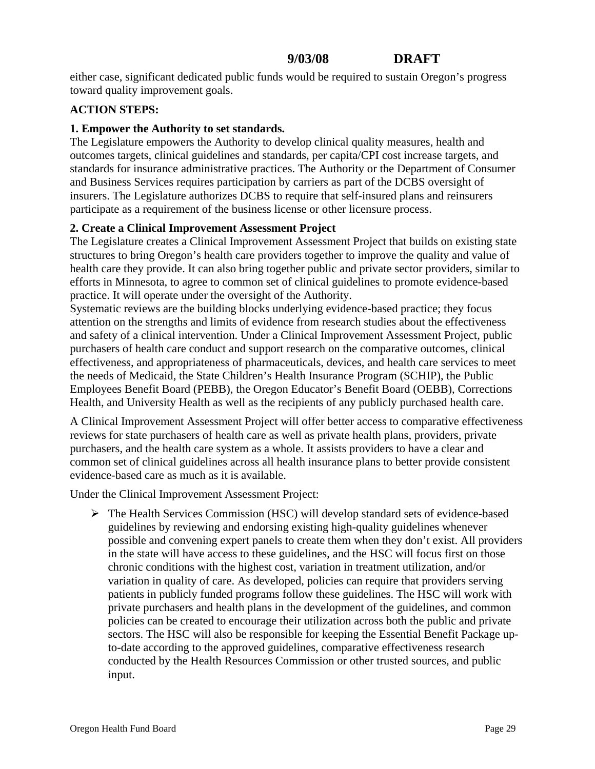either case, significant dedicated public funds would be required to sustain Oregon's progress toward quality improvement goals.

**ACTION STEPS:**

**1. Empower the Authority to set standards.**

The Legislature empowers the Authority to develop clinical quality measures, health and outcomes targets, clinical guidelines and standards, per capita/CPI cost increase targets, and standards for insurance administrative practices. The Authority or the Department of Consumer and Business Services requires participation by carriers as part of the DCBS oversight of insurers. The Legislature authorizes DCBS to require that self-insured plans and reinsurers participate as a requirement of the business license or other licensure process.

**2. Create a Clinical Improvement Assessment Project**

The Legislature creates a Clinical Improvement Assessment Project that builds on existing state structures to bring Oregon's health care providers together to improve the quality and value of health care they provide. It can also bring together public and private sector providers, similar to efforts in Minnesota, to agree to common set of clinical guidelines to promote evidence-based practice. It will operate under the oversight of the Authority.

Systematic reviews are the building blocks underlying evidence-based practice; they focus attention on the strengths and limits of evidence from research studies about the effectiveness and safety of a clinical intervention. Under a Clinical Improvement Assessment Project, public purchasers of health care conduct and support research on the comparative outcomes, clinical effectiveness, and appropriateness of pharmaceuticals, devices, and health care services to meet the needs of Medicaid, the State Children's Health Insurance Program (SCHIP), the Public Employees Benefit Board (PEBB), the Oregon Educator's Benefit Board (OEBB), Corrections Health, and University Health as well as the recipients of any publicly purchased health care.

A Clinical Improvement Assessment Project will offer better access to comparative effectiveness reviews for state purchasers of health care as well as private health plans, providers, private purchasers, and the health care system as a whole. It assists providers to have a clear and common set of clinical guidelines across all health insurance plans to better provide consistent evidence-based care as much as it is available.

Under the Clinical Improvement Assessment Project:

- The Health Services Commission (HSC) will develop standard sets of evidence-based guidelines by reviewing and endorsing existing high-quality guidelines whenever possible and convening expert panels to create them when they don't exist. All providers in the state will have access to these guidelines, and the HSC will focus first on those chronic conditions with the highest cost, variation in treatment utilization, and/or variation in quality of care. As developed, policies can require that providers serving patients in publicly funded programs follow these guidelines. The HSC will work with private purchasers and health plans in the development of the guidelines, and common policies can be created to encourage their utilization across both the public and private sectors. The HSC will also be responsible for keeping the Essential Benefit Package up-to-date according to the approved guidelines, comparative effectiveness research conducted by the Health Resources Commission or other trusted sources, and public input.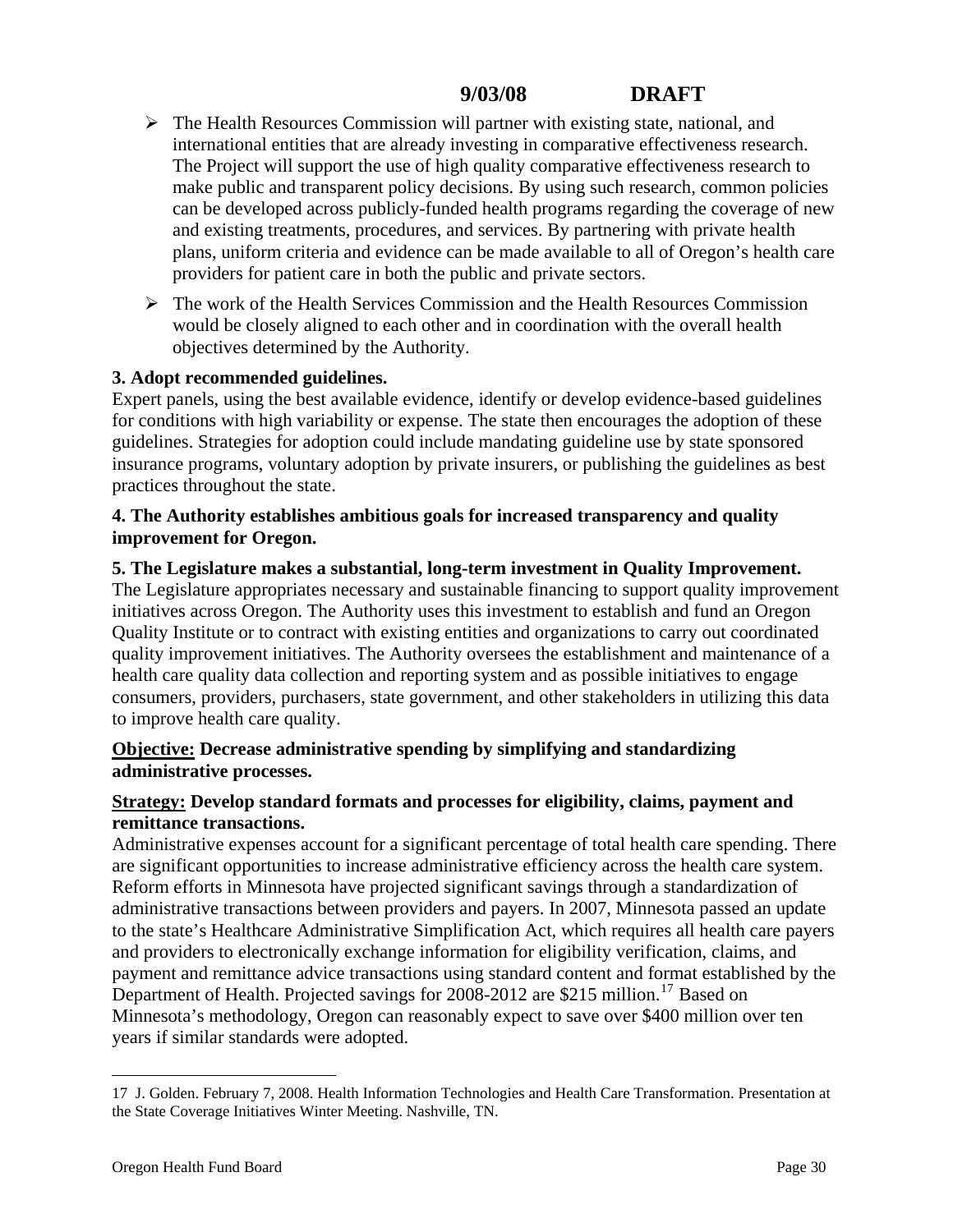- The Health Resources Commission will partner with existing state, national, and international entities that are already investing in comparative effectiveness research. The Project will support the use of high quality comparative effectiveness research to make public and transparent policy decisions. By using such research, common policies can be developed across publicly-funded health programs regarding the coverage of new and existing treatments, procedures, and services. By partnering with private health plans, uniform criteria and evidence can be made available to all of Oregon's health care providers for patient care in both the public and private sectors.
- The work of the Health Services Commission and the Health Resources Commission would be closely aligned to each other and in coordination with the overall health objectives determined by the Authority.

**3. Adopt recommended guidelines.**

Expert panels, using the best available evidence, identify or develop evidence-based guidelines for conditions with high variability or expense. The state then encourages the adoption of these guidelines. Strategies for adoption could include mandating guideline use by state sponsored insurance programs, voluntary adoption by private insurers, or publishing the guidelines as best practices throughout the state.

**4. The Authority establishes ambitious goals for increased transparency and quality improvement for Oregon.**

**5. The Legislature makes a substantial, long-term investment in Quality Improvement.**

The Legislature appropriates necessary and sustainable financing to support quality improvement initiatives across Oregon. The Authority uses this investment to establish and fund an Oregon Quality Institute or to contract with existing entities and organizations to carry out coordinated quality improvement initiatives. The Authority oversees the establishment and maintenance of a health care quality data collection and reporting system and as possible initiatives to engage consumers, providers, purchasers, state government, and other stakeholders in utilizing this data to improve health care quality.

**Objective: Decrease administrative spending by simplifying and standardizing administrative processes.**

**Strategy: Develop standard formats and processes for eligibility, claims, payment and remittance transactions.**

Administrative expenses account for a significant percentage of total health care spending. There are significant opportunities to increase administrative efficiency across the health care system. Reform efforts in Minnesota have projected significant savings through a standardization of administrative transactions between providers and payers. In 2007, Minnesota passed an update to the state's Healthcare Administrative Simplification Act, which requires all health care payers and providers to electronically exchange information for eligibility verification, claims, and payment and remittance advice transactions using standard content and format established by the Department of Health. Projected savings for 2008-2012 are $215 million.[17] Based on Minnesota's methodology, Oregon can reasonably expect to save over $400 million over ten years if similar standards were adopted.

17 J. Golden. February 7, 2008. Health Information Technologies and Health Care Transformation. Presentation at the State Coverage Initiatives Winter Meeting. Nashville, TN.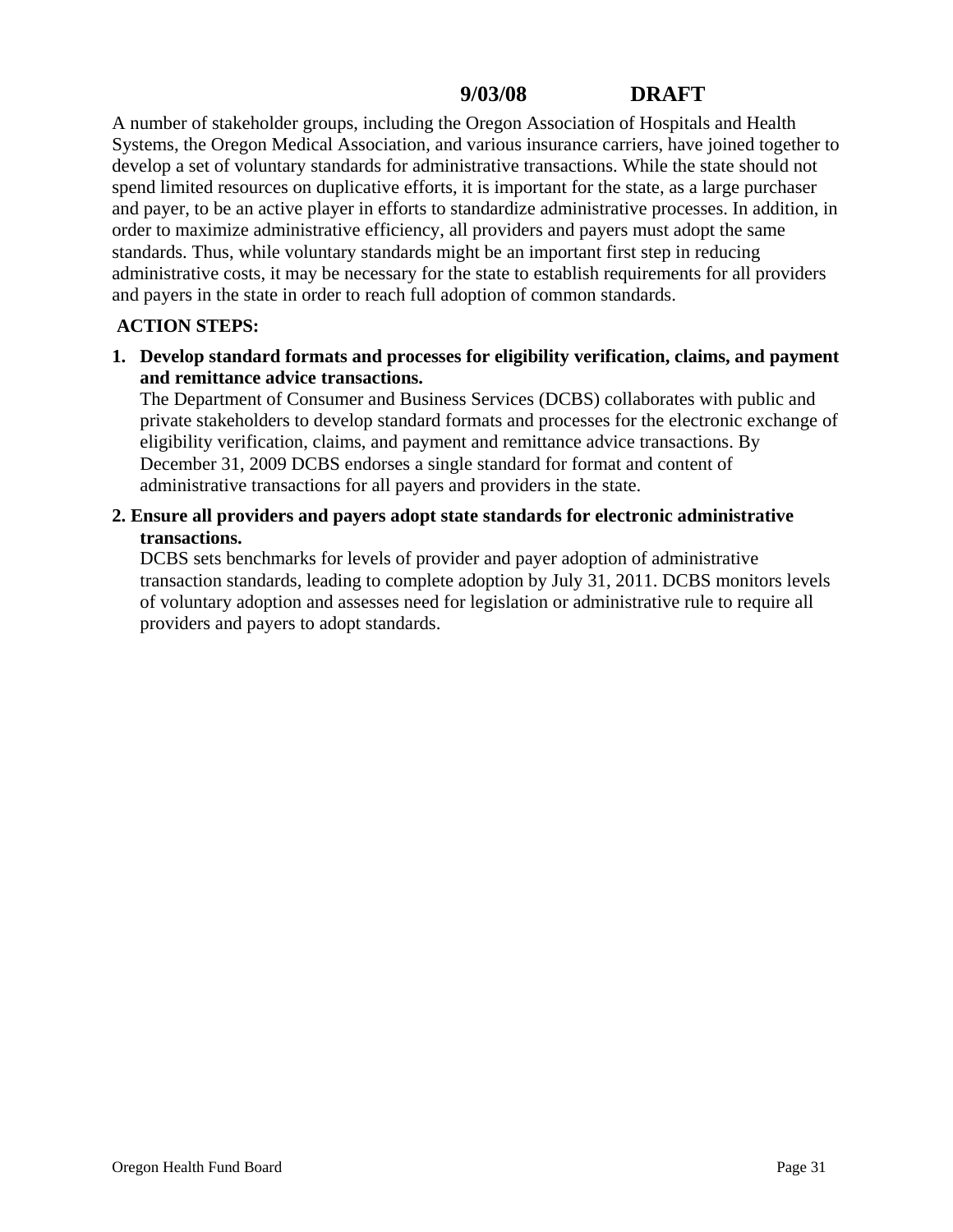A number of stakeholder groups, including the Oregon Association of Hospitals and Health Systems, the Oregon Medical Association, and various insurance carriers, have joined together to develop a set of voluntary standards for administrative transactions. While the state should not spend limited resources on duplicative efforts, it is important for the state, as a large purchaser and payer, to be an active player in efforts to standardize administrative processes. In addition, in order to maximize administrative efficiency, all providers and payers must adopt the same standards. Thus, while voluntary standards might be an important first step in reducing administrative costs, it may be necessary for the state to establish requirements for all providers and payers in the state in order to reach full adoption of common standards.

**ACTION STEPS:**

1. **Develop standard formats and processes for eligibility verification, claims, and payment and remittance advice transactions.**
   The Department of Consumer and Business Services (DCBS) collaborates with public and private stakeholders to develop standard formats and processes for the electronic exchange of eligibility verification, claims, and payment and remittance advice transactions. By December 31, 2009 DCBS endorses a single standard for format and content of administrative transactions for all payers and providers in the state.

2. **Ensure all providers and payers adopt state standards for electronic administrative transactions.**
   DCBS sets benchmarks for levels of provider and payer adoption of administrative transaction standards, leading to complete adoption by July 31, 2011. DCBS monitors levels of voluntary adoption and assesses need for legislation or administrative rule to require all providers and payers to adopt standards.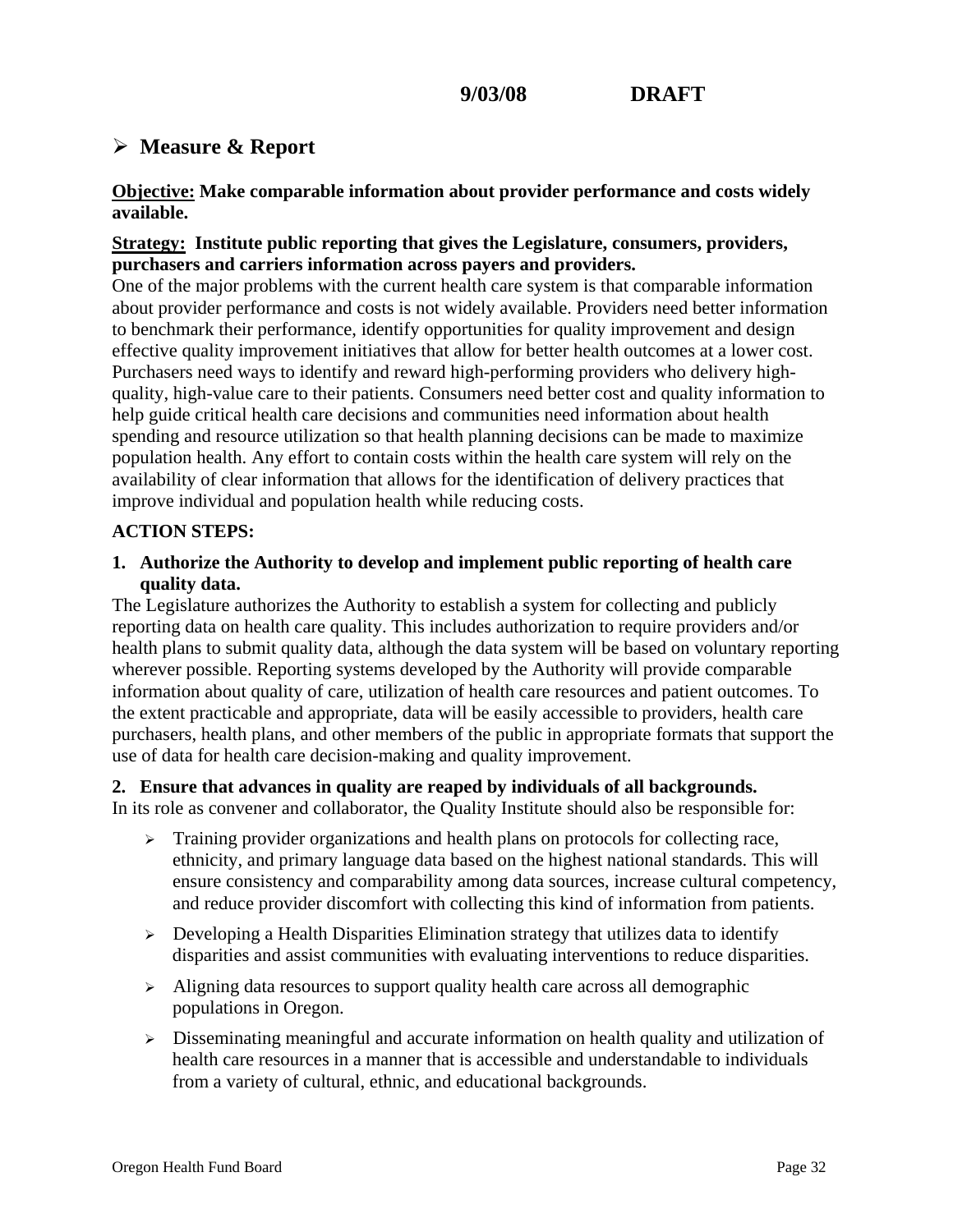**9/03/08 DRAFT**

## ➢ Measure & Report

**<u>Objective:</u> Make comparable information about provider performance and costs widely available.**

**<u>Strategy:</u> Institute public reporting that gives the Legislature, consumers, providers, purchasers and carriers information across payers and providers.**

One of the major problems with the current health care system is that comparable information about provider performance and costs is not widely available. Providers need better information to benchmark their performance, identify opportunities for quality improvement and design effective quality improvement initiatives that allow for better health outcomes at a lower cost. Purchasers need ways to identify and reward high-performing providers who delivery high-quality, high-value care to their patients. Consumers need better cost and quality information to help guide critical health care decisions and communities need information about health spending and resource utilization so that health planning decisions can be made to maximize population health. Any effort to contain costs within the health care system will rely on the availability of clear information that allows for the identification of delivery practices that improve individual and population health while reducing costs.

**ACTION STEPS:**

**1. Authorize the Authority to develop and implement public reporting of health care quality data.**

The Legislature authorizes the Authority to establish a system for collecting and publicly reporting data on health care quality. This includes authorization to require providers and/or health plans to submit quality data, although the data system will be based on voluntary reporting wherever possible. Reporting systems developed by the Authority will provide comparable information about quality of care, utilization of health care resources and patient outcomes. To the extent practicable and appropriate, data will be easily accessible to providers, health care purchasers, health plans, and other members of the public in appropriate formats that support the use of data for health care decision-making and quality improvement.

**2. Ensure that advances in quality are reaped by individuals of all backgrounds.**

In its role as convener and collaborator, the Quality Institute should also be responsible for:

- Training provider organizations and health plans on protocols for collecting race, ethnicity, and primary language data based on the highest national standards. This will ensure consistency and comparability among data sources, increase cultural competency, and reduce provider discomfort with collecting this kind of information from patients.
- Developing a Health Disparities Elimination strategy that utilizes data to identify disparities and assist communities with evaluating interventions to reduce disparities.
- Aligning data resources to support quality health care across all demographic populations in Oregon.
- Disseminating meaningful and accurate information on health quality and utilization of health care resources in a manner that is accessible and understandable to individuals from a variety of cultural, ethnic, and educational backgrounds.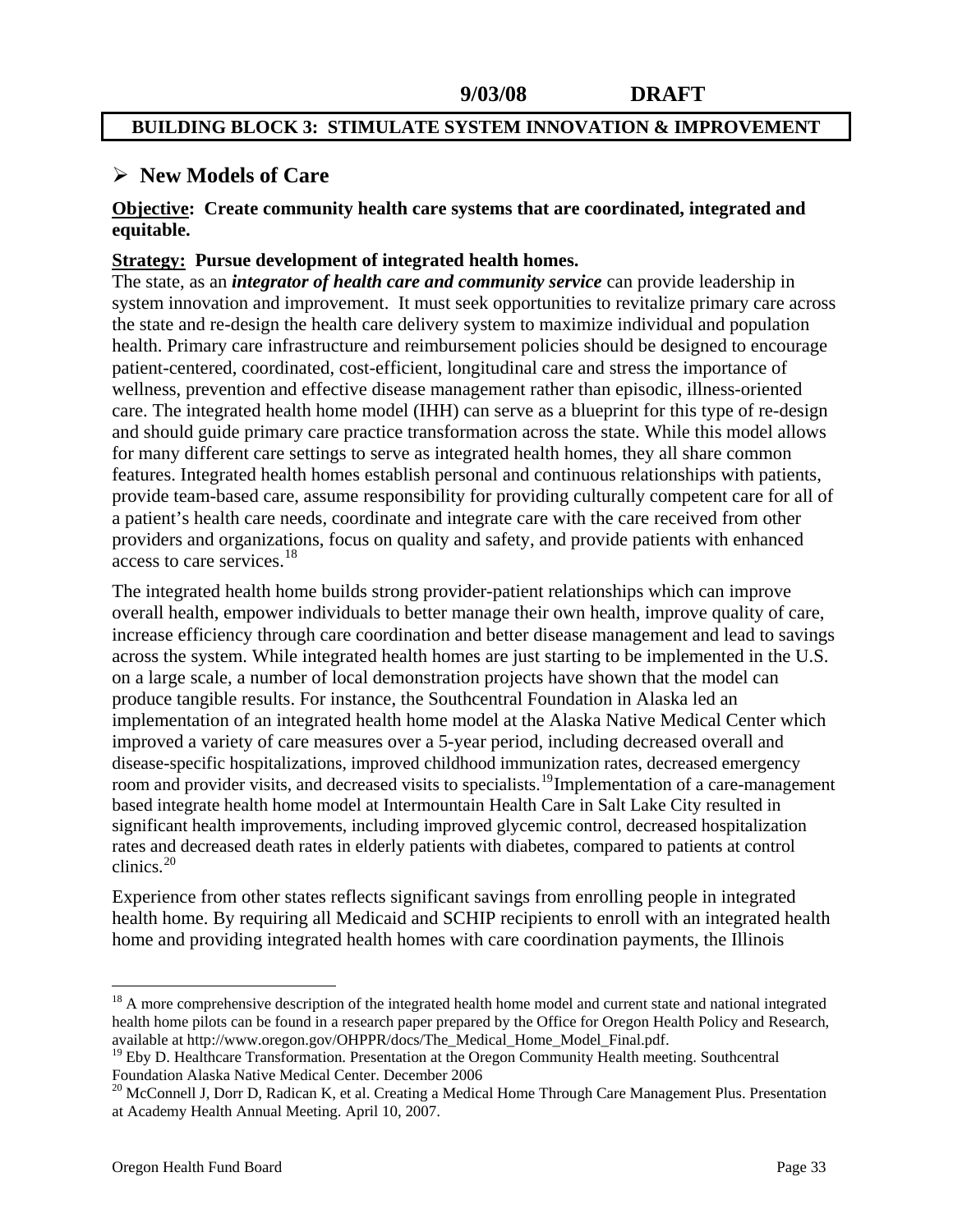9/03/08 DRAFT

**BUILDING BLOCK 3: STIMULATE SYSTEM INNOVATION & IMPROVEMENT**

## ➢ New Models of Care

**Objective: Create community health care systems that are coordinated, integrated and equitable.**

**Strategy: Pursue development of integrated health homes.**

The state, as an ***integrator of health care and community service*** can provide leadership in system innovation and improvement. It must seek opportunities to revitalize primary care across the state and re-design the health care delivery system to maximize individual and population health. Primary care infrastructure and reimbursement policies should be designed to encourage patient-centered, coordinated, cost-efficient, longitudinal care and stress the importance of wellness, prevention and effective disease management rather than episodic, illness-oriented care. The integrated health home model (IHH) can serve as a blueprint for this type of re-design and should guide primary care practice transformation across the state. While this model allows for many different care settings to serve as integrated health homes, they all share common features. Integrated health homes establish personal and continuous relationships with patients, provide team-based care, assume responsibility for providing culturally competent care for all of a patient's health care needs, coordinate and integrate care with the care received from other providers and organizations, focus on quality and safety, and provide patients with enhanced access to care services.[18]

The integrated health home builds strong provider-patient relationships which can improve overall health, empower individuals to better manage their own health, improve quality of care, increase efficiency through care coordination and better disease management and lead to savings across the system. While integrated health homes are just starting to be implemented in the U.S. on a large scale, a number of local demonstration projects have shown that the model can produce tangible results. For instance, the Southcentral Foundation in Alaska led an implementation of an integrated health home model at the Alaska Native Medical Center which improved a variety of care measures over a 5-year period, including decreased overall and disease-specific hospitalizations, improved childhood immunization rates, decreased emergency room and provider visits, and decreased visits to specialists.[19]Implementation of a care-management based integrate health home model at Intermountain Health Care in Salt Lake City resulted in significant health improvements, including improved glycemic control, decreased hospitalization rates and decreased death rates in elderly patients with diabetes, compared to patients at control clinics.[20]

Experience from other states reflects significant savings from enrolling people in integrated health home. By requiring all Medicaid and SCHIP recipients to enroll with an integrated health home and providing integrated health homes with care coordination payments, the Illinois

---

[18] A more comprehensive description of the integrated health home model and current state and national integrated health home pilots can be found in a research paper prepared by the Office for Oregon Health Policy and Research, available at http://www.oregon.gov/OHPPR/docs/The_Medical_Home_Model_Final.pdf.

[19] Eby D. Healthcare Transformation. Presentation at the Oregon Community Health meeting. Southcentral Foundation Alaska Native Medical Center. December 2006

[20] McConnell J, Dorr D, Radican K, et al. Creating a Medical Home Through Care Management Plus. Presentation at Academy Health Annual Meeting. April 10, 2007.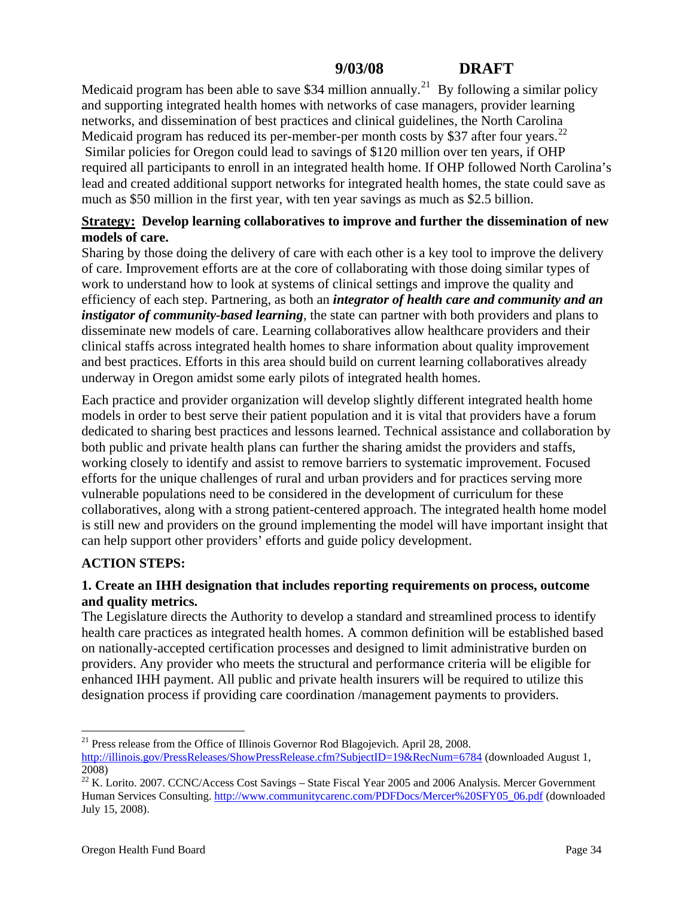Medicaid program has been able to save $34 million annually.[21] By following a similar policy and supporting integrated health homes with networks of case managers, provider learning networks, and dissemination of best practices and clinical guidelines, the North Carolina Medicaid program has reduced its per-member-per month costs by $37 after four years.[22] Similar policies for Oregon could lead to savings of $120 million over ten years, if OHP required all participants to enroll in an integrated health home. If OHP followed North Carolina's lead and created additional support networks for integrated health homes, the state could save as much as $50 million in the first year, with ten year savings as much as $2.5 billion.

**Strategy: Develop learning collaboratives to improve and further the dissemination of new models of care.**

Sharing by those doing the delivery of care with each other is a key tool to improve the delivery of care. Improvement efforts are at the core of collaborating with those doing similar types of work to understand how to look at systems of clinical settings and improve the quality and efficiency of each step. Partnering, as both an ***integrator of health care and community and an instigator of community-based learning***, the state can partner with both providers and plans to disseminate new models of care. Learning collaboratives allow healthcare providers and their clinical staffs across integrated health homes to share information about quality improvement and best practices. Efforts in this area should build on current learning collaboratives already underway in Oregon amidst some early pilots of integrated health homes.

Each practice and provider organization will develop slightly different integrated health home models in order to best serve their patient population and it is vital that providers have a forum dedicated to sharing best practices and lessons learned. Technical assistance and collaboration by both public and private health plans can further the sharing amidst the providers and staffs, working closely to identify and assist to remove barriers to systematic improvement. Focused efforts for the unique challenges of rural and urban providers and for practices serving more vulnerable populations need to be considered in the development of curriculum for these collaboratives, along with a strong patient-centered approach. The integrated health home model is still new and providers on the ground implementing the model will have important insight that can help support other providers' efforts and guide policy development.

**ACTION STEPS:**

**1. Create an IHH designation that includes reporting requirements on process, outcome and quality metrics.**

The Legislature directs the Authority to develop a standard and streamlined process to identify health care practices as integrated health homes. A common definition will be established based on nationally-accepted certification processes and designed to limit administrative burden on providers. Any provider who meets the structural and performance criteria will be eligible for enhanced IHH payment. All public and private health insurers will be required to utilize this designation process if providing care coordination /management payments to providers.

---

[21] Press release from the Office of Illinois Governor Rod Blagojevich. April 28, 2008. http://illinois.gov/PressReleases/ShowPressRelease.cfm?SubjectID=19&RecNum=6784 (downloaded August 1, 2008)

[22] K. Lorito. 2007. CCNC/Access Cost Savings – State Fiscal Year 2005 and 2006 Analysis. Mercer Government Human Services Consulting. http://www.communitycarenc.com/PDFDocs/Mercer%20SFY05_06.pdf (downloaded July 15, 2008).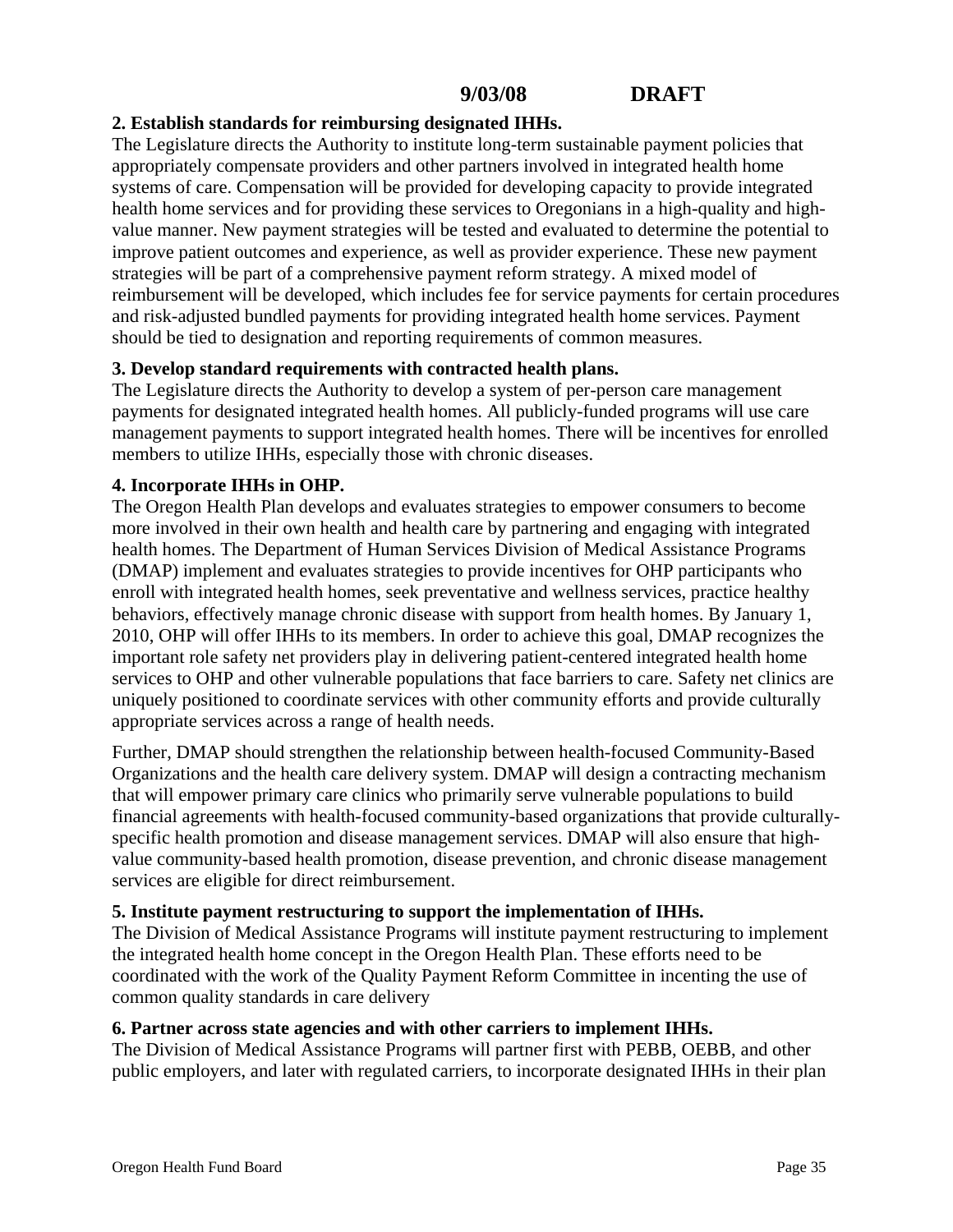**2. Establish standards for reimbursing designated IHHs.**

The Legislature directs the Authority to institute long-term sustainable payment policies that appropriately compensate providers and other partners involved in integrated health home systems of care. Compensation will be provided for developing capacity to provide integrated health home services and for providing these services to Oregonians in a high-quality and high-value manner. New payment strategies will be tested and evaluated to determine the potential to improve patient outcomes and experience, as well as provider experience. These new payment strategies will be part of a comprehensive payment reform strategy. A mixed model of reimbursement will be developed, which includes fee for service payments for certain procedures and risk-adjusted bundled payments for providing integrated health home services. Payment should be tied to designation and reporting requirements of common measures.

**3. Develop standard requirements with contracted health plans.**

The Legislature directs the Authority to develop a system of per-person care management payments for designated integrated health homes. All publicly-funded programs will use care management payments to support integrated health homes. There will be incentives for enrolled members to utilize IHHs, especially those with chronic diseases.

**4. Incorporate IHHs in OHP.**

The Oregon Health Plan develops and evaluates strategies to empower consumers to become more involved in their own health and health care by partnering and engaging with integrated health homes. The Department of Human Services Division of Medical Assistance Programs (DMAP) implement and evaluates strategies to provide incentives for OHP participants who enroll with integrated health homes, seek preventative and wellness services, practice healthy behaviors, effectively manage chronic disease with support from health homes. By January 1, 2010, OHP will offer IHHs to its members. In order to achieve this goal, DMAP recognizes the important role safety net providers play in delivering patient-centered integrated health home services to OHP and other vulnerable populations that face barriers to care. Safety net clinics are uniquely positioned to coordinate services with other community efforts and provide culturally appropriate services across a range of health needs.

Further, DMAP should strengthen the relationship between health-focused Community-Based Organizations and the health care delivery system. DMAP will design a contracting mechanism that will empower primary care clinics who primarily serve vulnerable populations to build financial agreements with health-focused community-based organizations that provide culturally-specific health promotion and disease management services. DMAP will also ensure that high-value community-based health promotion, disease prevention, and chronic disease management services are eligible for direct reimbursement.

**5. Institute payment restructuring to support the implementation of IHHs.**

The Division of Medical Assistance Programs will institute payment restructuring to implement the integrated health home concept in the Oregon Health Plan. These efforts need to be coordinated with the work of the Quality Payment Reform Committee in incenting the use of common quality standards in care delivery

**6. Partner across state agencies and with other carriers to implement IHHs.**

The Division of Medical Assistance Programs will partner first with PEBB, OEBB, and other public employers, and later with regulated carriers, to incorporate designated IHHs in their plan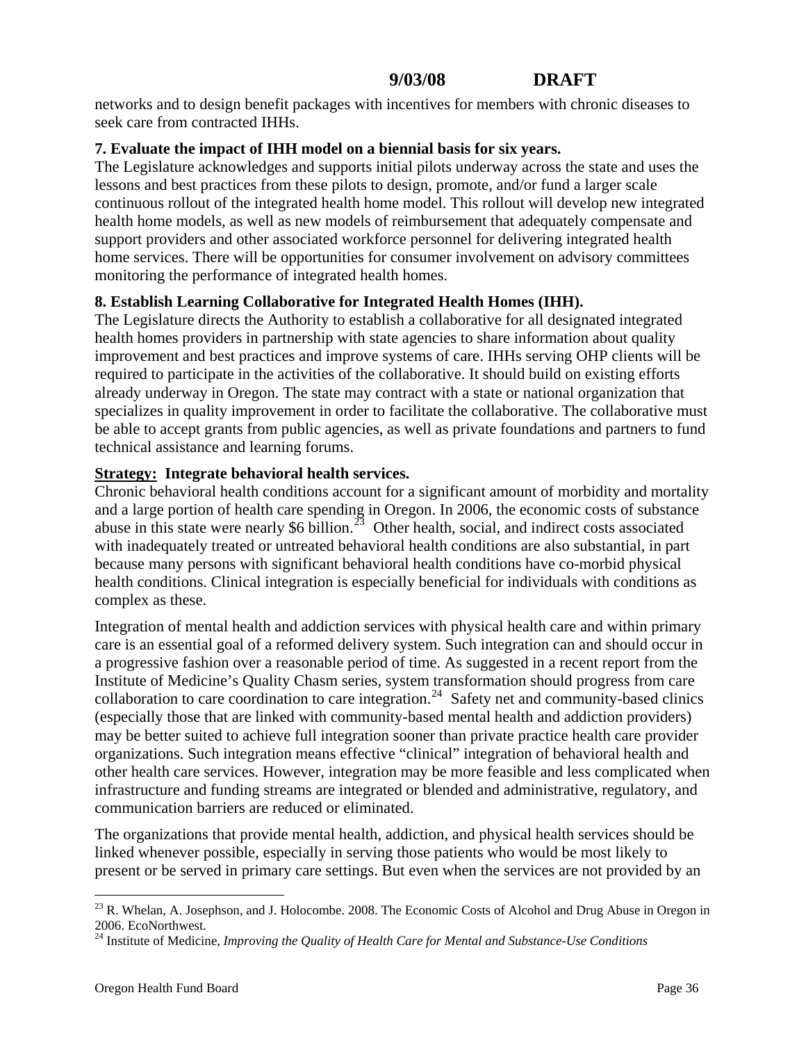networks and to design benefit packages with incentives for members with chronic diseases to seek care from contracted IHHs.

**7. Evaluate the impact of IHH model on a biennial basis for six years.**

The Legislature acknowledges and supports initial pilots underway across the state and uses the lessons and best practices from these pilots to design, promote, and/or fund a larger scale continuous rollout of the integrated health home model. This rollout will develop new integrated health home models, as well as new models of reimbursement that adequately compensate and support providers and other associated workforce personnel for delivering integrated health home services. There will be opportunities for consumer involvement on advisory committees monitoring the performance of integrated health homes.

**8. Establish Learning Collaborative for Integrated Health Homes (IHH).**

The Legislature directs the Authority to establish a collaborative for all designated integrated health homes providers in partnership with state agencies to share information about quality improvement and best practices and improve systems of care. IHHs serving OHP clients will be required to participate in the activities of the collaborative. It should build on existing efforts already underway in Oregon. The state may contract with a state or national organization that specializes in quality improvement in order to facilitate the collaborative. The collaborative must be able to accept grants from public agencies, as well as private foundations and partners to fund technical assistance and learning forums.

**__Strategy:__ Integrate behavioral health services.**

Chronic behavioral health conditions account for a significant amount of morbidity and mortality and a large portion of health care spending in Oregon. In 2006, the economic costs of substance abuse in this state were nearly $6 billion.[23] Other health, social, and indirect costs associated with inadequately treated or untreated behavioral health conditions are also substantial, in part because many persons with significant behavioral health conditions have co-morbid physical health conditions. Clinical integration is especially beneficial for individuals with conditions as complex as these.

Integration of mental health and addiction services with physical health care and within primary care is an essential goal of a reformed delivery system. Such integration can and should occur in a progressive fashion over a reasonable period of time. As suggested in a recent report from the Institute of Medicine's Quality Chasm series, system transformation should progress from care collaboration to care coordination to care integration.[24] Safety net and community-based clinics (especially those that are linked with community-based mental health and addiction providers) may be better suited to achieve full integration sooner than private practice health care provider organizations. Such integration means effective "clinical" integration of behavioral health and other health care services. However, integration may be more feasible and less complicated when infrastructure and funding streams are integrated or blended and administrative, regulatory, and communication barriers are reduced or eliminated.

The organizations that provide mental health, addiction, and physical health services should be linked whenever possible, especially in serving those patients who would be most likely to present or be served in primary care settings. But even when the services are not provided by an

---

[23] R. Whelan, A. Josephson, and J. Holocombe. 2008. The Economic Costs of Alcohol and Drug Abuse in Oregon in 2006. EcoNorthwest.

[24] Institute of Medicine, *Improving the Quality of Health Care for Mental and Substance-Use Conditions*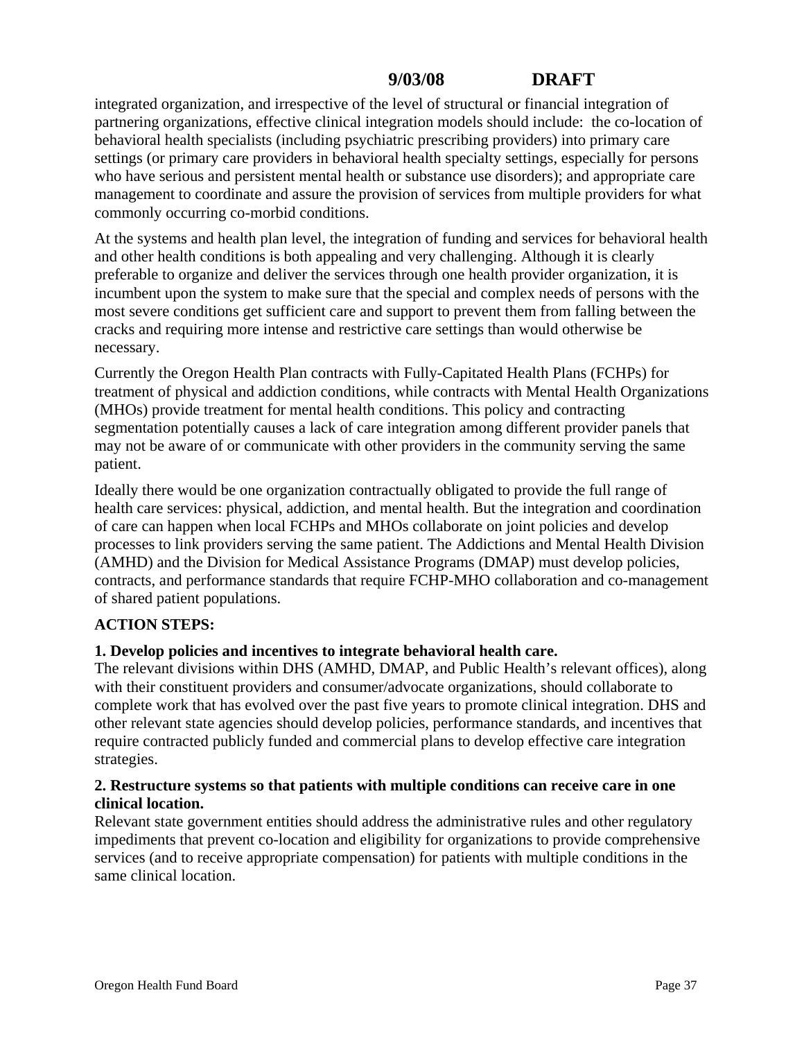integrated organization, and irrespective of the level of structural or financial integration of partnering organizations, effective clinical integration models should include: the co-location of behavioral health specialists (including psychiatric prescribing providers) into primary care settings (or primary care providers in behavioral health specialty settings, especially for persons who have serious and persistent mental health or substance use disorders); and appropriate care management to coordinate and assure the provision of services from multiple providers for what commonly occurring co-morbid conditions.

At the systems and health plan level, the integration of funding and services for behavioral health and other health conditions is both appealing and very challenging. Although it is clearly preferable to organize and deliver the services through one health provider organization, it is incumbent upon the system to make sure that the special and complex needs of persons with the most severe conditions get sufficient care and support to prevent them from falling between the cracks and requiring more intense and restrictive care settings than would otherwise be necessary.

Currently the Oregon Health Plan contracts with Fully-Capitated Health Plans (FCHPs) for treatment of physical and addiction conditions, while contracts with Mental Health Organizations (MHOs) provide treatment for mental health conditions. This policy and contracting segmentation potentially causes a lack of care integration among different provider panels that may not be aware of or communicate with other providers in the community serving the same patient.

Ideally there would be one organization contractually obligated to provide the full range of health care services: physical, addiction, and mental health. But the integration and coordination of care can happen when local FCHPs and MHOs collaborate on joint policies and develop processes to link providers serving the same patient. The Addictions and Mental Health Division (AMHD) and the Division for Medical Assistance Programs (DMAP) must develop policies, contracts, and performance standards that require FCHP-MHO collaboration and co-management of shared patient populations.

**ACTION STEPS:**

**1. Develop policies and incentives to integrate behavioral health care.**
The relevant divisions within DHS (AMHD, DMAP, and Public Health's relevant offices), along with their constituent providers and consumer/advocate organizations, should collaborate to complete work that has evolved over the past five years to promote clinical integration. DHS and other relevant state agencies should develop policies, performance standards, and incentives that require contracted publicly funded and commercial plans to develop effective care integration strategies.

**2. Restructure systems so that patients with multiple conditions can receive care in one clinical location.**
Relevant state government entities should address the administrative rules and other regulatory impediments that prevent co-location and eligibility for organizations to provide comprehensive services (and to receive appropriate compensation) for patients with multiple conditions in the same clinical location.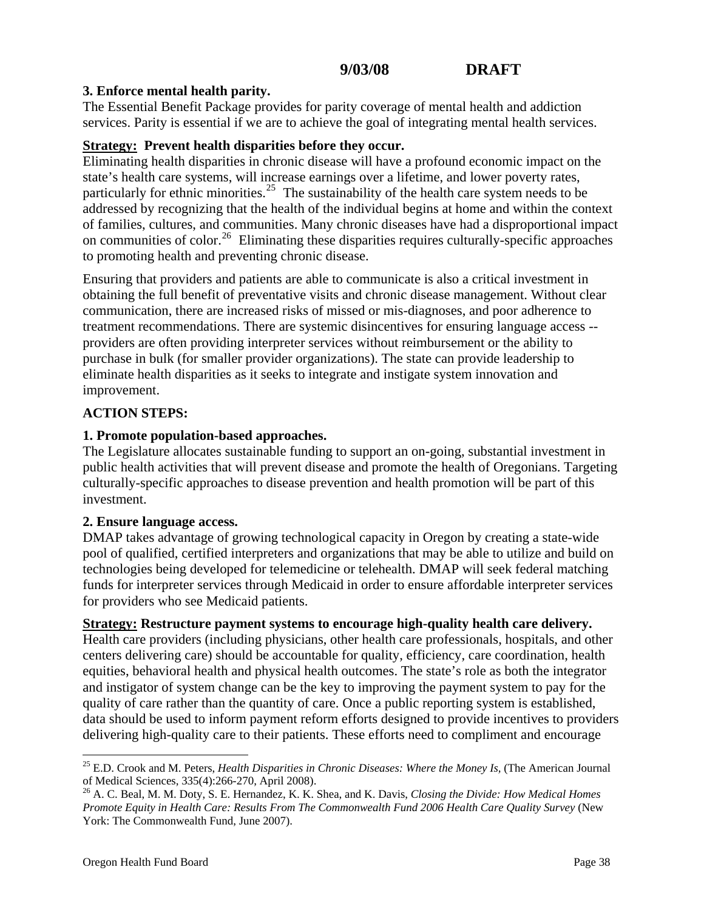**3. Enforce mental health parity.**

The Essential Benefit Package provides for parity coverage of mental health and addiction services. Parity is essential if we are to achieve the goal of integrating mental health services.

**<u>Strategy:</u> Prevent health disparities before they occur.**

Eliminating health disparities in chronic disease will have a profound economic impact on the state's health care systems, will increase earnings over a lifetime, and lower poverty rates, particularly for ethnic minorities.[25] The sustainability of the health care system needs to be addressed by recognizing that the health of the individual begins at home and within the context of families, cultures, and communities. Many chronic diseases have had a disproportional impact on communities of color.[26] Eliminating these disparities requires culturally-specific approaches to promoting health and preventing chronic disease.

Ensuring that providers and patients are able to communicate is also a critical investment in obtaining the full benefit of preventative visits and chronic disease management. Without clear communication, there are increased risks of missed or mis-diagnoses, and poor adherence to treatment recommendations. There are systemic disincentives for ensuring language access -- providers are often providing interpreter services without reimbursement or the ability to purchase in bulk (for smaller provider organizations). The state can provide leadership to eliminate health disparities as it seeks to integrate and instigate system innovation and improvement.

**ACTION STEPS:**

**1. Promote population-based approaches.**

The Legislature allocates sustainable funding to support an on-going, substantial investment in public health activities that will prevent disease and promote the health of Oregonians. Targeting culturally-specific approaches to disease prevention and health promotion will be part of this investment.

**2. Ensure language access.**

DMAP takes advantage of growing technological capacity in Oregon by creating a state-wide pool of qualified, certified interpreters and organizations that may be able to utilize and build on technologies being developed for telemedicine or telehealth. DMAP will seek federal matching funds for interpreter services through Medicaid in order to ensure affordable interpreter services for providers who see Medicaid patients.

**<u>Strategy:</u> Restructure payment systems to encourage high-quality health care delivery.**

Health care providers (including physicians, other health care professionals, hospitals, and other centers delivering care) should be accountable for quality, efficiency, care coordination, health equities, behavioral health and physical health outcomes. The state's role as both the integrator and instigator of system change can be the key to improving the payment system to pay for the quality of care rather than the quantity of care. Once a public reporting system is established, data should be used to inform payment reform efforts designed to provide incentives to providers delivering high-quality care to their patients. These efforts need to compliment and encourage

---

[25] E.D. Crook and M. Peters, *Health Disparities in Chronic Diseases: Where the Money Is,* (The American Journal of Medical Sciences, 335(4):266-270, April 2008).

[26] A. C. Beal, M. M. Doty, S. E. Hernandez, K. K. Shea, and K. Davis, *Closing the Divide: How Medical Homes Promote Equity in Health Care: Results From The Commonwealth Fund 2006 Health Care Quality Survey* (New York: The Commonwealth Fund, June 2007).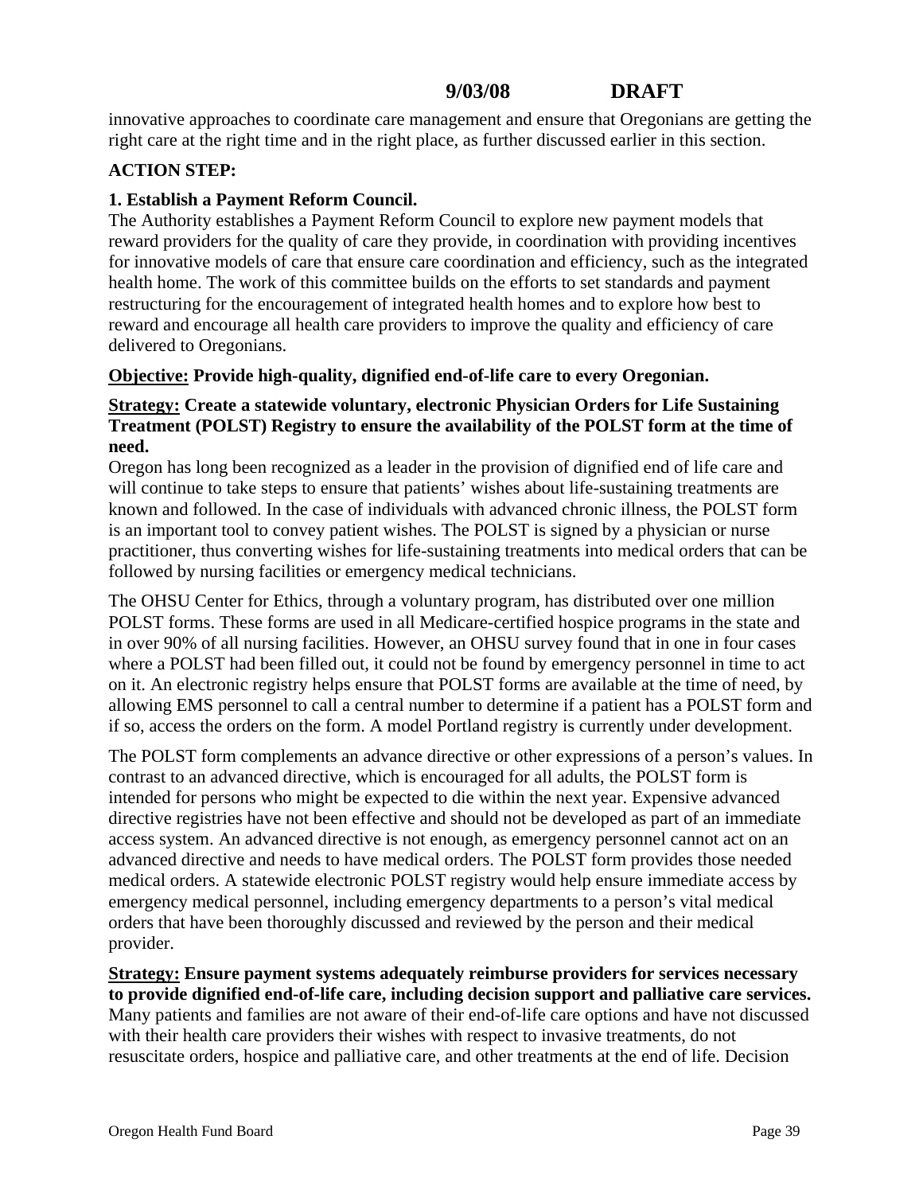innovative approaches to coordinate care management and ensure that Oregonians are getting the right care at the right time and in the right place, as further discussed earlier in this section.

**ACTION STEP:**

**1. Establish a Payment Reform Council.**

The Authority establishes a Payment Reform Council to explore new payment models that reward providers for the quality of care they provide, in coordination with providing incentives for innovative models of care that ensure care coordination and efficiency, such as the integrated health home. The work of this committee builds on the efforts to set standards and payment restructuring for the encouragement of integrated health homes and to explore how best to reward and encourage all health care providers to improve the quality and efficiency of care delivered to Oregonians.

**Objective: Provide high-quality, dignified end-of-life care to every Oregonian.**

**Strategy: Create a statewide voluntary, electronic Physician Orders for Life Sustaining Treatment (POLST) Registry to ensure the availability of the POLST form at the time of need.**

Oregon has long been recognized as a leader in the provision of dignified end of life care and will continue to take steps to ensure that patients' wishes about life-sustaining treatments are known and followed. In the case of individuals with advanced chronic illness, the POLST form is an important tool to convey patient wishes. The POLST is signed by a physician or nurse practitioner, thus converting wishes for life-sustaining treatments into medical orders that can be followed by nursing facilities or emergency medical technicians.

The OHSU Center for Ethics, through a voluntary program, has distributed over one million POLST forms. These forms are used in all Medicare-certified hospice programs in the state and in over 90% of all nursing facilities. However, an OHSU survey found that in one in four cases where a POLST had been filled out, it could not be found by emergency personnel in time to act on it. An electronic registry helps ensure that POLST forms are available at the time of need, by allowing EMS personnel to call a central number to determine if a patient has a POLST form and if so, access the orders on the form. A model Portland registry is currently under development.

The POLST form complements an advance directive or other expressions of a person's values. In contrast to an advanced directive, which is encouraged for all adults, the POLST form is intended for persons who might be expected to die within the next year. Expensive advanced directive registries have not been effective and should not be developed as part of an immediate access system. An advanced directive is not enough, as emergency personnel cannot act on an advanced directive and needs to have medical orders. The POLST form provides those needed medical orders. A statewide electronic POLST registry would help ensure immediate access by emergency medical personnel, including emergency departments to a person's vital medical orders that have been thoroughly discussed and reviewed by the person and their medical provider.

**Strategy: Ensure payment systems adequately reimburse providers for services necessary to provide dignified end-of-life care, including decision support and palliative care services.**

Many patients and families are not aware of their end-of-life care options and have not discussed with their health care providers their wishes with respect to invasive treatments, do not resuscitate orders, hospice and palliative care, and other treatments at the end of life. Decision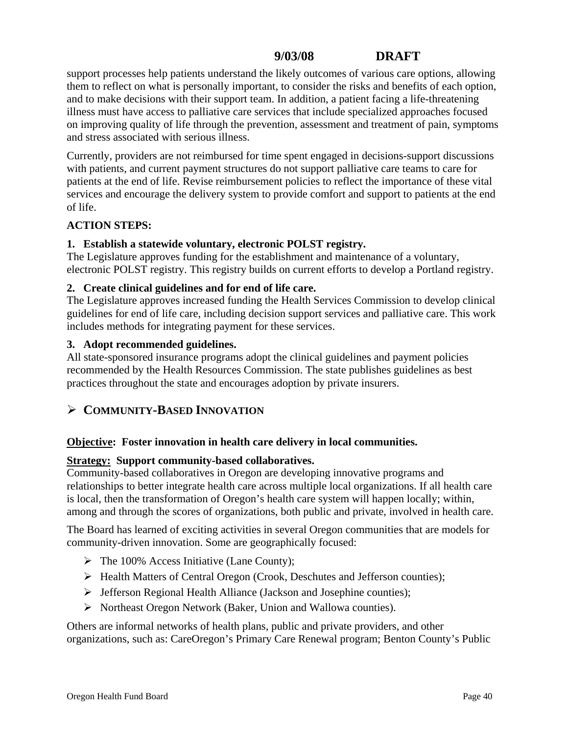support processes help patients understand the likely outcomes of various care options, allowing them to reflect on what is personally important, to consider the risks and benefits of each option, and to make decisions with their support team. In addition, a patient facing a life-threatening illness must have access to palliative care services that include specialized approaches focused on improving quality of life through the prevention, assessment and treatment of pain, symptoms and stress associated with serious illness.

Currently, providers are not reimbursed for time spent engaged in decisions-support discussions with patients, and current payment structures do not support palliative care teams to care for patients at the end of life. Revise reimbursement policies to reflect the importance of these vital services and encourage the delivery system to provide comfort and support to patients at the end of life.

**ACTION STEPS:**

**1. Establish a statewide voluntary, electronic POLST registry.**
The Legislature approves funding for the establishment and maintenance of a voluntary, electronic POLST registry. This registry builds on current efforts to develop a Portland registry.

**2. Create clinical guidelines and for end of life care.**
The Legislature approves increased funding the Health Services Commission to develop clinical guidelines for end of life care, including decision support services and palliative care. This work includes methods for integrating payment for these services.

**3. Adopt recommended guidelines.**
All state-sponsored insurance programs adopt the clinical guidelines and payment policies recommended by the Health Resources Commission. The state publishes guidelines as best practices throughout the state and encourages adoption by private insurers.

## ➢ COMMUNITY-BASED INNOVATION

**Objective: Foster innovation in health care delivery in local communities.**

**Strategy: Support community-based collaboratives.**
Community-based collaboratives in Oregon are developing innovative programs and relationships to better integrate health care across multiple local organizations. If all health care is local, then the transformation of Oregon's health care system will happen locally; within, among and through the scores of organizations, both public and private, involved in health care.

The Board has learned of exciting activities in several Oregon communities that are models for community-driven innovation. Some are geographically focused:

- The 100% Access Initiative (Lane County);
- Health Matters of Central Oregon (Crook, Deschutes and Jefferson counties);
- Jefferson Regional Health Alliance (Jackson and Josephine counties);
- Northeast Oregon Network (Baker, Union and Wallowa counties).

Others are informal networks of health plans, public and private providers, and other organizations, such as: CareOregon's Primary Care Renewal program; Benton County's Public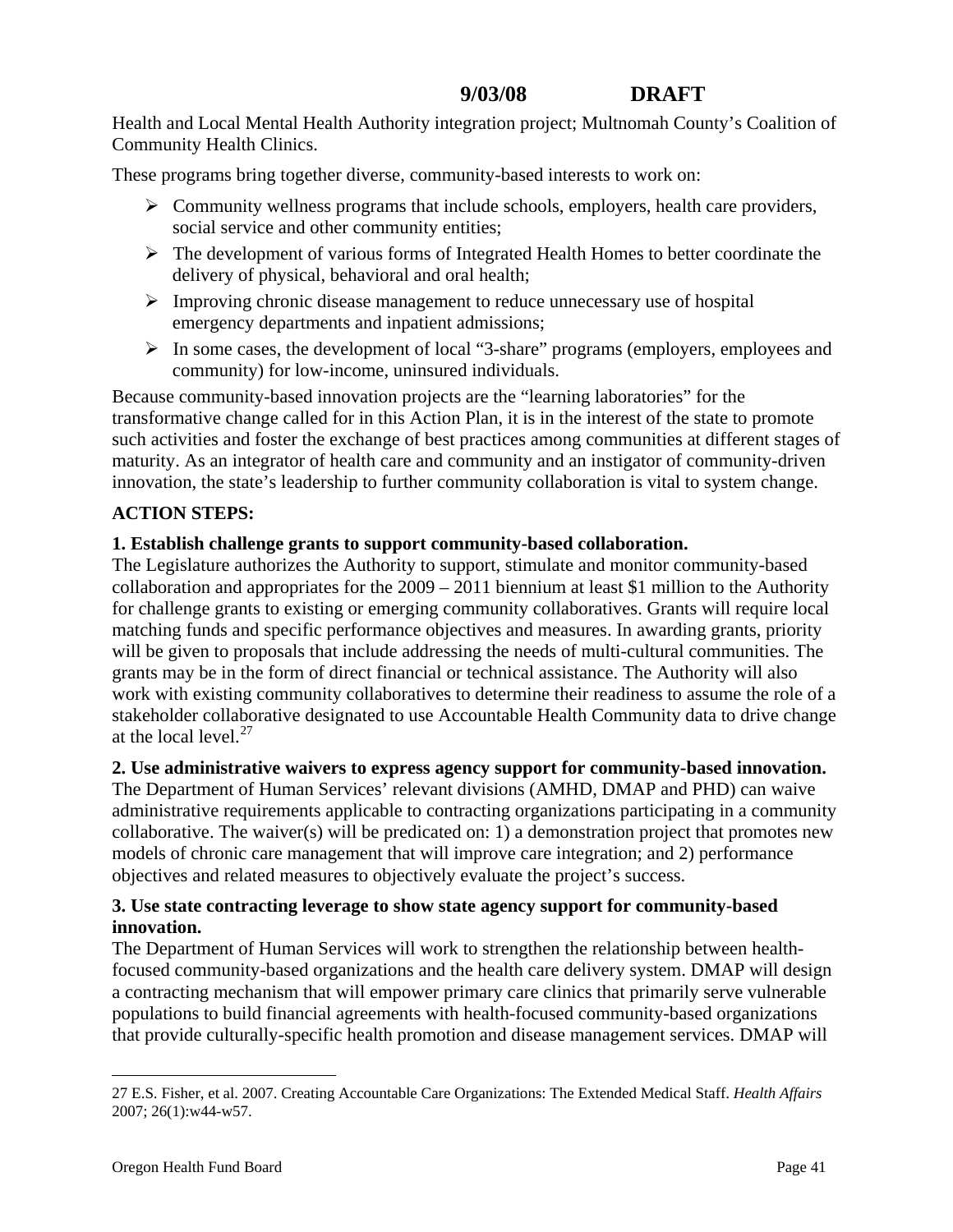Health and Local Mental Health Authority integration project; Multnomah County's Coalition of Community Health Clinics.

These programs bring together diverse, community-based interests to work on:

- Community wellness programs that include schools, employers, health care providers, social service and other community entities;
- The development of various forms of Integrated Health Homes to better coordinate the delivery of physical, behavioral and oral health;
- Improving chronic disease management to reduce unnecessary use of hospital emergency departments and inpatient admissions;
- In some cases, the development of local "3-share" programs (employers, employees and community) for low-income, uninsured individuals.

Because community-based innovation projects are the "learning laboratories" for the transformative change called for in this Action Plan, it is in the interest of the state to promote such activities and foster the exchange of best practices among communities at different stages of maturity. As an integrator of health care and community and an instigator of community-driven innovation, the state's leadership to further community collaboration is vital to system change.

**ACTION STEPS:**

**1. Establish challenge grants to support community-based collaboration.**
The Legislature authorizes the Authority to support, stimulate and monitor community-based collaboration and appropriates for the 2009 – 2011 biennium at least $1 million to the Authority for challenge grants to existing or emerging community collaboratives. Grants will require local matching funds and specific performance objectives and measures. In awarding grants, priority will be given to proposals that include addressing the needs of multi-cultural communities. The grants may be in the form of direct financial or technical assistance. The Authority will also work with existing community collaboratives to determine their readiness to assume the role of a stakeholder collaborative designated to use Accountable Health Community data to drive change at the local level.[27]

**2. Use administrative waivers to express agency support for community-based innovation.**
The Department of Human Services' relevant divisions (AMHD, DMAP and PHD) can waive administrative requirements applicable to contracting organizations participating in a community collaborative. The waiver(s) will be predicated on: 1) a demonstration project that promotes new models of chronic care management that will improve care integration; and 2) performance objectives and related measures to objectively evaluate the project's success.

**3. Use state contracting leverage to show state agency support for community-based innovation.**
The Department of Human Services will work to strengthen the relationship between health-focused community-based organizations and the health care delivery system. DMAP will design a contracting mechanism that will empower primary care clinics that primarily serve vulnerable populations to build financial agreements with health-focused community-based organizations that provide culturally-specific health promotion and disease management services. DMAP will

---

27 E.S. Fisher, et al. 2007. Creating Accountable Care Organizations: The Extended Medical Staff. *Health Affairs* 2007; 26(1):w44-w57.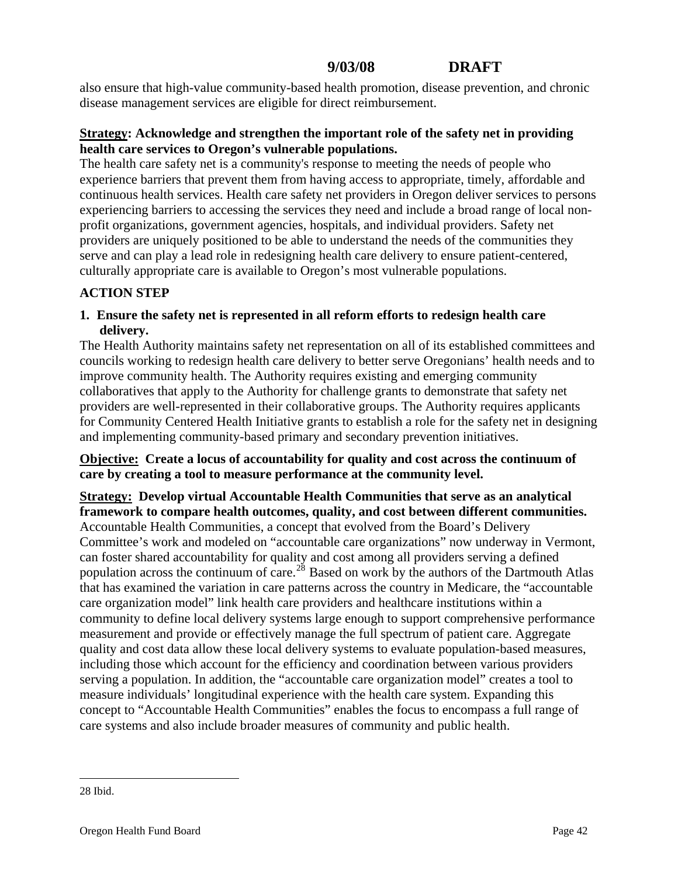also ensure that high-value community-based health promotion, disease prevention, and chronic disease management services are eligible for direct reimbursement.

**Strategy: Acknowledge and strengthen the important role of the safety net in providing health care services to Oregon's vulnerable populations.**

The health care safety net is a community's response to meeting the needs of people who experience barriers that prevent them from having access to appropriate, timely, affordable and continuous health services. Health care safety net providers in Oregon deliver services to persons experiencing barriers to accessing the services they need and include a broad range of local non-profit organizations, government agencies, hospitals, and individual providers. Safety net providers are uniquely positioned to be able to understand the needs of the communities they serve and can play a lead role in redesigning health care delivery to ensure patient-centered, culturally appropriate care is available to Oregon's most vulnerable populations.

**ACTION STEP**

**1. Ensure the safety net is represented in all reform efforts to redesign health care delivery.**

The Health Authority maintains safety net representation on all of its established committees and councils working to redesign health care delivery to better serve Oregonians' health needs and to improve community health. The Authority requires existing and emerging community collaboratives that apply to the Authority for challenge grants to demonstrate that safety net providers are well-represented in their collaborative groups. The Authority requires applicants for Community Centered Health Initiative grants to establish a role for the safety net in designing and implementing community-based primary and secondary prevention initiatives.

**Objective: Create a locus of accountability for quality and cost across the continuum of care by creating a tool to measure performance at the community level.**

**Strategy: Develop virtual Accountable Health Communities that serve as an analytical framework to compare health outcomes, quality, and cost between different communities.**

Accountable Health Communities, a concept that evolved from the Board's Delivery Committee's work and modeled on "accountable care organizations" now underway in Vermont, can foster shared accountability for quality and cost among all providers serving a defined population across the continuum of care.[28] Based on work by the authors of the Dartmouth Atlas that has examined the variation in care patterns across the country in Medicare, the "accountable care organization model" link health care providers and healthcare institutions within a community to define local delivery systems large enough to support comprehensive performance measurement and provide or effectively manage the full spectrum of patient care. Aggregate quality and cost data allow these local delivery systems to evaluate population-based measures, including those which account for the efficiency and coordination between various providers serving a population. In addition, the "accountable care organization model" creates a tool to measure individuals' longitudinal experience with the health care system. Expanding this concept to "Accountable Health Communities" enables the focus to encompass a full range of care systems and also include broader measures of community and public health.

---

28 Ibid.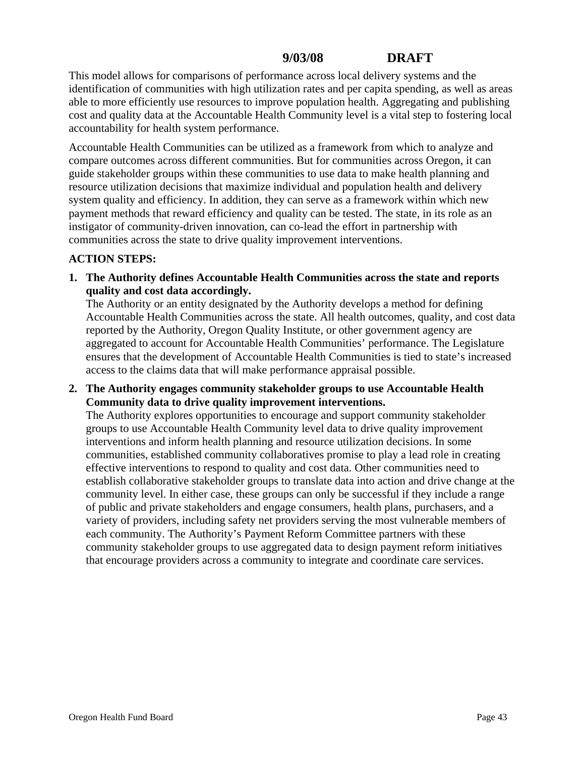This model allows for comparisons of performance across local delivery systems and the identification of communities with high utilization rates and per capita spending, as well as areas able to more efficiently use resources to improve population health. Aggregating and publishing cost and quality data at the Accountable Health Community level is a vital step to fostering local accountability for health system performance.

Accountable Health Communities can be utilized as a framework from which to analyze and compare outcomes across different communities. But for communities across Oregon, it can guide stakeholder groups within these communities to use data to make health planning and resource utilization decisions that maximize individual and population health and delivery system quality and efficiency. In addition, they can serve as a framework within which new payment methods that reward efficiency and quality can be tested. The state, in its role as an instigator of community-driven innovation, can co-lead the effort in partnership with communities across the state to drive quality improvement interventions.

**ACTION STEPS:**

1. **The Authority defines Accountable Health Communities across the state and reports quality and cost data accordingly.**
   The Authority or an entity designated by the Authority develops a method for defining Accountable Health Communities across the state. All health outcomes, quality, and cost data reported by the Authority, Oregon Quality Institute, or other government agency are aggregated to account for Accountable Health Communities' performance. The Legislature ensures that the development of Accountable Health Communities is tied to state's increased access to the claims data that will make performance appraisal possible.

2. **The Authority engages community stakeholder groups to use Accountable Health Community data to drive quality improvement interventions.**
   The Authority explores opportunities to encourage and support community stakeholder groups to use Accountable Health Community level data to drive quality improvement interventions and inform health planning and resource utilization decisions. In some communities, established community collaboratives promise to play a lead role in creating effective interventions to respond to quality and cost data. Other communities need to establish collaborative stakeholder groups to translate data into action and drive change at the community level. In either case, these groups can only be successful if they include a range of public and private stakeholders and engage consumers, health plans, purchasers, and a variety of providers, including safety net providers serving the most vulnerable members of each community. The Authority's Payment Reform Committee partners with these community stakeholder groups to use aggregated data to design payment reform initiatives that encourage providers across a community to integrate and coordinate care services.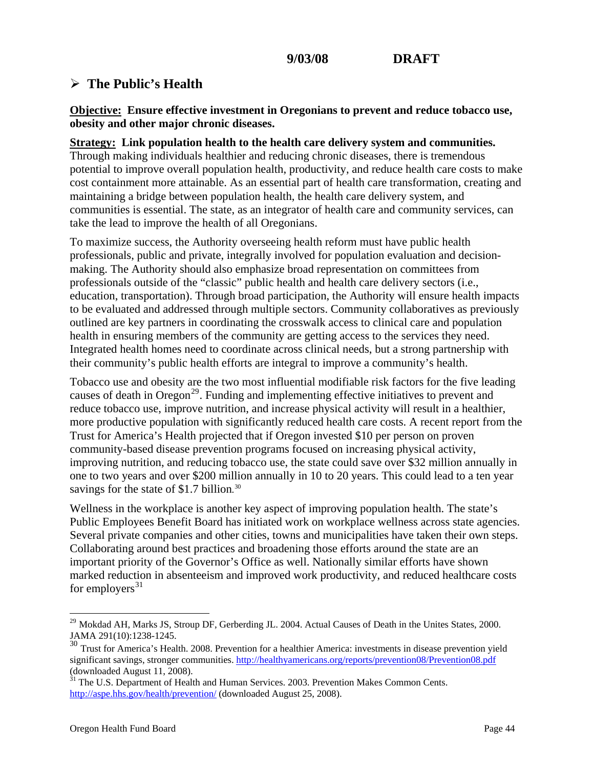## ➢ The Public's Health

**Objective: Ensure effective investment in Oregonians to prevent and reduce tobacco use, obesity and other major chronic diseases.**

**Strategy: Link population health to the health care delivery system and communities.** Through making individuals healthier and reducing chronic diseases, there is tremendous potential to improve overall population health, productivity, and reduce health care costs to make cost containment more attainable. As an essential part of health care transformation, creating and maintaining a bridge between population health, the health care delivery system, and communities is essential. The state, as an integrator of health care and community services, can take the lead to improve the health of all Oregonians.

To maximize success, the Authority overseeing health reform must have public health professionals, public and private, integrally involved for population evaluation and decision-making. The Authority should also emphasize broad representation on committees from professionals outside of the "classic" public health and health care delivery sectors (i.e., education, transportation). Through broad participation, the Authority will ensure health impacts to be evaluated and addressed through multiple sectors. Community collaboratives as previously outlined are key partners in coordinating the crosswalk access to clinical care and population health in ensuring members of the community are getting access to the services they need. Integrated health homes need to coordinate across clinical needs, but a strong partnership with their community's public health efforts are integral to improve a community's health.

Tobacco use and obesity are the two most influential modifiable risk factors for the five leading causes of death in Oregon[29]. Funding and implementing effective initiatives to prevent and reduce tobacco use, improve nutrition, and increase physical activity will result in a healthier, more productive population with significantly reduced health care costs. A recent report from the Trust for America's Health projected that if Oregon invested $10 per person on proven community-based disease prevention programs focused on increasing physical activity, improving nutrition, and reducing tobacco use, the state could save over $32 million annually in one to two years and over $200 million annually in 10 to 20 years. This could lead to a ten year savings for the state of $1.7 billion.[30]

Wellness in the workplace is another key aspect of improving population health. The state's Public Employees Benefit Board has initiated work on workplace wellness across state agencies. Several private companies and other cities, towns and municipalities have taken their own steps. Collaborating around best practices and broadening those efforts around the state are an important priority of the Governor's Office as well. Nationally similar efforts have shown marked reduction in absenteeism and improved work productivity, and reduced healthcare costs for employers[31]

---

[29] Mokdad AH, Marks JS, Stroup DF, Gerberding JL. 2004. Actual Causes of Death in the Unites States, 2000. JAMA 291(10):1238-1245.

[30] Trust for America's Health. 2008. Prevention for a healthier America: investments in disease prevention yield significant savings, stronger communities. http://healthyamericans.org/reports/prevention08/Prevention08.pdf (downloaded August 11, 2008).

[31] The U.S. Department of Health and Human Services. 2003. Prevention Makes Common Cents. http://aspe.hhs.gov/health/prevention/ (downloaded August 25, 2008).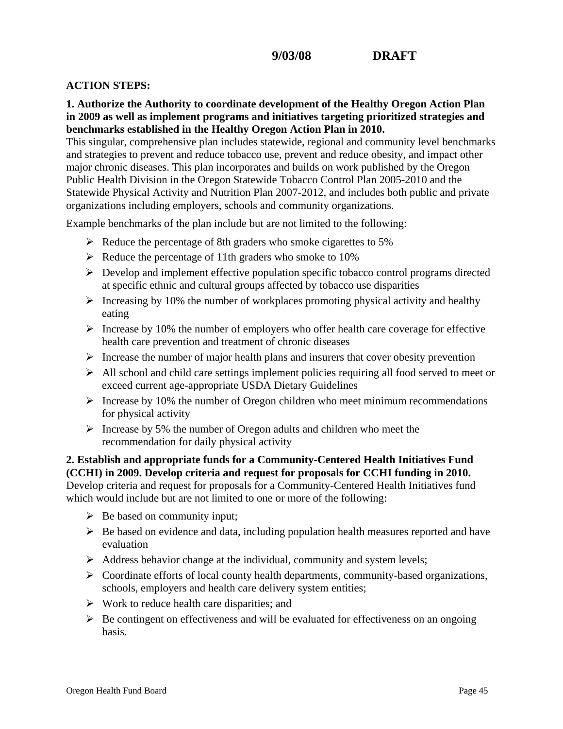**9/03/08 DRAFT**

**ACTION STEPS:**

**1. Authorize the Authority to coordinate development of the Healthy Oregon Action Plan in 2009 as well as implement programs and initiatives targeting prioritized strategies and benchmarks established in the Healthy Oregon Action Plan in 2010.**
This singular, comprehensive plan includes statewide, regional and community level benchmarks and strategies to prevent and reduce tobacco use, prevent and reduce obesity, and impact other major chronic diseases. This plan incorporates and builds on work published by the Oregon Public Health Division in the Oregon Statewide Tobacco Control Plan 2005-2010 and the Statewide Physical Activity and Nutrition Plan 2007-2012, and includes both public and private organizations including employers, schools and community organizations.

Example benchmarks of the plan include but are not limited to the following:

- Reduce the percentage of 8th graders who smoke cigarettes to 5%
- Reduce the percentage of 11th graders who smoke to 10%
- Develop and implement effective population specific tobacco control programs directed at specific ethnic and cultural groups affected by tobacco use disparities
- Increasing by 10% the number of workplaces promoting physical activity and healthy eating
- Increase by 10% the number of employers who offer health care coverage for effective health care prevention and treatment of chronic diseases
- Increase the number of major health plans and insurers that cover obesity prevention
- All school and child care settings implement policies requiring all food served to meet or exceed current age-appropriate USDA Dietary Guidelines
- Increase by 10% the number of Oregon children who meet minimum recommendations for physical activity
- Increase by 5% the number of Oregon adults and children who meet the recommendation for daily physical activity

**2. Establish and appropriate funds for a Community-Centered Health Initiatives Fund (CCHI) in 2009. Develop criteria and request for proposals for CCHI funding in 2010.**
Develop criteria and request for proposals for a Community-Centered Health Initiatives fund which would include but are not limited to one or more of the following:

- Be based on community input;
- Be based on evidence and data, including population health measures reported and have evaluation
- Address behavior change at the individual, community and system levels;
- Coordinate efforts of local county health departments, community-based organizations, schools, employers and health care delivery system entities;
- Work to reduce health care disparities; and
- Be contingent on effectiveness and will be evaluated for effectiveness on an ongoing basis.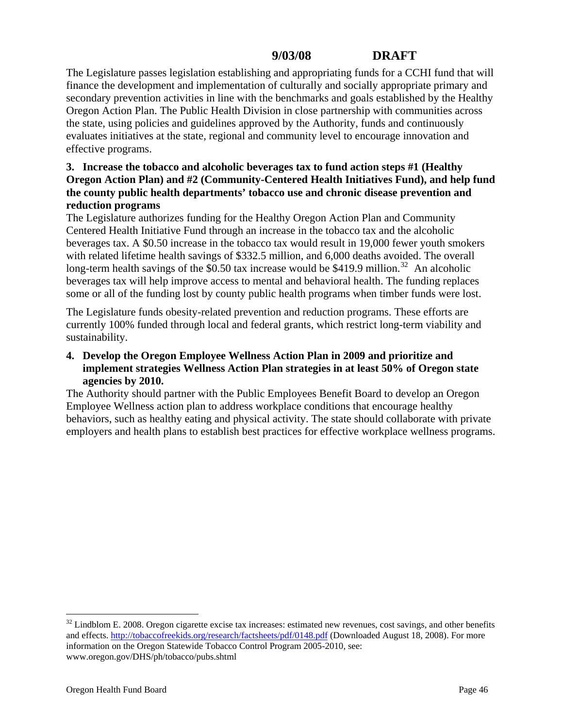The Legislature passes legislation establishing and appropriating funds for a CCHI fund that will finance the development and implementation of culturally and socially appropriate primary and secondary prevention activities in line with the benchmarks and goals established by the Healthy Oregon Action Plan. The Public Health Division in close partnership with communities across the state, using policies and guidelines approved by the Authority, funds and continuously evaluates initiatives at the state, regional and community level to encourage innovation and effective programs.

**3. Increase the tobacco and alcoholic beverages tax to fund action steps #1 (Healthy Oregon Action Plan) and #2 (Community-Centered Health Initiatives Fund), and help fund the county public health departments' tobacco use and chronic disease prevention and reduction programs**

The Legislature authorizes funding for the Healthy Oregon Action Plan and Community Centered Health Initiative Fund through an increase in the tobacco tax and the alcoholic beverages tax. A $0.50 increase in the tobacco tax would result in 19,000 fewer youth smokers with related lifetime health savings of $332.5 million, and 6,000 deaths avoided. The overall long-term health savings of the $0.50 tax increase would be $419.9 million.[32] An alcoholic beverages tax will help improve access to mental and behavioral health. The funding replaces some or all of the funding lost by county public health programs when timber funds were lost.

The Legislature funds obesity-related prevention and reduction programs. These efforts are currently 100% funded through local and federal grants, which restrict long-term viability and sustainability.

**4. Develop the Oregon Employee Wellness Action Plan in 2009 and prioritize and implement strategies Wellness Action Plan strategies in at least 50% of Oregon state agencies by 2010.**

The Authority should partner with the Public Employees Benefit Board to develop an Oregon Employee Wellness action plan to address workplace conditions that encourage healthy behaviors, such as healthy eating and physical activity. The state should collaborate with private employers and health plans to establish best practices for effective workplace wellness programs.

[32] Lindblom E. 2008. Oregon cigarette excise tax increases: estimated new revenues, cost savings, and other benefits and effects. http://tobaccofreekids.org/research/factsheets/pdf/0148.pdf (Downloaded August 18, 2008). For more information on the Oregon Statewide Tobacco Control Program 2005-2010, see: www.oregon.gov/DHS/ph/tobacco/pubs.shtml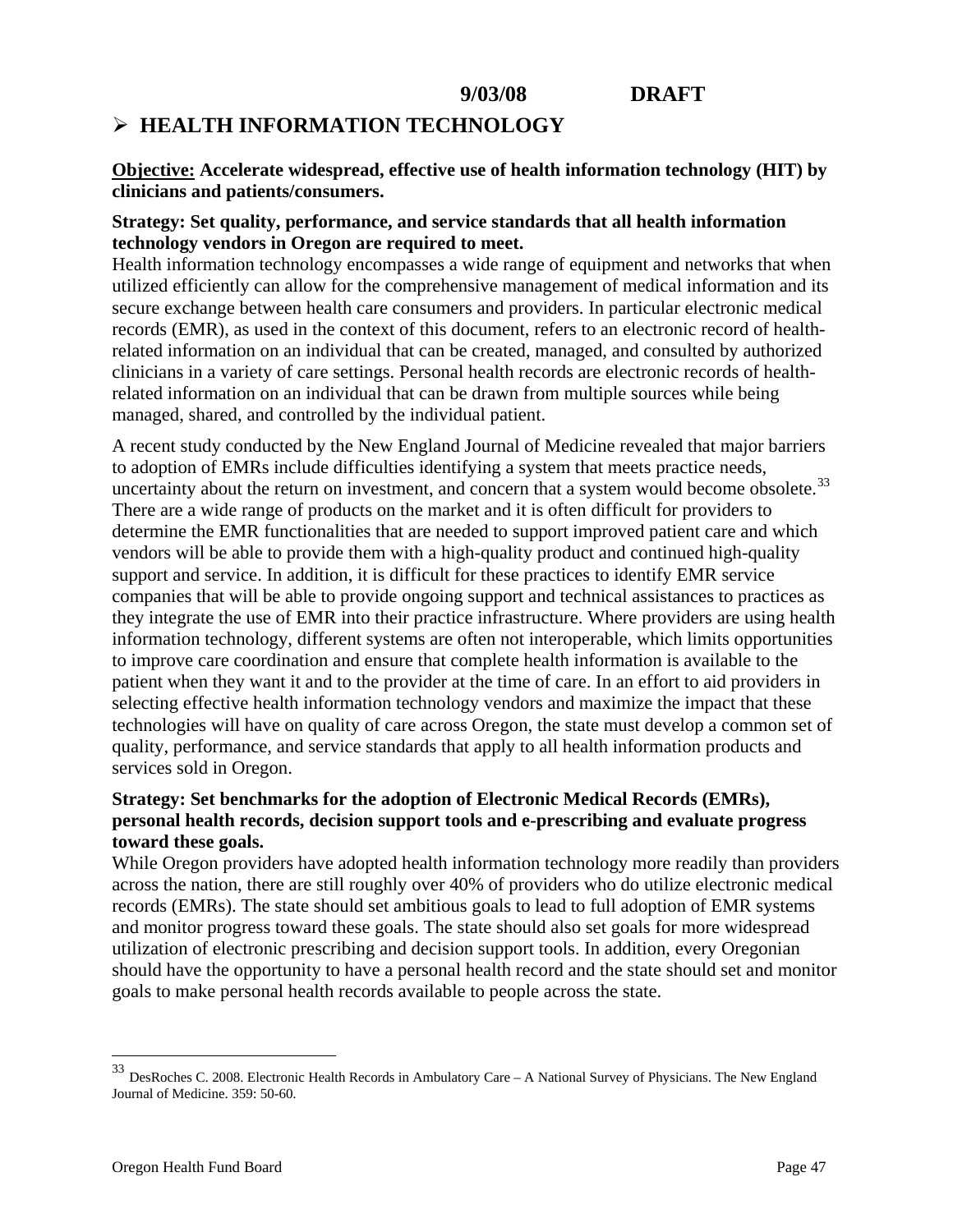**9/03/08 DRAFT**

## ➢ HEALTH INFORMATION TECHNOLOGY

**Objective: Accelerate widespread, effective use of health information technology (HIT) by clinicians and patients/consumers.**

**Strategy: Set quality, performance, and service standards that all health information technology vendors in Oregon are required to meet.**

Health information technology encompasses a wide range of equipment and networks that when utilized efficiently can allow for the comprehensive management of medical information and its secure exchange between health care consumers and providers. In particular electronic medical records (EMR), as used in the context of this document, refers to an electronic record of health-related information on an individual that can be created, managed, and consulted by authorized clinicians in a variety of care settings. Personal health records are electronic records of health-related information on an individual that can be drawn from multiple sources while being managed, shared, and controlled by the individual patient.

A recent study conducted by the New England Journal of Medicine revealed that major barriers to adoption of EMRs include difficulties identifying a system that meets practice needs, uncertainty about the return on investment, and concern that a system would become obsolete.[33] There are a wide range of products on the market and it is often difficult for providers to determine the EMR functionalities that are needed to support improved patient care and which vendors will be able to provide them with a high-quality product and continued high-quality support and service. In addition, it is difficult for these practices to identify EMR service companies that will be able to provide ongoing support and technical assistances to practices as they integrate the use of EMR into their practice infrastructure. Where providers are using health information technology, different systems are often not interoperable, which limits opportunities to improve care coordination and ensure that complete health information is available to the patient when they want it and to the provider at the time of care. In an effort to aid providers in selecting effective health information technology vendors and maximize the impact that these technologies will have on quality of care across Oregon, the state must develop a common set of quality, performance, and service standards that apply to all health information products and services sold in Oregon.

**Strategy: Set benchmarks for the adoption of Electronic Medical Records (EMRs), personal health records, decision support tools and e-prescribing and evaluate progress toward these goals.**

While Oregon providers have adopted health information technology more readily than providers across the nation, there are still roughly over 40% of providers who do utilize electronic medical records (EMRs). The state should set ambitious goals to lead to full adoption of EMR systems and monitor progress toward these goals. The state should also set goals for more widespread utilization of electronic prescribing and decision support tools. In addition, every Oregonian should have the opportunity to have a personal health record and the state should set and monitor goals to make personal health records available to people across the state.

---

[33] DesRoches C. 2008. Electronic Health Records in Ambulatory Care – A National Survey of Physicians. The New England Journal of Medicine. 359: 50-60.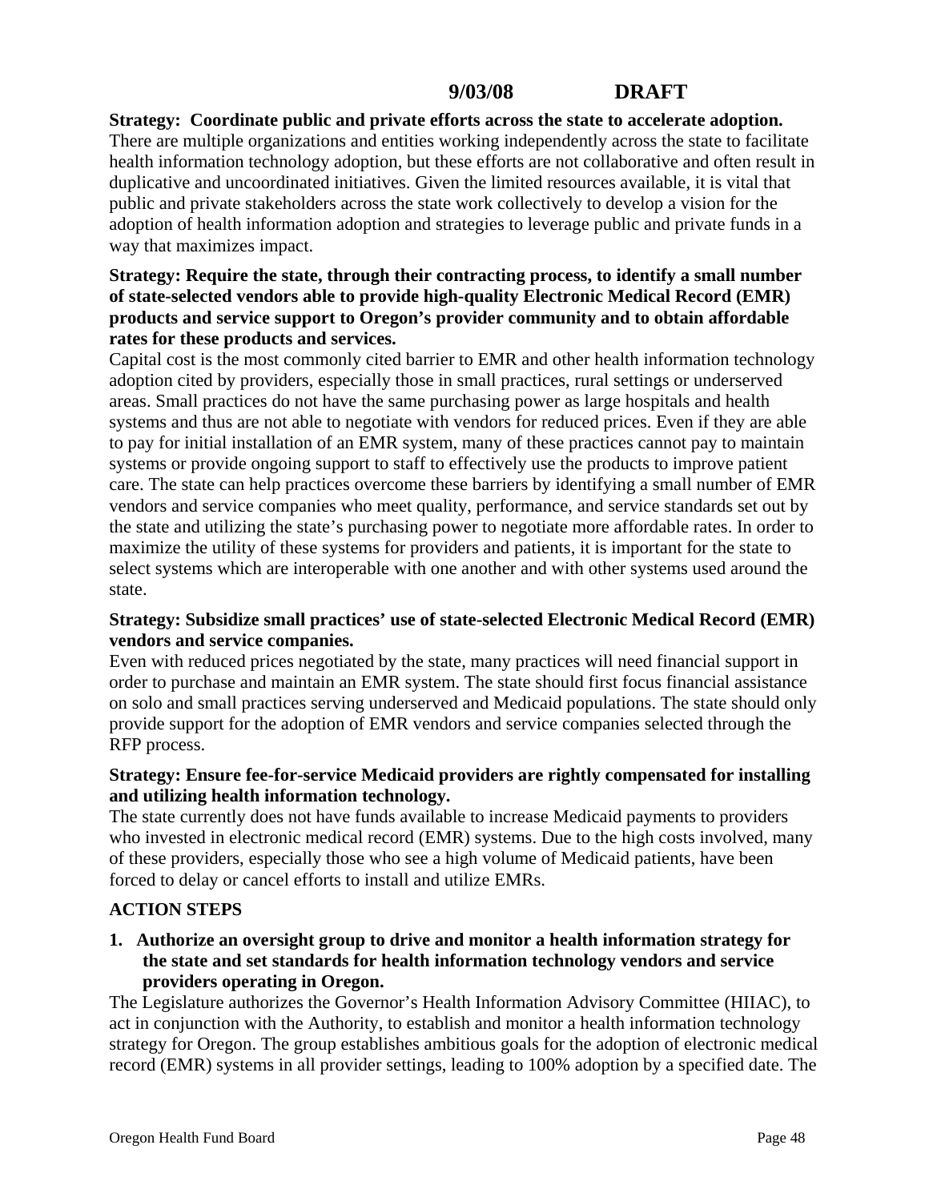**Strategy: Coordinate public and private efforts across the state to accelerate adoption.**
There are multiple organizations and entities working independently across the state to facilitate health information technology adoption, but these efforts are not collaborative and often result in duplicative and uncoordinated initiatives. Given the limited resources available, it is vital that public and private stakeholders across the state work collectively to develop a vision for the adoption of health information adoption and strategies to leverage public and private funds in a way that maximizes impact.

**Strategy: Require the state, through their contracting process, to identify a small number of state-selected vendors able to provide high-quality Electronic Medical Record (EMR) products and service support to Oregon's provider community and to obtain affordable rates for these products and services.**
Capital cost is the most commonly cited barrier to EMR and other health information technology adoption cited by providers, especially those in small practices, rural settings or underserved areas. Small practices do not have the same purchasing power as large hospitals and health systems and thus are not able to negotiate with vendors for reduced prices. Even if they are able to pay for initial installation of an EMR system, many of these practices cannot pay to maintain systems or provide ongoing support to staff to effectively use the products to improve patient care. The state can help practices overcome these barriers by identifying a small number of EMR vendors and service companies who meet quality, performance, and service standards set out by the state and utilizing the state's purchasing power to negotiate more affordable rates. In order to maximize the utility of these systems for providers and patients, it is important for the state to select systems which are interoperable with one another and with other systems used around the state.

**Strategy: Subsidize small practices' use of state-selected Electronic Medical Record (EMR) vendors and service companies.**
Even with reduced prices negotiated by the state, many practices will need financial support in order to purchase and maintain an EMR system. The state should first focus financial assistance on solo and small practices serving underserved and Medicaid populations. The state should only provide support for the adoption of EMR vendors and service companies selected through the RFP process.

**Strategy: Ensure fee-for-service Medicaid providers are rightly compensated for installing and utilizing health information technology.**
The state currently does not have funds available to increase Medicaid payments to providers who invested in electronic medical record (EMR) systems. Due to the high costs involved, many of these providers, especially those who see a high volume of Medicaid patients, have been forced to delay or cancel efforts to install and utilize EMRs.

**ACTION STEPS**

**1. Authorize an oversight group to drive and monitor a health information strategy for the state and set standards for health information technology vendors and service providers operating in Oregon.**

The Legislature authorizes the Governor's Health Information Advisory Committee (HIIAC), to act in conjunction with the Authority, to establish and monitor a health information technology strategy for Oregon. The group establishes ambitious goals for the adoption of electronic medical record (EMR) systems in all provider settings, leading to 100% adoption by a specified date. The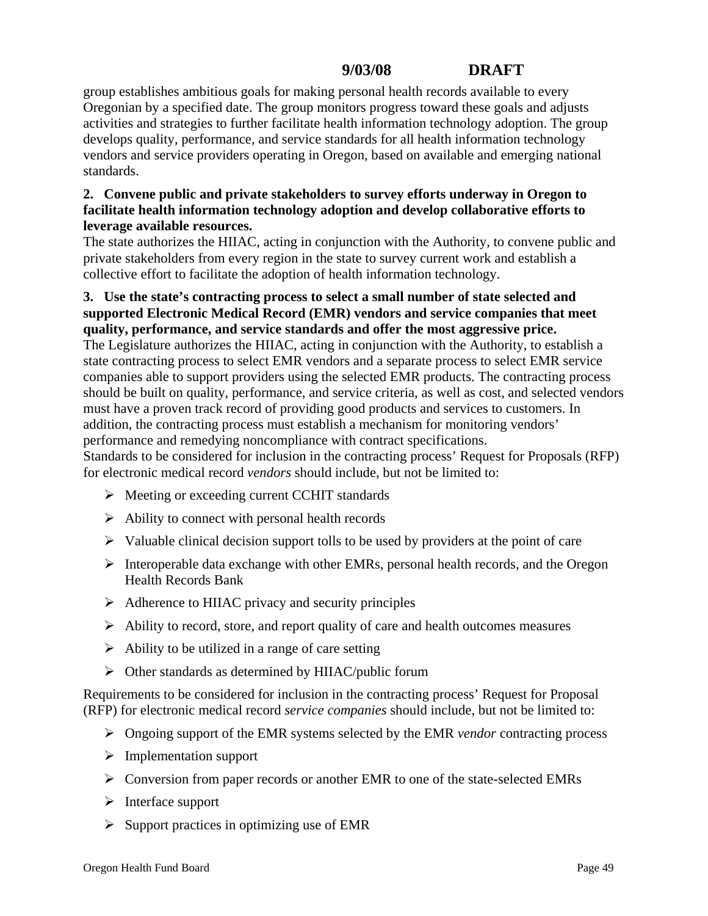group establishes ambitious goals for making personal health records available to every Oregonian by a specified date. The group monitors progress toward these goals and adjusts activities and strategies to further facilitate health information technology adoption. The group develops quality, performance, and service standards for all health information technology vendors and service providers operating in Oregon, based on available and emerging national standards.

**2. Convene public and private stakeholders to survey efforts underway in Oregon to facilitate health information technology adoption and develop collaborative efforts to leverage available resources.**

The state authorizes the HIIAC, acting in conjunction with the Authority, to convene public and private stakeholders from every region in the state to survey current work and establish a collective effort to facilitate the adoption of health information technology.

**3. Use the state's contracting process to select a small number of state selected and supported Electronic Medical Record (EMR) vendors and service companies that meet quality, performance, and service standards and offer the most aggressive price.**

The Legislature authorizes the HIIAC, acting in conjunction with the Authority, to establish a state contracting process to select EMR vendors and a separate process to select EMR service companies able to support providers using the selected EMR products. The contracting process should be built on quality, performance, and service criteria, as well as cost, and selected vendors must have a proven track record of providing good products and services to customers. In addition, the contracting process must establish a mechanism for monitoring vendors' performance and remedying noncompliance with contract specifications.

Standards to be considered for inclusion in the contracting process' Request for Proposals (RFP) for electronic medical record *vendors* should include, but not be limited to:

- Meeting or exceeding current CCHIT standards
- Ability to connect with personal health records
- Valuable clinical decision support tolls to be used by providers at the point of care
- Interoperable data exchange with other EMRs, personal health records, and the Oregon Health Records Bank
- Adherence to HIIAC privacy and security principles
- Ability to record, store, and report quality of care and health outcomes measures
- Ability to be utilized in a range of care setting
- Other standards as determined by HIIAC/public forum

Requirements to be considered for inclusion in the contracting process' Request for Proposal (RFP) for electronic medical record *service companies* should include, but not be limited to:

- Ongoing support of the EMR systems selected by the EMR *vendor* contracting process
- Implementation support
- Conversion from paper records or another EMR to one of the state-selected EMRs
- Interface support
- Support practices in optimizing use of EMR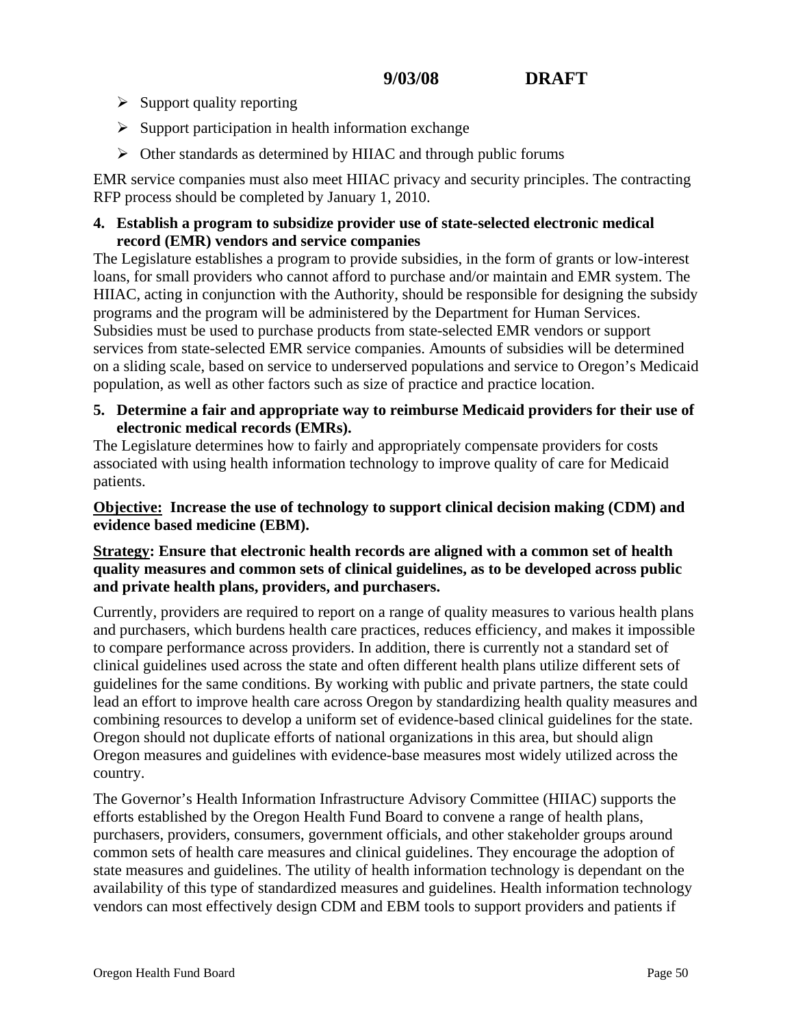- Support quality reporting
- Support participation in health information exchange
- Other standards as determined by HIIAC and through public forums

EMR service companies must also meet HIIAC privacy and security principles. The contracting RFP process should be completed by January 1, 2010.

**4. Establish a program to subsidize provider use of state-selected electronic medical record (EMR) vendors and service companies**

The Legislature establishes a program to provide subsidies, in the form of grants or low-interest loans, for small providers who cannot afford to purchase and/or maintain and EMR system. The HIIAC, acting in conjunction with the Authority, should be responsible for designing the subsidy programs and the program will be administered by the Department for Human Services. Subsidies must be used to purchase products from state-selected EMR vendors or support services from state-selected EMR service companies. Amounts of subsidies will be determined on a sliding scale, based on service to underserved populations and service to Oregon's Medicaid population, as well as other factors such as size of practice and practice location.

**5. Determine a fair and appropriate way to reimburse Medicaid providers for their use of electronic medical records (EMRs).**

The Legislature determines how to fairly and appropriately compensate providers for costs associated with using health information technology to improve quality of care for Medicaid patients.

**Objective: Increase the use of technology to support clinical decision making (CDM) and evidence based medicine (EBM).**

**Strategy: Ensure that electronic health records are aligned with a common set of health quality measures and common sets of clinical guidelines, as to be developed across public and private health plans, providers, and purchasers.**

Currently, providers are required to report on a range of quality measures to various health plans and purchasers, which burdens health care practices, reduces efficiency, and makes it impossible to compare performance across providers. In addition, there is currently not a standard set of clinical guidelines used across the state and often different health plans utilize different sets of guidelines for the same conditions. By working with public and private partners, the state could lead an effort to improve health care across Oregon by standardizing health quality measures and combining resources to develop a uniform set of evidence-based clinical guidelines for the state. Oregon should not duplicate efforts of national organizations in this area, but should align Oregon measures and guidelines with evidence-base measures most widely utilized across the country.

The Governor's Health Information Infrastructure Advisory Committee (HIIAC) supports the efforts established by the Oregon Health Fund Board to convene a range of health plans, purchasers, providers, consumers, government officials, and other stakeholder groups around common sets of health care measures and clinical guidelines. They encourage the adoption of state measures and guidelines. The utility of health information technology is dependant on the availability of this type of standardized measures and guidelines. Health information technology vendors can most effectively design CDM and EBM tools to support providers and patients if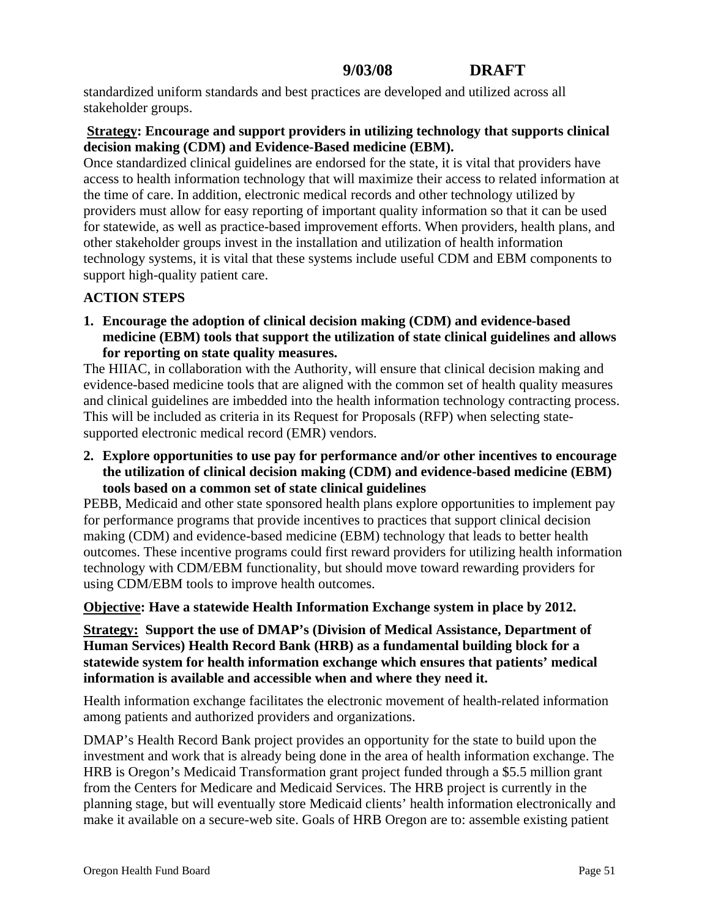standardized uniform standards and best practices are developed and utilized across all stakeholder groups.

**<u>Strategy</u>: Encourage and support providers in utilizing technology that supports clinical decision making (CDM) and Evidence-Based medicine (EBM).**

Once standardized clinical guidelines are endorsed for the state, it is vital that providers have access to health information technology that will maximize their access to related information at the time of care. In addition, electronic medical records and other technology utilized by providers must allow for easy reporting of important quality information so that it can be used for statewide, as well as practice-based improvement efforts. When providers, health plans, and other stakeholder groups invest in the installation and utilization of health information technology systems, it is vital that these systems include useful CDM and EBM components to support high-quality patient care.

**ACTION STEPS**

**1. Encourage the adoption of clinical decision making (CDM) and evidence-based medicine (EBM) tools that support the utilization of state clinical guidelines and allows for reporting on state quality measures.**

The HIIAC, in collaboration with the Authority, will ensure that clinical decision making and evidence-based medicine tools that are aligned with the common set of health quality measures and clinical guidelines are imbedded into the health information technology contracting process. This will be included as criteria in its Request for Proposals (RFP) when selecting state-supported electronic medical record (EMR) vendors.

**2. Explore opportunities to use pay for performance and/or other incentives to encourage the utilization of clinical decision making (CDM) and evidence-based medicine (EBM) tools based on a common set of state clinical guidelines**

PEBB, Medicaid and other state sponsored health plans explore opportunities to implement pay for performance programs that provide incentives to practices that support clinical decision making (CDM) and evidence-based medicine (EBM) technology that leads to better health outcomes. These incentive programs could first reward providers for utilizing health information technology with CDM/EBM functionality, but should move toward rewarding providers for using CDM/EBM tools to improve health outcomes.

**<u>Objective</u>: Have a statewide Health Information Exchange system in place by 2012.**

**<u>Strategy:</u> Support the use of DMAP's (Division of Medical Assistance, Department of Human Services) Health Record Bank (HRB) as a fundamental building block for a statewide system for health information exchange which ensures that patients' medical information is available and accessible when and where they need it.**

Health information exchange facilitates the electronic movement of health-related information among patients and authorized providers and organizations.

DMAP's Health Record Bank project provides an opportunity for the state to build upon the investment and work that is already being done in the area of health information exchange. The HRB is Oregon's Medicaid Transformation grant project funded through a $5.5 million grant from the Centers for Medicare and Medicaid Services. The HRB project is currently in the planning stage, but will eventually store Medicaid clients' health information electronically and make it available on a secure-web site. Goals of HRB Oregon are to: assemble existing patient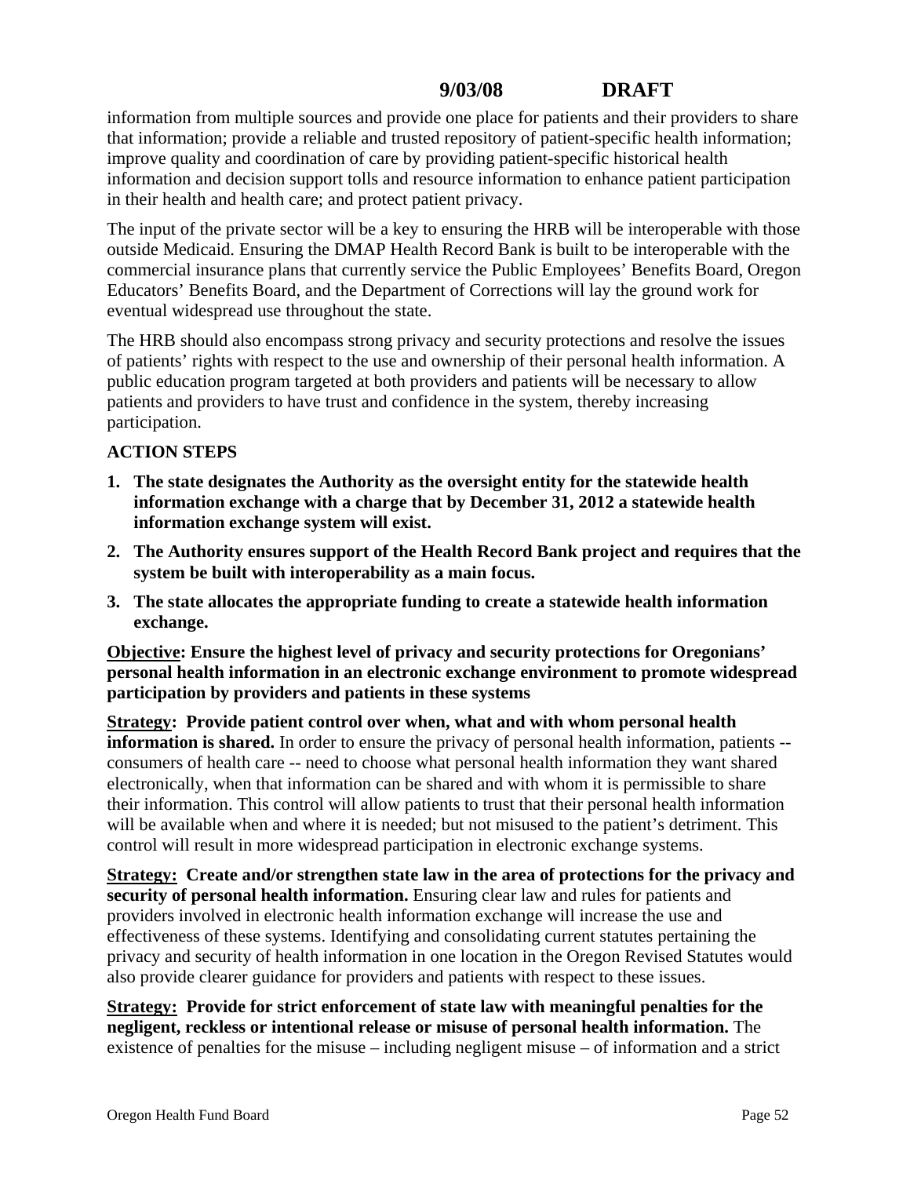information from multiple sources and provide one place for patients and their providers to share that information; provide a reliable and trusted repository of patient-specific health information; improve quality and coordination of care by providing patient-specific historical health information and decision support tolls and resource information to enhance patient participation in their health and health care; and protect patient privacy.

The input of the private sector will be a key to ensuring the HRB will be interoperable with those outside Medicaid. Ensuring the DMAP Health Record Bank is built to be interoperable with the commercial insurance plans that currently service the Public Employees' Benefits Board, Oregon Educators' Benefits Board, and the Department of Corrections will lay the ground work for eventual widespread use throughout the state.

The HRB should also encompass strong privacy and security protections and resolve the issues of patients' rights with respect to the use and ownership of their personal health information. A public education program targeted at both providers and patients will be necessary to allow patients and providers to have trust and confidence in the system, thereby increasing participation.

**ACTION STEPS**

1. **The state designates the Authority as the oversight entity for the statewide health information exchange with a charge that by December 31, 2012 a statewide health information exchange system will exist.**
2. **The Authority ensures support of the Health Record Bank project and requires that the system be built with interoperability as a main focus.**
3. **The state allocates the appropriate funding to create a statewide health information exchange.**

**<u>Objective</u>: Ensure the highest level of privacy and security protections for Oregonians' personal health information in an electronic exchange environment to promote widespread participation by providers and patients in these systems**

**<u>Strategy</u>: Provide patient control over when, what and with whom personal health information is shared.** In order to ensure the privacy of personal health information, patients -- consumers of health care -- need to choose what personal health information they want shared electronically, when that information can be shared and with whom it is permissible to share their information. This control will allow patients to trust that their personal health information will be available when and where it is needed; but not misused to the patient's detriment. This control will result in more widespread participation in electronic exchange systems.

**<u>Strategy:</u> Create and/or strengthen state law in the area of protections for the privacy and security of personal health information.** Ensuring clear law and rules for patients and providers involved in electronic health information exchange will increase the use and effectiveness of these systems. Identifying and consolidating current statutes pertaining the privacy and security of health information in one location in the Oregon Revised Statutes would also provide clearer guidance for providers and patients with respect to these issues.

**<u>Strategy:</u> Provide for strict enforcement of state law with meaningful penalties for the negligent, reckless or intentional release or misuse of personal health information.** The existence of penalties for the misuse – including negligent misuse – of information and a strict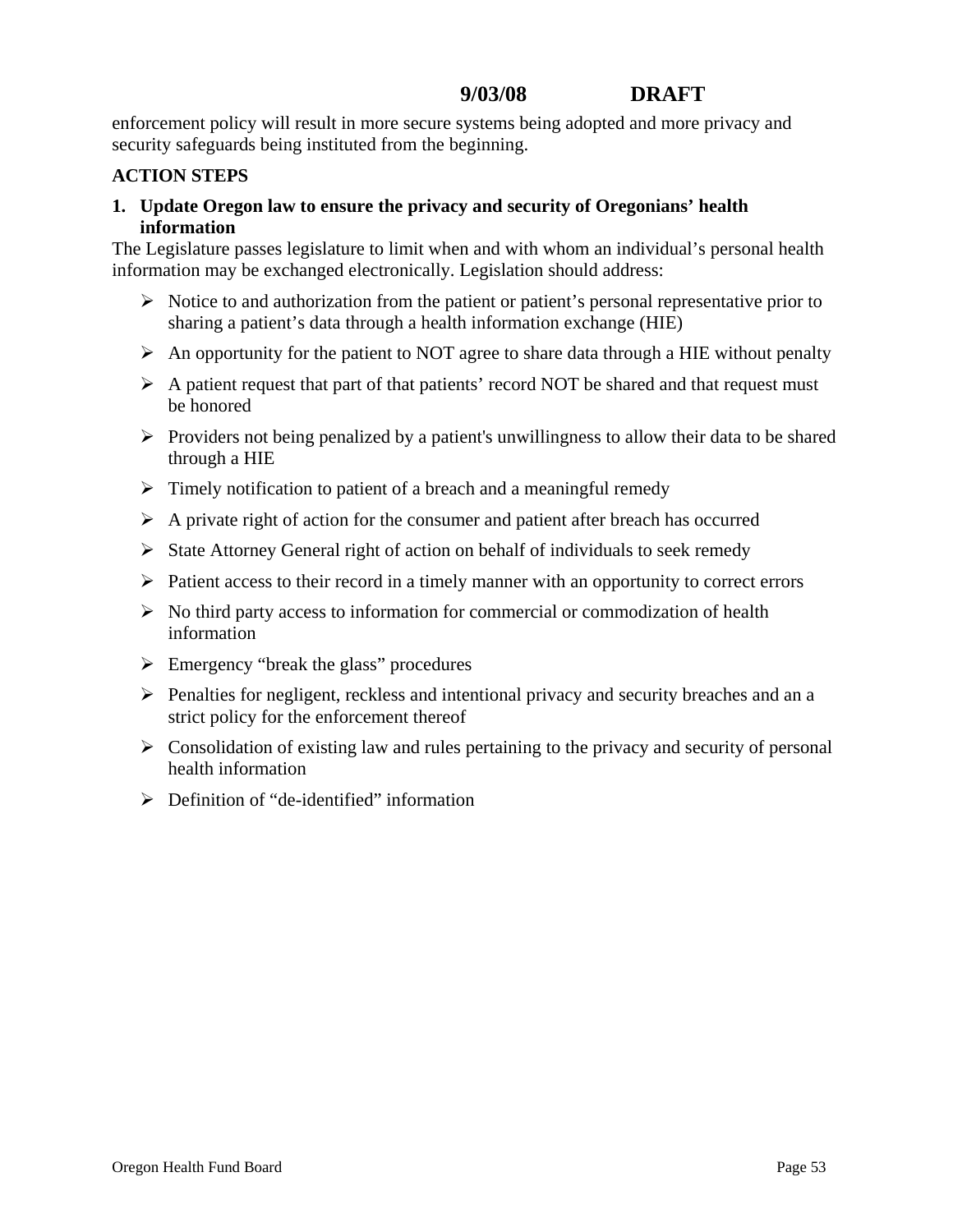enforcement policy will result in more secure systems being adopted and more privacy and security safeguards being instituted from the beginning.

**ACTION STEPS**

**1. Update Oregon law to ensure the privacy and security of Oregonians' health information**

The Legislature passes legislature to limit when and with whom an individual's personal health information may be exchanged electronically. Legislation should address:

- Notice to and authorization from the patient or patient's personal representative prior to sharing a patient's data through a health information exchange (HIE)
- An opportunity for the patient to NOT agree to share data through a HIE without penalty
- A patient request that part of that patients' record NOT be shared and that request must be honored
- Providers not being penalized by a patient's unwillingness to allow their data to be shared through a HIE
- Timely notification to patient of a breach and a meaningful remedy
- A private right of action for the consumer and patient after breach has occurred
- State Attorney General right of action on behalf of individuals to seek remedy
- Patient access to their record in a timely manner with an opportunity to correct errors
- No third party access to information for commercial or commodization of health information
- Emergency "break the glass" procedures
- Penalties for negligent, reckless and intentional privacy and security breaches and an a strict policy for the enforcement thereof
- Consolidation of existing law and rules pertaining to the privacy and security of personal health information
- Definition of "de-identified" information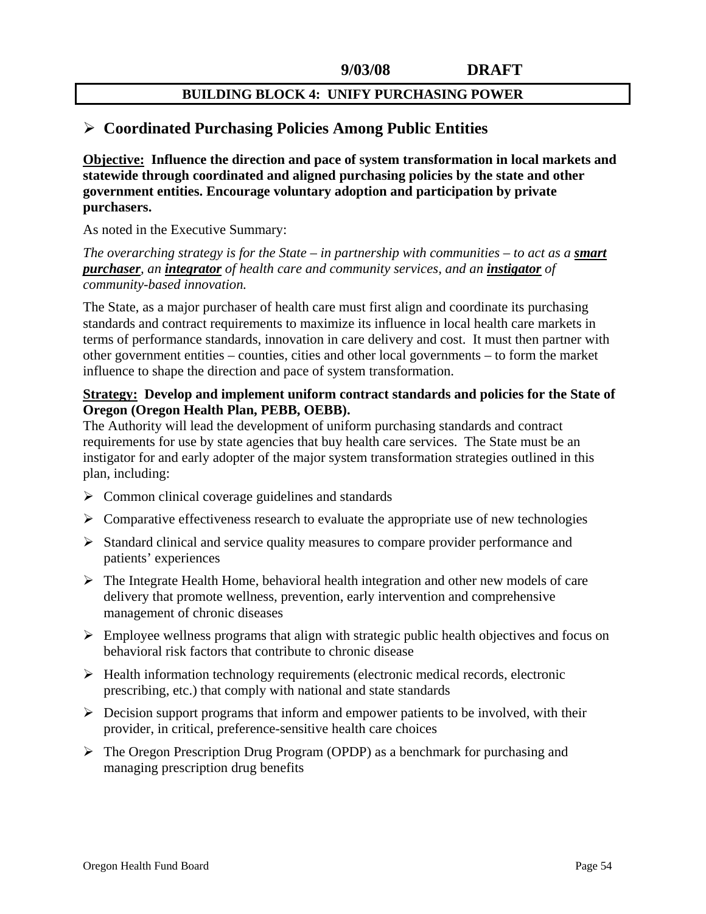**BUILDING BLOCK 4: UNIFY PURCHASING POWER**

## Coordinated Purchasing Policies Among Public Entities

**Objective: Influence the direction and pace of system transformation in local markets and statewide through coordinated and aligned purchasing policies by the state and other government entities. Encourage voluntary adoption and participation by private purchasers.**

As noted in the Executive Summary:

*The overarching strategy is for the State – in partnership with communities – to act as a **smart purchaser**, an **integrator** of health care and community services, and an **instigator** of community-based innovation.*

The State, as a major purchaser of health care must first align and coordinate its purchasing standards and contract requirements to maximize its influence in local health care markets in terms of performance standards, innovation in care delivery and cost. It must then partner with other government entities – counties, cities and other local governments – to form the market influence to shape the direction and pace of system transformation.

**Strategy: Develop and implement uniform contract standards and policies for the State of Oregon (Oregon Health Plan, PEBB, OEBB).**

The Authority will lead the development of uniform purchasing standards and contract requirements for use by state agencies that buy health care services. The State must be an instigator for and early adopter of the major system transformation strategies outlined in this plan, including:

- Common clinical coverage guidelines and standards
- Comparative effectiveness research to evaluate the appropriate use of new technologies
- Standard clinical and service quality measures to compare provider performance and patients' experiences
- The Integrate Health Home, behavioral health integration and other new models of care delivery that promote wellness, prevention, early intervention and comprehensive management of chronic diseases
- Employee wellness programs that align with strategic public health objectives and focus on behavioral risk factors that contribute to chronic disease
- Health information technology requirements (electronic medical records, electronic prescribing, etc.) that comply with national and state standards
- Decision support programs that inform and empower patients to be involved, with their provider, in critical, preference-sensitive health care choices
- The Oregon Prescription Drug Program (OPDP) as a benchmark for purchasing and managing prescription drug benefits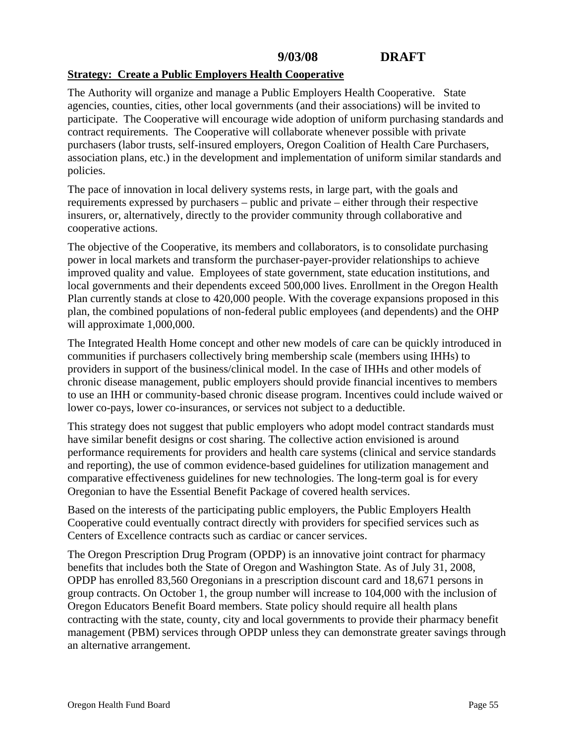**9/03/08 DRAFT**

**Strategy: Create a Public Employers Health Cooperative**

The Authority will organize and manage a Public Employers Health Cooperative. State agencies, counties, cities, other local governments (and their associations) will be invited to participate. The Cooperative will encourage wide adoption of uniform purchasing standards and contract requirements. The Cooperative will collaborate whenever possible with private purchasers (labor trusts, self-insured employers, Oregon Coalition of Health Care Purchasers, association plans, etc.) in the development and implementation of uniform similar standards and policies.

The pace of innovation in local delivery systems rests, in large part, with the goals and requirements expressed by purchasers – public and private – either through their respective insurers, or, alternatively, directly to the provider community through collaborative and cooperative actions.

The objective of the Cooperative, its members and collaborators, is to consolidate purchasing power in local markets and transform the purchaser-payer-provider relationships to achieve improved quality and value. Employees of state government, state education institutions, and local governments and their dependents exceed 500,000 lives. Enrollment in the Oregon Health Plan currently stands at close to 420,000 people. With the coverage expansions proposed in this plan, the combined populations of non-federal public employees (and dependents) and the OHP will approximate 1,000,000.

The Integrated Health Home concept and other new models of care can be quickly introduced in communities if purchasers collectively bring membership scale (members using IHHs) to providers in support of the business/clinical model. In the case of IHHs and other models of chronic disease management, public employers should provide financial incentives to members to use an IHH or community-based chronic disease program. Incentives could include waived or lower co-pays, lower co-insurances, or services not subject to a deductible.

This strategy does not suggest that public employers who adopt model contract standards must have similar benefit designs or cost sharing. The collective action envisioned is around performance requirements for providers and health care systems (clinical and service standards and reporting), the use of common evidence-based guidelines for utilization management and comparative effectiveness guidelines for new technologies. The long-term goal is for every Oregonian to have the Essential Benefit Package of covered health services.

Based on the interests of the participating public employers, the Public Employers Health Cooperative could eventually contract directly with providers for specified services such as Centers of Excellence contracts such as cardiac or cancer services.

The Oregon Prescription Drug Program (OPDP) is an innovative joint contract for pharmacy benefits that includes both the State of Oregon and Washington State. As of July 31, 2008, OPDP has enrolled 83,560 Oregonians in a prescription discount card and 18,671 persons in group contracts. On October 1, the group number will increase to 104,000 with the inclusion of Oregon Educators Benefit Board members. State policy should require all health plans contracting with the state, county, city and local governments to provide their pharmacy benefit management (PBM) services through OPDP unless they can demonstrate greater savings through an alternative arrangement.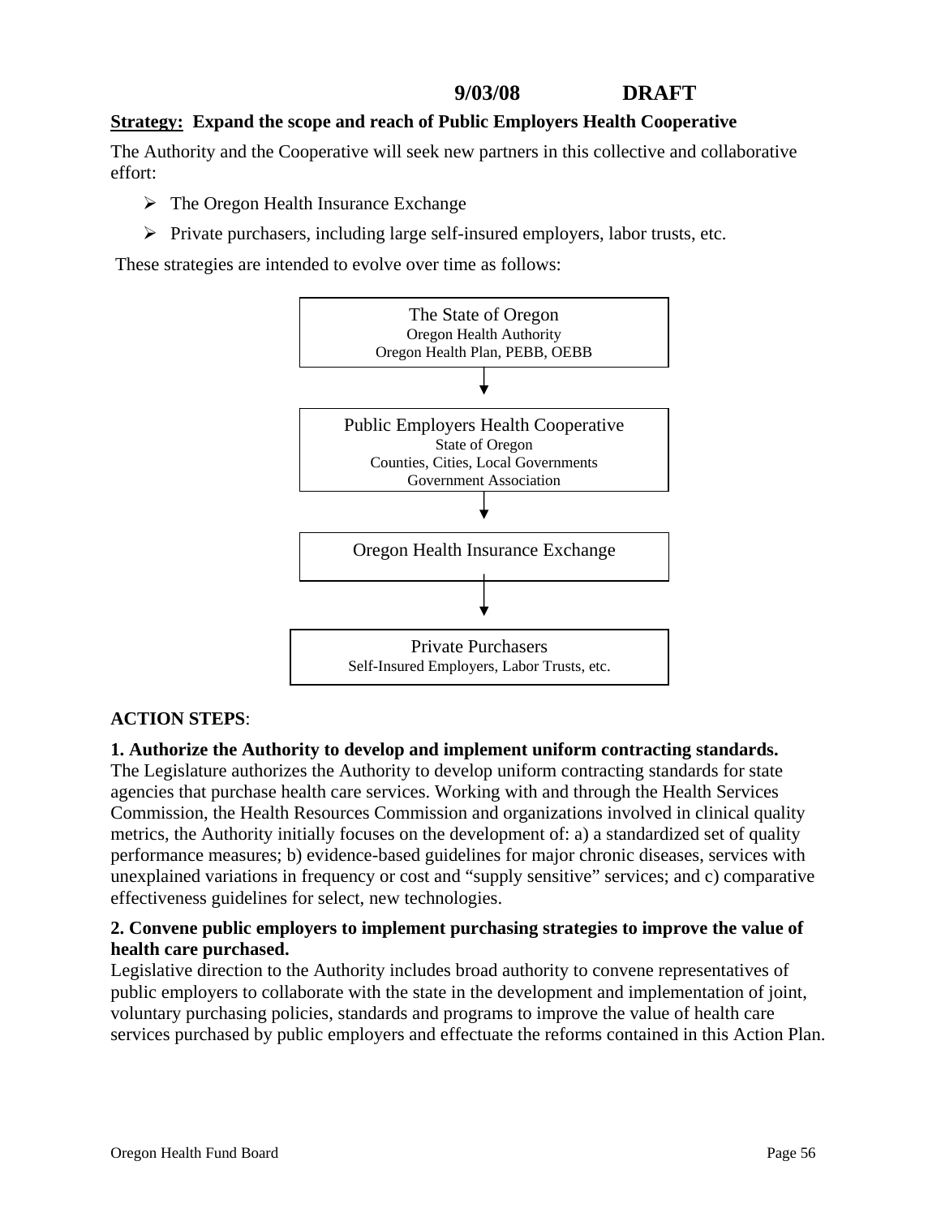**9/03/08 DRAFT**

**Strategy: Expand the scope and reach of Public Employers Health Cooperative**

The Authority and the Cooperative will seek new partners in this collective and collaborative effort:

- The Oregon Health Insurance Exchange
- Private purchasers, including large self-insured employers, labor trusts, etc.

These strategies are intended to evolve over time as follows:

The State of Oregon
Oregon Health Authority
Oregon Health Plan, PEBB, OEBB

Public Employers Health Cooperative
State of Oregon
Counties, Cities, Local Governments
Government Association

Oregon Health Insurance Exchange

Private Purchasers
Self-Insured Employers, Labor Trusts, etc.

**ACTION STEPS**:

**1. Authorize the Authority to develop and implement uniform contracting standards.**
The Legislature authorizes the Authority to develop uniform contracting standards for state agencies that purchase health care services. Working with and through the Health Services Commission, the Health Resources Commission and organizations involved in clinical quality metrics, the Authority initially focuses on the development of: a) a standardized set of quality performance measures; b) evidence-based guidelines for major chronic diseases, services with unexplained variations in frequency or cost and "supply sensitive" services; and c) comparative effectiveness guidelines for select, new technologies.

**2. Convene public employers to implement purchasing strategies to improve the value of health care purchased.**
Legislative direction to the Authority includes broad authority to convene representatives of public employers to collaborate with the state in the development and implementation of joint, voluntary purchasing policies, standards and programs to improve the value of health care services purchased by public employers and effectuate the reforms contained in this Action Plan.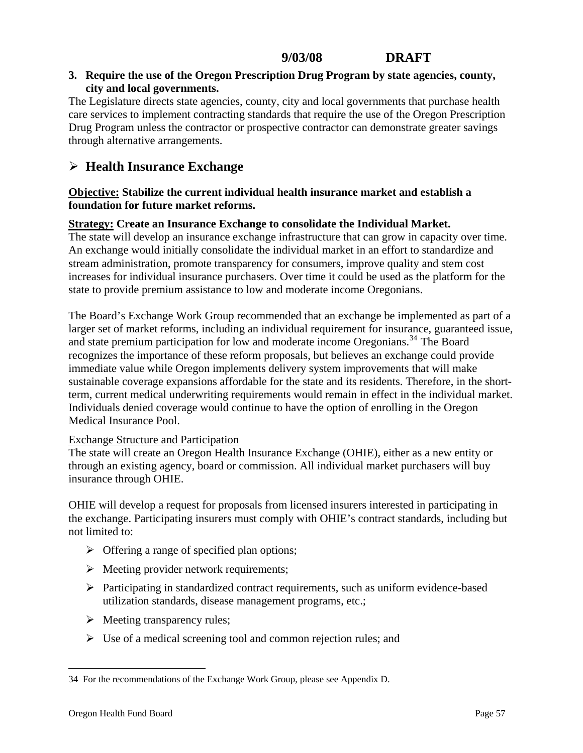**3. Require the use of the Oregon Prescription Drug Program by state agencies, county, city and local governments.**

The Legislature directs state agencies, county, city and local governments that purchase health care services to implement contracting standards that require the use of the Oregon Prescription Drug Program unless the contractor or prospective contractor can demonstrate greater savings through alternative arrangements.

## ➢ Health Insurance Exchange

**Objective: Stabilize the current individual health insurance market and establish a foundation for future market reforms.**

**Strategy: Create an Insurance Exchange to consolidate the Individual Market.**

The state will develop an insurance exchange infrastructure that can grow in capacity over time. An exchange would initially consolidate the individual market in an effort to standardize and stream administration, promote transparency for consumers, improve quality and stem cost increases for individual insurance purchasers. Over time it could be used as the platform for the state to provide premium assistance to low and moderate income Oregonians.

The Board's Exchange Work Group recommended that an exchange be implemented as part of a larger set of market reforms, including an individual requirement for insurance, guaranteed issue, and state premium participation for low and moderate income Oregonians.[34] The Board recognizes the importance of these reform proposals, but believes an exchange could provide immediate value while Oregon implements delivery system improvements that will make sustainable coverage expansions affordable for the state and its residents. Therefore, in the short-term, current medical underwriting requirements would remain in effect in the individual market. Individuals denied coverage would continue to have the option of enrolling in the Oregon Medical Insurance Pool.

Exchange Structure and Participation

The state will create an Oregon Health Insurance Exchange (OHIE), either as a new entity or through an existing agency, board or commission. All individual market purchasers will buy insurance through OHIE.

OHIE will develop a request for proposals from licensed insurers interested in participating in the exchange. Participating insurers must comply with OHIE's contract standards, including but not limited to:

- Offering a range of specified plan options;
- Meeting provider network requirements;
- Participating in standardized contract requirements, such as uniform evidence-based utilization standards, disease management programs, etc.;
- Meeting transparency rules;
- Use of a medical screening tool and common rejection rules; and

34 For the recommendations of the Exchange Work Group, please see Appendix D.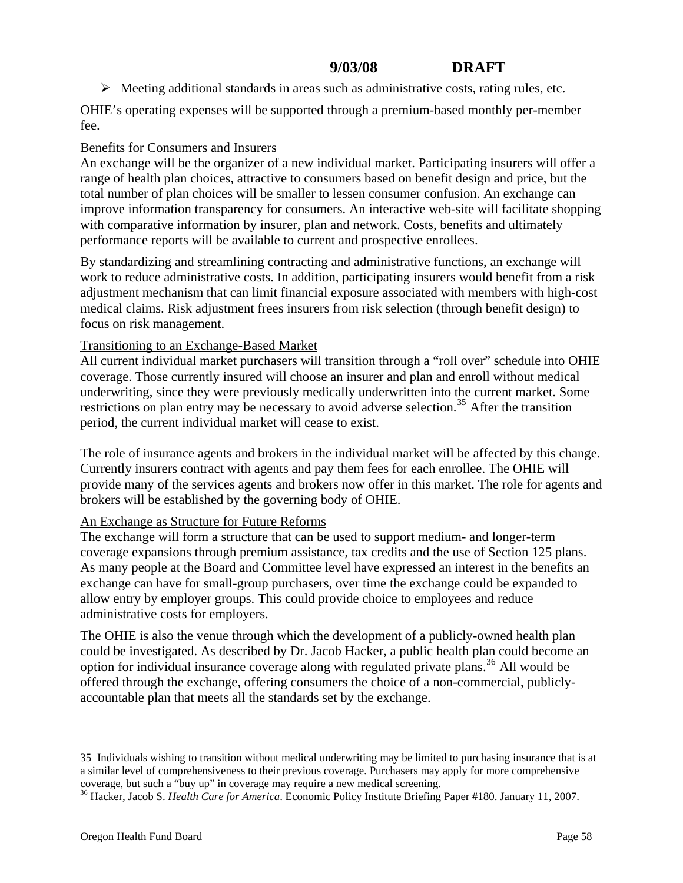- Meeting additional standards in areas such as administrative costs, rating rules, etc.

OHIE's operating expenses will be supported through a premium-based monthly per-member fee.

Benefits for Consumers and Insurers

An exchange will be the organizer of a new individual market. Participating insurers will offer a range of health plan choices, attractive to consumers based on benefit design and price, but the total number of plan choices will be smaller to lessen consumer confusion. An exchange can improve information transparency for consumers. An interactive web-site will facilitate shopping with comparative information by insurer, plan and network. Costs, benefits and ultimately performance reports will be available to current and prospective enrollees.

By standardizing and streamlining contracting and administrative functions, an exchange will work to reduce administrative costs. In addition, participating insurers would benefit from a risk adjustment mechanism that can limit financial exposure associated with members with high-cost medical claims. Risk adjustment frees insurers from risk selection (through benefit design) to focus on risk management.

Transitioning to an Exchange-Based Market

All current individual market purchasers will transition through a "roll over" schedule into OHIE coverage. Those currently insured will choose an insurer and plan and enroll without medical underwriting, since they were previously medically underwritten into the current market. Some restrictions on plan entry may be necessary to avoid adverse selection.[35] After the transition period, the current individual market will cease to exist.

The role of insurance agents and brokers in the individual market will be affected by this change. Currently insurers contract with agents and pay them fees for each enrollee. The OHIE will provide many of the services agents and brokers now offer in this market. The role for agents and brokers will be established by the governing body of OHIE.

An Exchange as Structure for Future Reforms

The exchange will form a structure that can be used to support medium- and longer-term coverage expansions through premium assistance, tax credits and the use of Section 125 plans. As many people at the Board and Committee level have expressed an interest in the benefits an exchange can have for small-group purchasers, over time the exchange could be expanded to allow entry by employer groups. This could provide choice to employees and reduce administrative costs for employers.

The OHIE is also the venue through which the development of a publicly-owned health plan could be investigated. As described by Dr. Jacob Hacker, a public health plan could become an option for individual insurance coverage along with regulated private plans.[36] All would be offered through the exchange, offering consumers the choice of a non-commercial, publicly-accountable plan that meets all the standards set by the exchange.

---

35 Individuals wishing to transition without medical underwriting may be limited to purchasing insurance that is at a similar level of comprehensiveness to their previous coverage. Purchasers may apply for more comprehensive coverage, but such a "buy up" in coverage may require a new medical screening.

36 Hacker, Jacob S. *Health Care for America*. Economic Policy Institute Briefing Paper #180. January 11, 2007.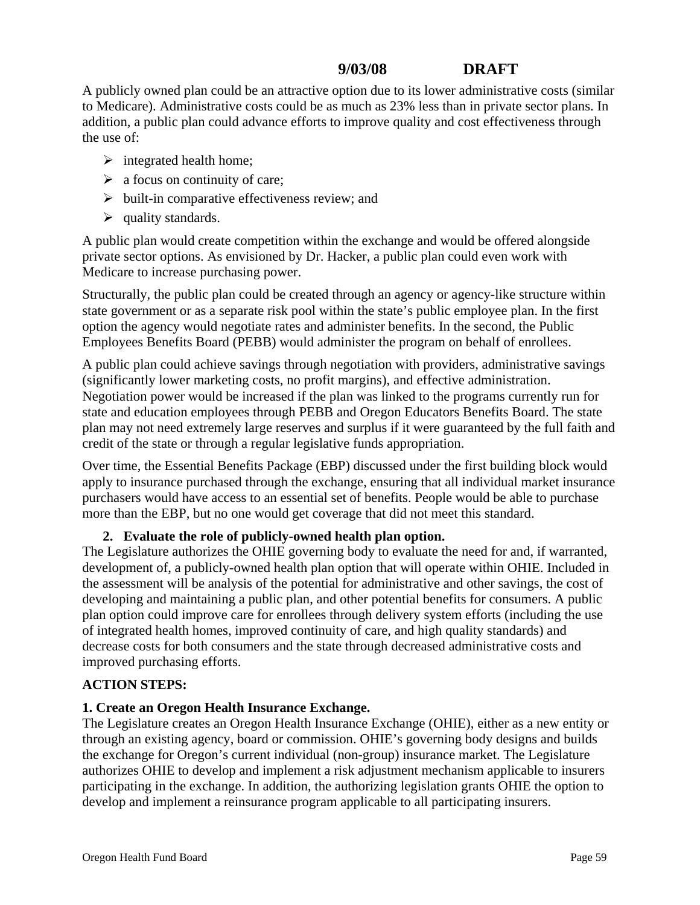A publicly owned plan could be an attractive option due to its lower administrative costs (similar to Medicare). Administrative costs could be as much as 23% less than in private sector plans. In addition, a public plan could advance efforts to improve quality and cost effectiveness through the use of:

- integrated health home;
- a focus on continuity of care;
- built-in comparative effectiveness review; and
- quality standards.

A public plan would create competition within the exchange and would be offered alongside private sector options. As envisioned by Dr. Hacker, a public plan could even work with Medicare to increase purchasing power.

Structurally, the public plan could be created through an agency or agency-like structure within state government or as a separate risk pool within the state's public employee plan. In the first option the agency would negotiate rates and administer benefits. In the second, the Public Employees Benefits Board (PEBB) would administer the program on behalf of enrollees.

A public plan could achieve savings through negotiation with providers, administrative savings (significantly lower marketing costs, no profit margins), and effective administration. Negotiation power would be increased if the plan was linked to the programs currently run for state and education employees through PEBB and Oregon Educators Benefits Board. The state plan may not need extremely large reserves and surplus if it were guaranteed by the full faith and credit of the state or through a regular legislative funds appropriation.

Over time, the Essential Benefits Package (EBP) discussed under the first building block would apply to insurance purchased through the exchange, ensuring that all individual market insurance purchasers would have access to an essential set of benefits. People would be able to purchase more than the EBP, but no one would get coverage that did not meet this standard.

**2. Evaluate the role of publicly-owned health plan option.**

The Legislature authorizes the OHIE governing body to evaluate the need for and, if warranted, development of, a publicly-owned health plan option that will operate within OHIE. Included in the assessment will be analysis of the potential for administrative and other savings, the cost of developing and maintaining a public plan, and other potential benefits for consumers. A public plan option could improve care for enrollees through delivery system efforts (including the use of integrated health homes, improved continuity of care, and high quality standards) and decrease costs for both consumers and the state through decreased administrative costs and improved purchasing efforts.

**ACTION STEPS:**

**1. Create an Oregon Health Insurance Exchange.**

The Legislature creates an Oregon Health Insurance Exchange (OHIE), either as a new entity or through an existing agency, board or commission. OHIE's governing body designs and builds the exchange for Oregon's current individual (non-group) insurance market. The Legislature authorizes OHIE to develop and implement a risk adjustment mechanism applicable to insurers participating in the exchange. In addition, the authorizing legislation grants OHIE the option to develop and implement a reinsurance program applicable to all participating insurers.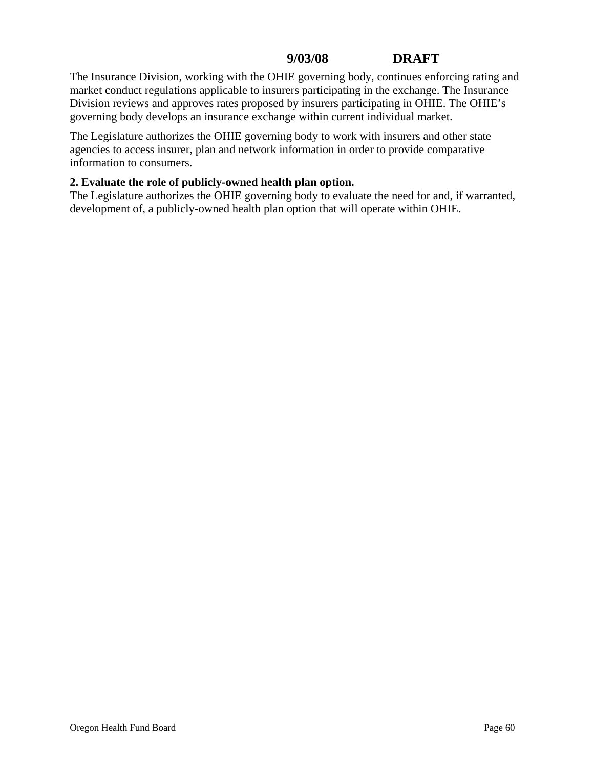The Insurance Division, working with the OHIE governing body, continues enforcing rating and market conduct regulations applicable to insurers participating in the exchange. The Insurance Division reviews and approves rates proposed by insurers participating in OHIE. The OHIE's governing body develops an insurance exchange within current individual market.

The Legislature authorizes the OHIE governing body to work with insurers and other state agencies to access insurer, plan and network information in order to provide comparative information to consumers.

**2. Evaluate the role of publicly-owned health plan option.**

The Legislature authorizes the OHIE governing body to evaluate the need for and, if warranted, development of, a publicly-owned health plan option that will operate within OHIE.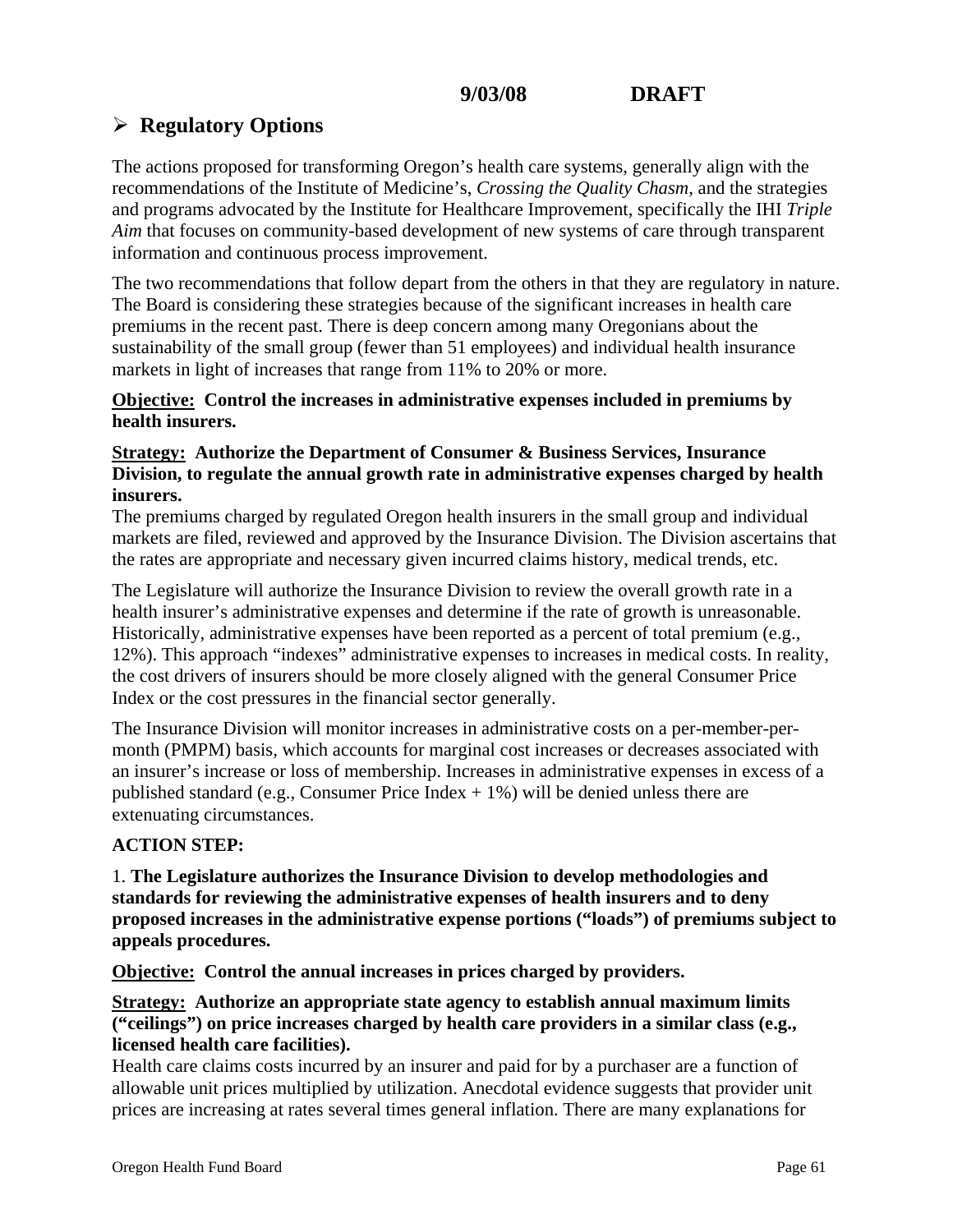**9/03/08 DRAFT**

## ➢ Regulatory Options

The actions proposed for transforming Oregon's health care systems, generally align with the recommendations of the Institute of Medicine's, *Crossing the Quality Chasm*, and the strategies and programs advocated by the Institute for Healthcare Improvement, specifically the IHI *Triple Aim* that focuses on community-based development of new systems of care through transparent information and continuous process improvement.

The two recommendations that follow depart from the others in that they are regulatory in nature. The Board is considering these strategies because of the significant increases in health care premiums in the recent past. There is deep concern among many Oregonians about the sustainability of the small group (fewer than 51 employees) and individual health insurance markets in light of increases that range from 11% to 20% or more.

**Objective: Control the increases in administrative expenses included in premiums by health insurers.**

**Strategy: Authorize the Department of Consumer & Business Services, Insurance Division, to regulate the annual growth rate in administrative expenses charged by health insurers.**

The premiums charged by regulated Oregon health insurers in the small group and individual markets are filed, reviewed and approved by the Insurance Division. The Division ascertains that the rates are appropriate and necessary given incurred claims history, medical trends, etc.

The Legislature will authorize the Insurance Division to review the overall growth rate in a health insurer's administrative expenses and determine if the rate of growth is unreasonable. Historically, administrative expenses have been reported as a percent of total premium (e.g., 12%). This approach "indexes" administrative expenses to increases in medical costs. In reality, the cost drivers of insurers should be more closely aligned with the general Consumer Price Index or the cost pressures in the financial sector generally.

The Insurance Division will monitor increases in administrative costs on a per-member-per-month (PMPM) basis, which accounts for marginal cost increases or decreases associated with an insurer's increase or loss of membership. Increases in administrative expenses in excess of a published standard (e.g., Consumer Price Index + 1%) will be denied unless there are extenuating circumstances.

**ACTION STEP:**

1. **The Legislature authorizes the Insurance Division to develop methodologies and standards for reviewing the administrative expenses of health insurers and to deny proposed increases in the administrative expense portions ("loads") of premiums subject to appeals procedures.**

**Objective: Control the annual increases in prices charged by providers.**

**Strategy: Authorize an appropriate state agency to establish annual maximum limits ("ceilings") on price increases charged by health care providers in a similar class (e.g., licensed health care facilities).**

Health care claims costs incurred by an insurer and paid for by a purchaser are a function of allowable unit prices multiplied by utilization. Anecdotal evidence suggests that provider unit prices are increasing at rates several times general inflation. There are many explanations for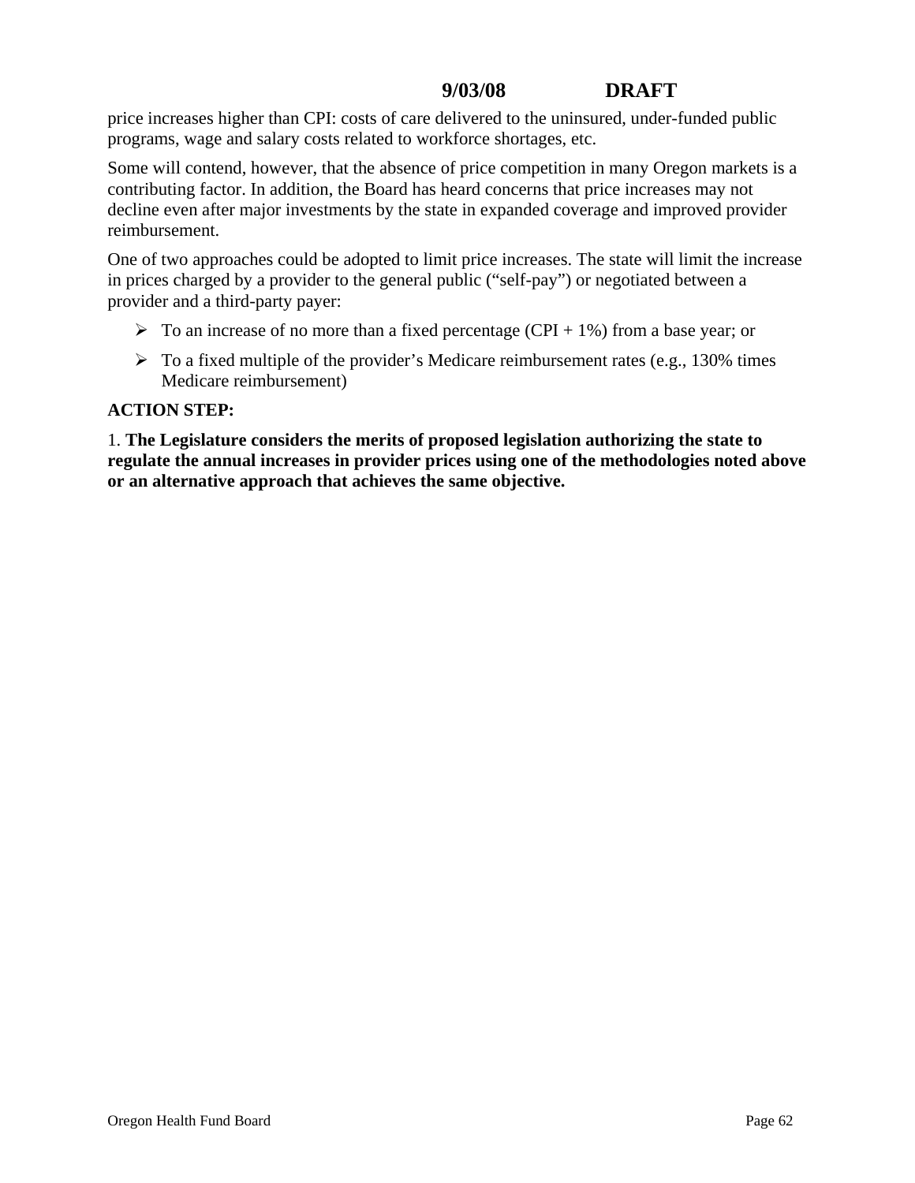price increases higher than CPI: costs of care delivered to the uninsured, under-funded public programs, wage and salary costs related to workforce shortages, etc.

Some will contend, however, that the absence of price competition in many Oregon markets is a contributing factor. In addition, the Board has heard concerns that price increases may not decline even after major investments by the state in expanded coverage and improved provider reimbursement.

One of two approaches could be adopted to limit price increases. The state will limit the increase in prices charged by a provider to the general public ("self-pay") or negotiated between a provider and a third-party payer:

- To an increase of no more than a fixed percentage (CPI + 1%) from a base year; or
- To a fixed multiple of the provider's Medicare reimbursement rates (e.g., 130% times Medicare reimbursement)

**ACTION STEP:**

1. **The Legislature considers the merits of proposed legislation authorizing the state to regulate the annual increases in provider prices using one of the methodologies noted above or an alternative approach that achieves the same objective.**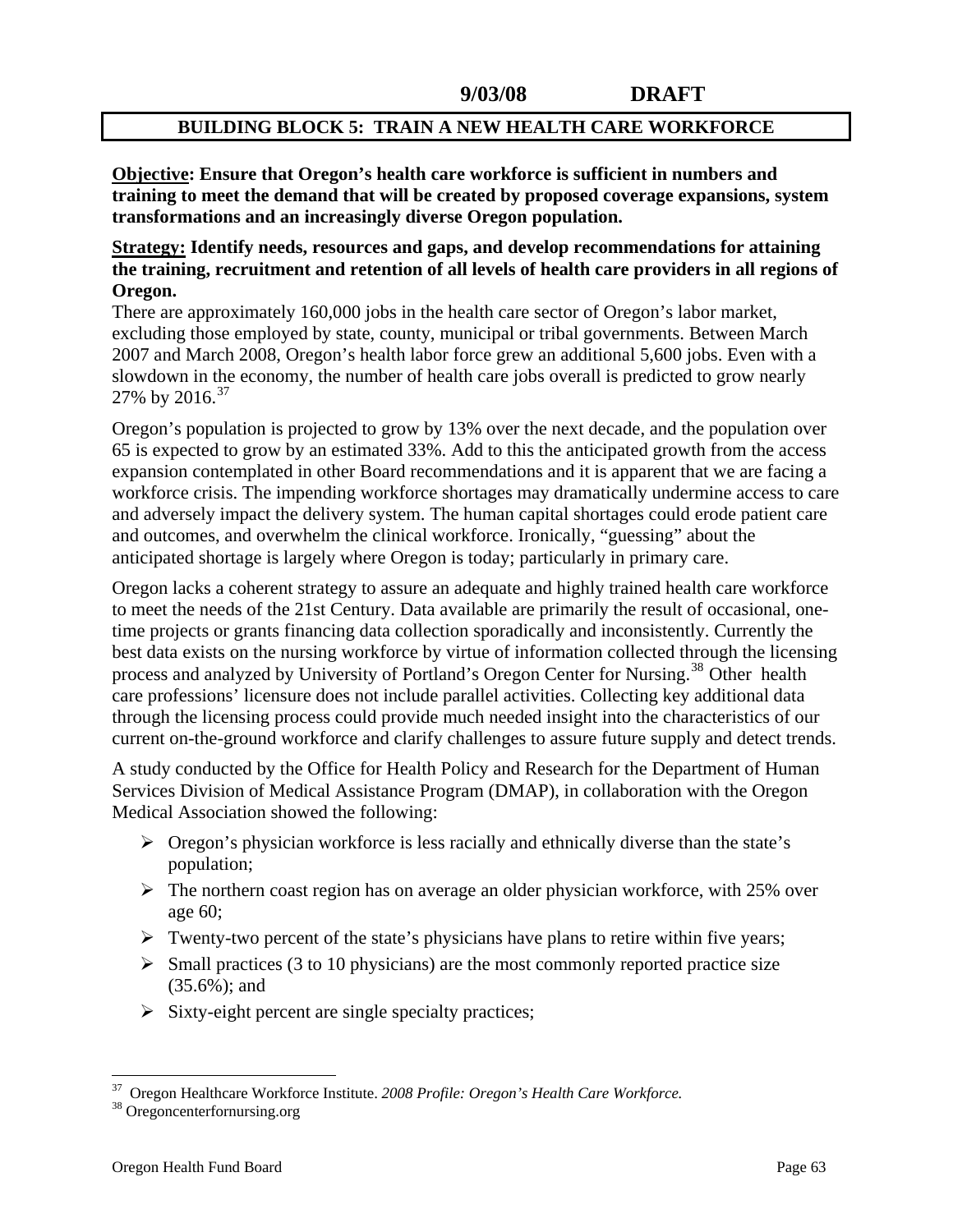9/03/08 DRAFT

## BUILDING BLOCK 5: TRAIN A NEW HEALTH CARE WORKFORCE

**Objective: Ensure that Oregon's health care workforce is sufficient in numbers and training to meet the demand that will be created by proposed coverage expansions, system transformations and an increasingly diverse Oregon population.**

**Strategy: Identify needs, resources and gaps, and develop recommendations for attaining the training, recruitment and retention of all levels of health care providers in all regions of Oregon.**

There are approximately 160,000 jobs in the health care sector of Oregon's labor market, excluding those employed by state, county, municipal or tribal governments. Between March 2007 and March 2008, Oregon's health labor force grew an additional 5,600 jobs. Even with a slowdown in the economy, the number of health care jobs overall is predicted to grow nearly 27% by 2016.[37]

Oregon's population is projected to grow by 13% over the next decade, and the population over 65 is expected to grow by an estimated 33%. Add to this the anticipated growth from the access expansion contemplated in other Board recommendations and it is apparent that we are facing a workforce crisis. The impending workforce shortages may dramatically undermine access to care and adversely impact the delivery system. The human capital shortages could erode patient care and outcomes, and overwhelm the clinical workforce. Ironically, "guessing" about the anticipated shortage is largely where Oregon is today; particularly in primary care.

Oregon lacks a coherent strategy to assure an adequate and highly trained health care workforce to meet the needs of the 21st Century. Data available are primarily the result of occasional, one-time projects or grants financing data collection sporadically and inconsistently. Currently the best data exists on the nursing workforce by virtue of information collected through the licensing process and analyzed by University of Portland's Oregon Center for Nursing.[38] Other health care professions' licensure does not include parallel activities. Collecting key additional data through the licensing process could provide much needed insight into the characteristics of our current on-the-ground workforce and clarify challenges to assure future supply and detect trends.

A study conducted by the Office for Health Policy and Research for the Department of Human Services Division of Medical Assistance Program (DMAP), in collaboration with the Oregon Medical Association showed the following:

- Oregon's physician workforce is less racially and ethnically diverse than the state's population;
- The northern coast region has on average an older physician workforce, with 25% over age 60;
- Twenty-two percent of the state's physicians have plans to retire within five years;
- Small practices (3 to 10 physicians) are the most commonly reported practice size (35.6%); and
- Sixty-eight percent are single specialty practices;

---

[37] Oregon Healthcare Workforce Institute. *2008 Profile: Oregon's Health Care Workforce.*

[38] Oregoncenterfornursing.org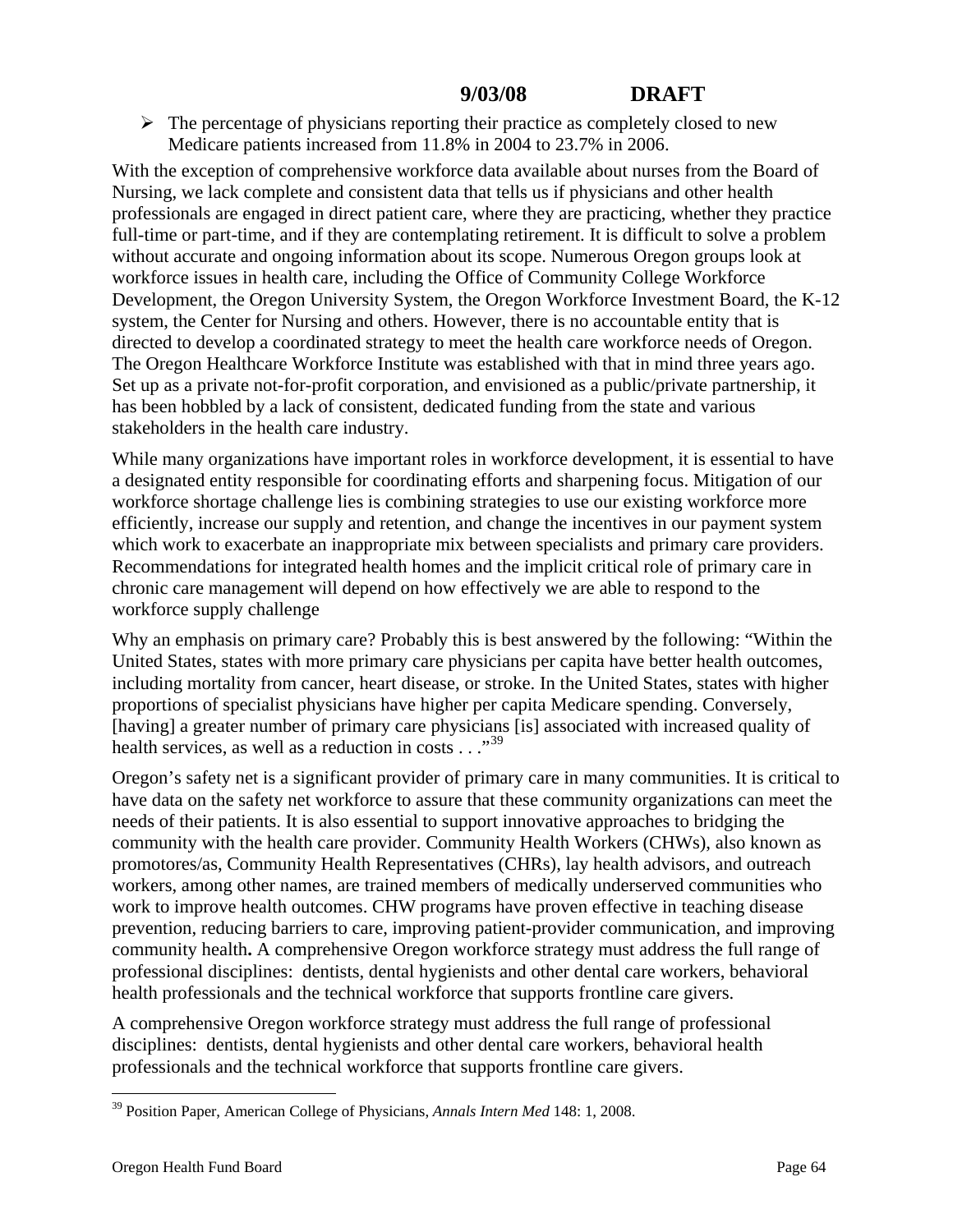- The percentage of physicians reporting their practice as completely closed to new Medicare patients increased from 11.8% in 2004 to 23.7% in 2006.

With the exception of comprehensive workforce data available about nurses from the Board of Nursing, we lack complete and consistent data that tells us if physicians and other health professionals are engaged in direct patient care, where they are practicing, whether they practice full-time or part-time, and if they are contemplating retirement. It is difficult to solve a problem without accurate and ongoing information about its scope. Numerous Oregon groups look at workforce issues in health care, including the Office of Community College Workforce Development, the Oregon University System, the Oregon Workforce Investment Board, the K-12 system, the Center for Nursing and others. However, there is no accountable entity that is directed to develop a coordinated strategy to meet the health care workforce needs of Oregon. The Oregon Healthcare Workforce Institute was established with that in mind three years ago. Set up as a private not-for-profit corporation, and envisioned as a public/private partnership, it has been hobbled by a lack of consistent, dedicated funding from the state and various stakeholders in the health care industry.

While many organizations have important roles in workforce development, it is essential to have a designated entity responsible for coordinating efforts and sharpening focus. Mitigation of our workforce shortage challenge lies is combining strategies to use our existing workforce more efficiently, increase our supply and retention, and change the incentives in our payment system which work to exacerbate an inappropriate mix between specialists and primary care providers. Recommendations for integrated health homes and the implicit critical role of primary care in chronic care management will depend on how effectively we are able to respond to the workforce supply challenge

Why an emphasis on primary care? Probably this is best answered by the following: "Within the United States, states with more primary care physicians per capita have better health outcomes, including mortality from cancer, heart disease, or stroke. In the United States, states with higher proportions of specialist physicians have higher per capita Medicare spending. Conversely, [having] a greater number of primary care physicians [is] associated with increased quality of health services, as well as a reduction in costs . . ."[39]

Oregon's safety net is a significant provider of primary care in many communities. It is critical to have data on the safety net workforce to assure that these community organizations can meet the needs of their patients. It is also essential to support innovative approaches to bridging the community with the health care provider. Community Health Workers (CHWs), also known as promotores/as, Community Health Representatives (CHRs), lay health advisors, and outreach workers, among other names, are trained members of medically underserved communities who work to improve health outcomes. CHW programs have proven effective in teaching disease prevention, reducing barriers to care, improving patient-provider communication, and improving community health**.** A comprehensive Oregon workforce strategy must address the full range of professional disciplines: dentists, dental hygienists and other dental care workers, behavioral health professionals and the technical workforce that supports frontline care givers.

A comprehensive Oregon workforce strategy must address the full range of professional disciplines: dentists, dental hygienists and other dental care workers, behavioral health professionals and the technical workforce that supports frontline care givers.

---

[39] Position Paper, American College of Physicians, *Annals Intern Med* 148: 1, 2008.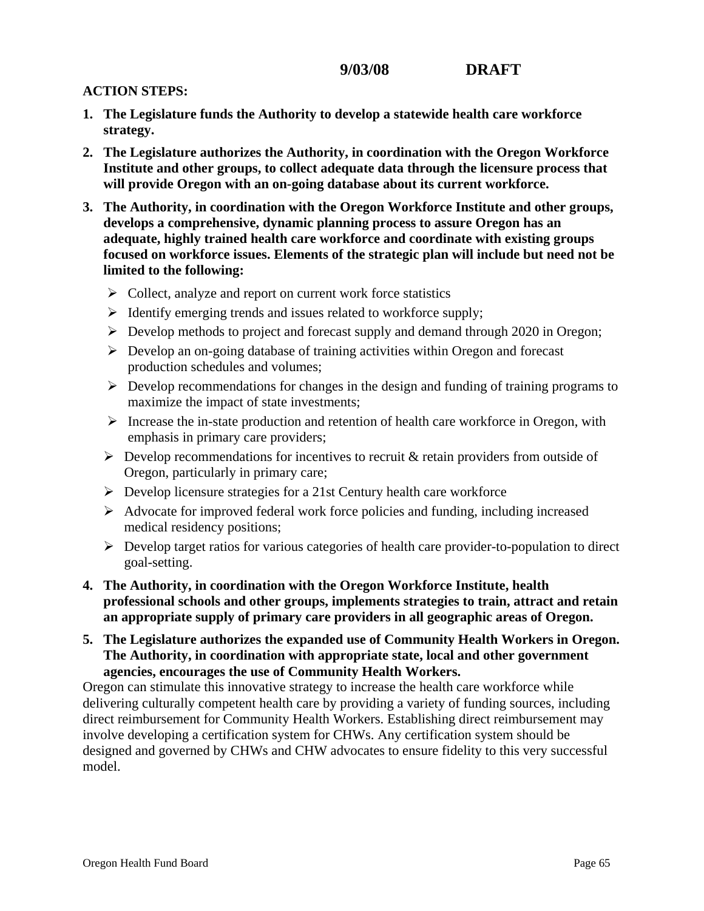**9/03/08 DRAFT**

**ACTION STEPS:**

1. **The Legislature funds the Authority to develop a statewide health care workforce strategy.**
2. **The Legislature authorizes the Authority, in coordination with the Oregon Workforce Institute and other groups, to collect adequate data through the licensure process that will provide Oregon with an on-going database about its current workforce.**
3. **The Authority, in coordination with the Oregon Workforce Institute and other groups, develops a comprehensive, dynamic planning process to assure Oregon has an adequate, highly trained health care workforce and coordinate with existing groups focused on workforce issues. Elements of the strategic plan will include but need not be limited to the following:**
   - Collect, analyze and report on current work force statistics
   - Identify emerging trends and issues related to workforce supply;
   - Develop methods to project and forecast supply and demand through 2020 in Oregon;
   - Develop an on-going database of training activities within Oregon and forecast production schedules and volumes;
   - Develop recommendations for changes in the design and funding of training programs to maximize the impact of state investments;
   - Increase the in-state production and retention of health care workforce in Oregon, with emphasis in primary care providers;
   - Develop recommendations for incentives to recruit & retain providers from outside of Oregon, particularly in primary care;
   - Develop licensure strategies for a 21st Century health care workforce
   - Advocate for improved federal work force policies and funding, including increased medical residency positions;
   - Develop target ratios for various categories of health care provider-to-population to direct goal-setting.
4. **The Authority, in coordination with the Oregon Workforce Institute, health professional schools and other groups, implements strategies to train, attract and retain an appropriate supply of primary care providers in all geographic areas of Oregon.**
5. **The Legislature authorizes the expanded use of Community Health Workers in Oregon. The Authority, in coordination with appropriate state, local and other government agencies, encourages the use of Community Health Workers.**

Oregon can stimulate this innovative strategy to increase the health care workforce while delivering culturally competent health care by providing a variety of funding sources, including direct reimbursement for Community Health Workers. Establishing direct reimbursement may involve developing a certification system for CHWs. Any certification system should be designed and governed by CHWs and CHW advocates to ensure fidelity to this very successful model.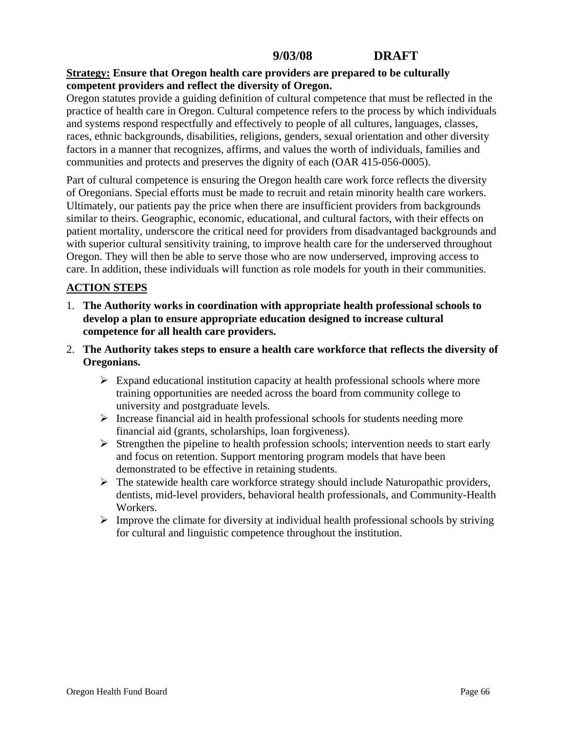**9/03/08 DRAFT**

**Strategy: Ensure that Oregon health care providers are prepared to be culturally competent providers and reflect the diversity of Oregon.**

Oregon statutes provide a guiding definition of cultural competence that must be reflected in the practice of health care in Oregon. Cultural competence refers to the process by which individuals and systems respond respectfully and effectively to people of all cultures, languages, classes, races, ethnic backgrounds, disabilities, religions, genders, sexual orientation and other diversity factors in a manner that recognizes, affirms, and values the worth of individuals, families and communities and protects and preserves the dignity of each (OAR 415-056-0005).

Part of cultural competence is ensuring the Oregon health care work force reflects the diversity of Oregonians. Special efforts must be made to recruit and retain minority health care workers. Ultimately, our patients pay the price when there are insufficient providers from backgrounds similar to theirs. Geographic, economic, educational, and cultural factors, with their effects on patient mortality, underscore the critical need for providers from disadvantaged backgrounds and with superior cultural sensitivity training, to improve health care for the underserved throughout Oregon. They will then be able to serve those who are now underserved, improving access to care. In addition, these individuals will function as role models for youth in their communities.

## ACTION STEPS

1. **The Authority works in coordination with appropriate health professional schools to develop a plan to ensure appropriate education designed to increase cultural competence for all health care providers.**
2. **The Authority takes steps to ensure a health care workforce that reflects the diversity of Oregonians.**
   - Expand educational institution capacity at health professional schools where more training opportunities are needed across the board from community college to university and postgraduate levels.
   - Increase financial aid in health professional schools for students needing more financial aid (grants, scholarships, loan forgiveness).
   - Strengthen the pipeline to health profession schools; intervention needs to start early and focus on retention. Support mentoring program models that have been demonstrated to be effective in retaining students.
   - The statewide health care workforce strategy should include Naturopathic providers, dentists, mid-level providers, behavioral health professionals, and Community-Health Workers.
   - Improve the climate for diversity at individual health professional schools by striving for cultural and linguistic competence throughout the institution.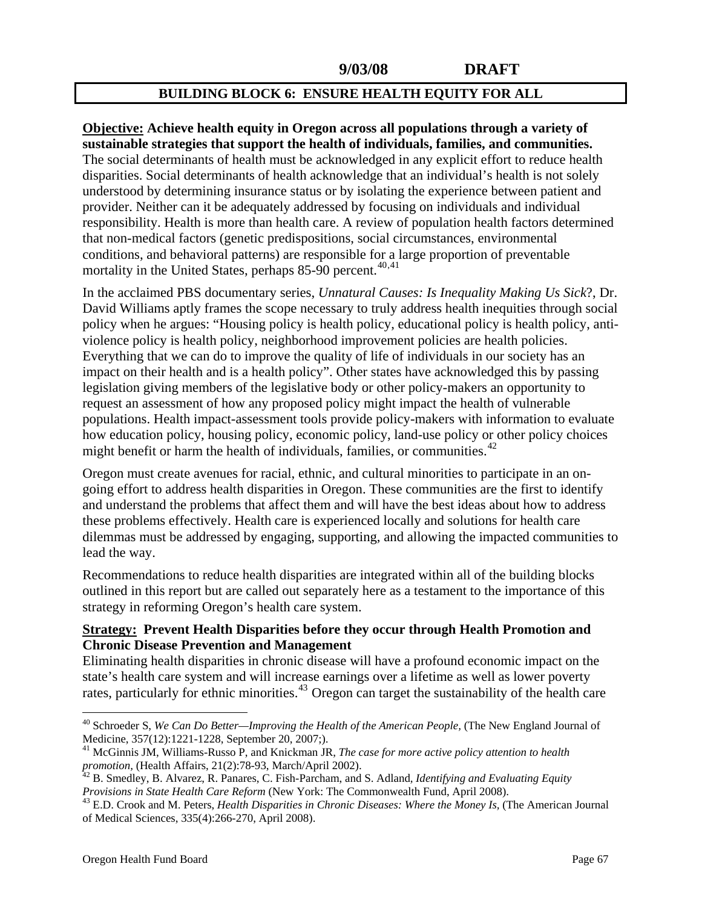9/03/08 DRAFT

## BUILDING BLOCK 6: ENSURE HEALTH EQUITY FOR ALL

**Objective: Achieve health equity in Oregon across all populations through a variety of sustainable strategies that support the health of individuals, families, and communities.** The social determinants of health must be acknowledged in any explicit effort to reduce health disparities. Social determinants of health acknowledge that an individual's health is not solely understood by determining insurance status or by isolating the experience between patient and provider. Neither can it be adequately addressed by focusing on individuals and individual responsibility. Health is more than health care. A review of population health factors determined that non-medical factors (genetic predispositions, social circumstances, environmental conditions, and behavioral patterns) are responsible for a large proportion of preventable mortality in the United States, perhaps 85-90 percent.[40,41]

In the acclaimed PBS documentary series, *Unnatural Causes: Is Inequality Making Us Sick*?, Dr. David Williams aptly frames the scope necessary to truly address health inequities through social policy when he argues: "Housing policy is health policy, educational policy is health policy, anti-violence policy is health policy, neighborhood improvement policies are health policies. Everything that we can do to improve the quality of life of individuals in our society has an impact on their health and is a health policy". Other states have acknowledged this by passing legislation giving members of the legislative body or other policy-makers an opportunity to request an assessment of how any proposed policy might impact the health of vulnerable populations. Health impact-assessment tools provide policy-makers with information to evaluate how education policy, housing policy, economic policy, land-use policy or other policy choices might benefit or harm the health of individuals, families, or communities.[42]

Oregon must create avenues for racial, ethnic, and cultural minorities to participate in an on-going effort to address health disparities in Oregon. These communities are the first to identify and understand the problems that affect them and will have the best ideas about how to address these problems effectively. Health care is experienced locally and solutions for health care dilemmas must be addressed by engaging, supporting, and allowing the impacted communities to lead the way.

Recommendations to reduce health disparities are integrated within all of the building blocks outlined in this report but are called out separately here as a testament to the importance of this strategy in reforming Oregon's health care system.

**Strategy: Prevent Health Disparities before they occur through Health Promotion and Chronic Disease Prevention and Management**

Eliminating health disparities in chronic disease will have a profound economic impact on the state's health care system and will increase earnings over a lifetime as well as lower poverty rates, particularly for ethnic minorities.[43] Oregon can target the sustainability of the health care

---

[40] Schroeder S, *We Can Do Better—Improving the Health of the American People*, (The New England Journal of Medicine, 357(12):1221-1228, September 20, 2007;).

[41] McGinnis JM, Williams-Russo P, and Knickman JR, *The case for more active policy attention to health promotion*, (Health Affairs, 21(2):78-93, March/April 2002).

[42] B. Smedley, B. Alvarez, R. Panares, C. Fish-Parcham, and S. Adland, *Identifying and Evaluating Equity Provisions in State Health Care Reform* (New York: The Commonwealth Fund, April 2008).

[43] E.D. Crook and M. Peters, *Health Disparities in Chronic Diseases: Where the Money Is*, (The American Journal of Medical Sciences, 335(4):266-270, April 2008).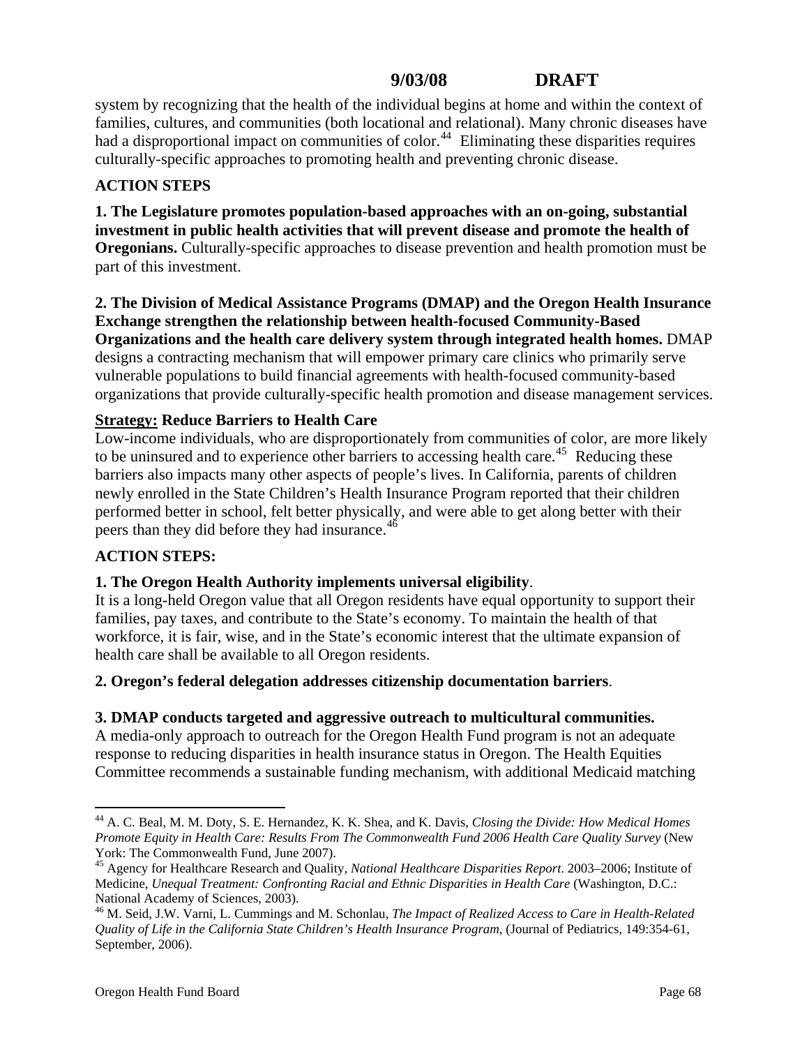system by recognizing that the health of the individual begins at home and within the context of families, cultures, and communities (both locational and relational). Many chronic diseases have had a disproportional impact on communities of color.[44] Eliminating these disparities requires culturally-specific approaches to promoting health and preventing chronic disease.

**ACTION STEPS**

**1. The Legislature promotes population-based approaches with an on-going, substantial investment in public health activities that will prevent disease and promote the health of Oregonians.** Culturally-specific approaches to disease prevention and health promotion must be part of this investment.

**2. The Division of Medical Assistance Programs (DMAP) and the Oregon Health Insurance Exchange strengthen the relationship between health-focused Community-Based Organizations and the health care delivery system through integrated health homes.** DMAP designs a contracting mechanism that will empower primary care clinics who primarily serve vulnerable populations to build financial agreements with health-focused community-based organizations that provide culturally-specific health promotion and disease management services.

**<u>Strategy:</u> Reduce Barriers to Health Care**

Low-income individuals, who are disproportionately from communities of color, are more likely to be uninsured and to experience other barriers to accessing health care.[45] Reducing these barriers also impacts many other aspects of people's lives. In California, parents of children newly enrolled in the State Children's Health Insurance Program reported that their children performed better in school, felt better physically, and were able to get along better with their peers than they did before they had insurance.[46]

**ACTION STEPS:**

**1. The Oregon Health Authority implements universal eligibility**.

It is a long-held Oregon value that all Oregon residents have equal opportunity to support their families, pay taxes, and contribute to the State's economy. To maintain the health of that workforce, it is fair, wise, and in the State's economic interest that the ultimate expansion of health care shall be available to all Oregon residents.

**2. Oregon's federal delegation addresses citizenship documentation barriers**.

**3. DMAP conducts targeted and aggressive outreach to multicultural communities.**

A media-only approach to outreach for the Oregon Health Fund program is not an adequate response to reducing disparities in health insurance status in Oregon. The Health Equities Committee recommends a sustainable funding mechanism, with additional Medicaid matching

---

[44] A. C. Beal, M. M. Doty, S. E. Hernandez, K. K. Shea, and K. Davis, *Closing the Divide: How Medical Homes Promote Equity in Health Care: Results From The Commonwealth Fund 2006 Health Care Quality Survey* (New York: The Commonwealth Fund, June 2007).

[45] Agency for Healthcare Research and Quality, *National Healthcare Disparities Report*. 2003–2006; Institute of Medicine, *Unequal Treatment: Confronting Racial and Ethnic Disparities in Health Care* (Washington, D.C.: National Academy of Sciences, 2003).

[46] M. Seid, J.W. Varni, L. Cummings and M. Schonlau, *The Impact of Realized Access to Care in Health-Related Quality of Life in the California State Children's Health Insurance Program,* (Journal of Pediatrics, 149:354-61, September, 2006).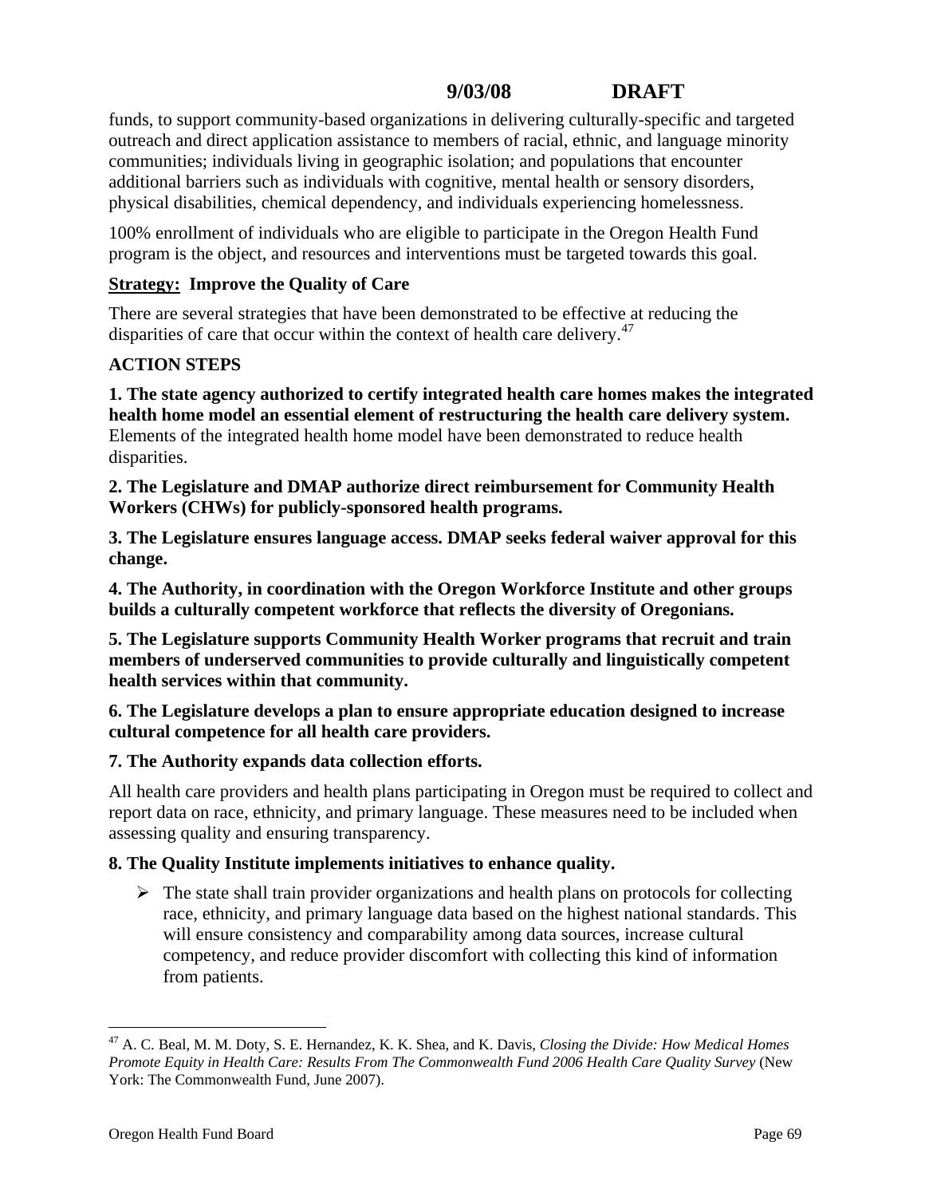funds, to support community-based organizations in delivering culturally-specific and targeted outreach and direct application assistance to members of racial, ethnic, and language minority communities; individuals living in geographic isolation; and populations that encounter additional barriers such as individuals with cognitive, mental health or sensory disorders, physical disabilities, chemical dependency, and individuals experiencing homelessness.

100% enrollment of individuals who are eligible to participate in the Oregon Health Fund program is the object, and resources and interventions must be targeted towards this goal.

**Strategy: Improve the Quality of Care**

There are several strategies that have been demonstrated to be effective at reducing the disparities of care that occur within the context of health care delivery.[47]

**ACTION STEPS**

**1. The state agency authorized to certify integrated health care homes makes the integrated health home model an essential element of restructuring the health care delivery system.** Elements of the integrated health home model have been demonstrated to reduce health disparities.

**2. The Legislature and DMAP authorize direct reimbursement for Community Health Workers (CHWs) for publicly-sponsored health programs.**

**3. The Legislature ensures language access. DMAP seeks federal waiver approval for this change.**

**4. The Authority, in coordination with the Oregon Workforce Institute and other groups builds a culturally competent workforce that reflects the diversity of Oregonians.**

**5. The Legislature supports Community Health Worker programs that recruit and train members of underserved communities to provide culturally and linguistically competent health services within that community.**

**6. The Legislature develops a plan to ensure appropriate education designed to increase cultural competence for all health care providers.**

**7. The Authority expands data collection efforts.**

All health care providers and health plans participating in Oregon must be required to collect and report data on race, ethnicity, and primary language. These measures need to be included when assessing quality and ensuring transparency.

**8. The Quality Institute implements initiatives to enhance quality.**

- The state shall train provider organizations and health plans on protocols for collecting race, ethnicity, and primary language data based on the highest national standards. This will ensure consistency and comparability among data sources, increase cultural competency, and reduce provider discomfort with collecting this kind of information from patients.

---

[47] A. C. Beal, M. M. Doty, S. E. Hernandez, K. K. Shea, and K. Davis, *Closing the Divide: How Medical Homes Promote Equity in Health Care: Results From The Commonwealth Fund 2006 Health Care Quality Survey* (New York: The Commonwealth Fund, June 2007).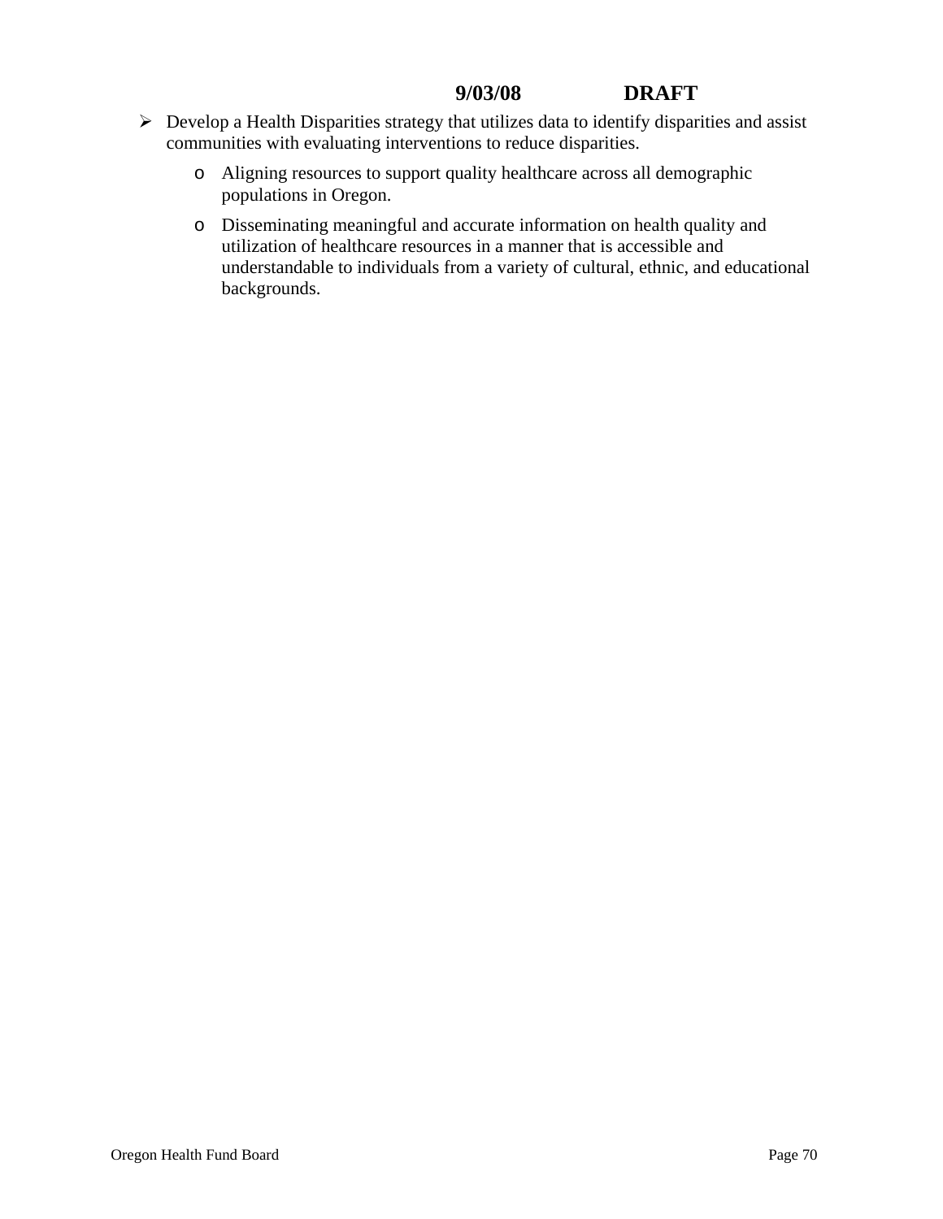- Develop a Health Disparities strategy that utilizes data to identify disparities and assist communities with evaluating interventions to reduce disparities.
  - Aligning resources to support quality healthcare across all demographic populations in Oregon.
  - Disseminating meaningful and accurate information on health quality and utilization of healthcare resources in a manner that is accessible and understandable to individuals from a variety of cultural, ethnic, and educational backgrounds.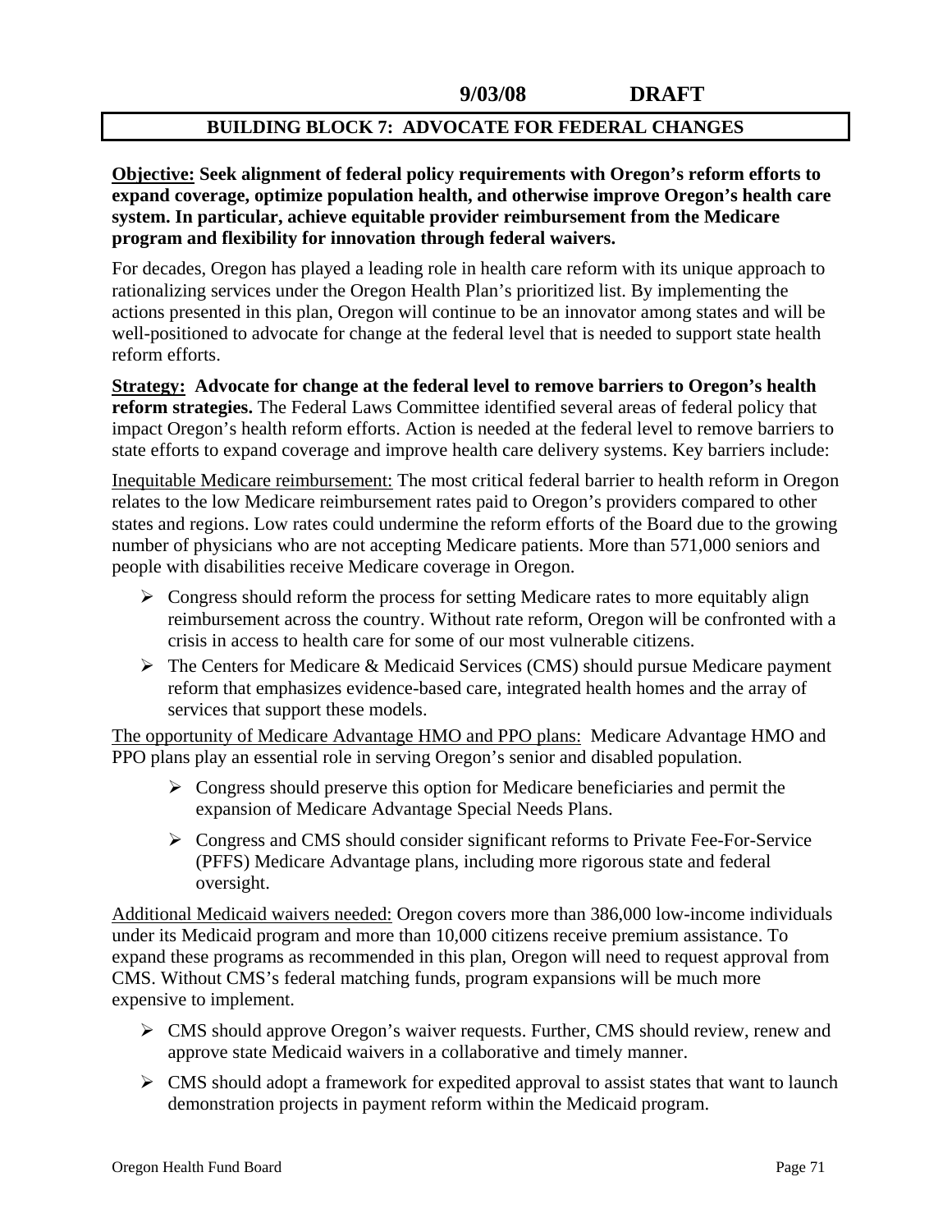**9/03/08 DRAFT**

## BUILDING BLOCK 7: ADVOCATE FOR FEDERAL CHANGES

**Objective: Seek alignment of federal policy requirements with Oregon's reform efforts to expand coverage, optimize population health, and otherwise improve Oregon's health care system. In particular, achieve equitable provider reimbursement from the Medicare program and flexibility for innovation through federal waivers.**

For decades, Oregon has played a leading role in health care reform with its unique approach to rationalizing services under the Oregon Health Plan's prioritized list. By implementing the actions presented in this plan, Oregon will continue to be an innovator among states and will be well-positioned to advocate for change at the federal level that is needed to support state health reform efforts.

**Strategy: Advocate for change at the federal level to remove barriers to Oregon's health reform strategies.** The Federal Laws Committee identified several areas of federal policy that impact Oregon's health reform efforts. Action is needed at the federal level to remove barriers to state efforts to expand coverage and improve health care delivery systems. Key barriers include:

Inequitable Medicare reimbursement: The most critical federal barrier to health reform in Oregon relates to the low Medicare reimbursement rates paid to Oregon's providers compared to other states and regions. Low rates could undermine the reform efforts of the Board due to the growing number of physicians who are not accepting Medicare patients. More than 571,000 seniors and people with disabilities receive Medicare coverage in Oregon.

- Congress should reform the process for setting Medicare rates to more equitably align reimbursement across the country. Without rate reform, Oregon will be confronted with a crisis in access to health care for some of our most vulnerable citizens.
- The Centers for Medicare & Medicaid Services (CMS) should pursue Medicare payment reform that emphasizes evidence-based care, integrated health homes and the array of services that support these models.

The opportunity of Medicare Advantage HMO and PPO plans: Medicare Advantage HMO and PPO plans play an essential role in serving Oregon's senior and disabled population.

- Congress should preserve this option for Medicare beneficiaries and permit the expansion of Medicare Advantage Special Needs Plans.
- Congress and CMS should consider significant reforms to Private Fee-For-Service (PFFS) Medicare Advantage plans, including more rigorous state and federal oversight.

Additional Medicaid waivers needed: Oregon covers more than 386,000 low-income individuals under its Medicaid program and more than 10,000 citizens receive premium assistance. To expand these programs as recommended in this plan, Oregon will need to request approval from CMS. Without CMS's federal matching funds, program expansions will be much more expensive to implement.

- CMS should approve Oregon's waiver requests. Further, CMS should review, renew and approve state Medicaid waivers in a collaborative and timely manner.
- CMS should adopt a framework for expedited approval to assist states that want to launch demonstration projects in payment reform within the Medicaid program.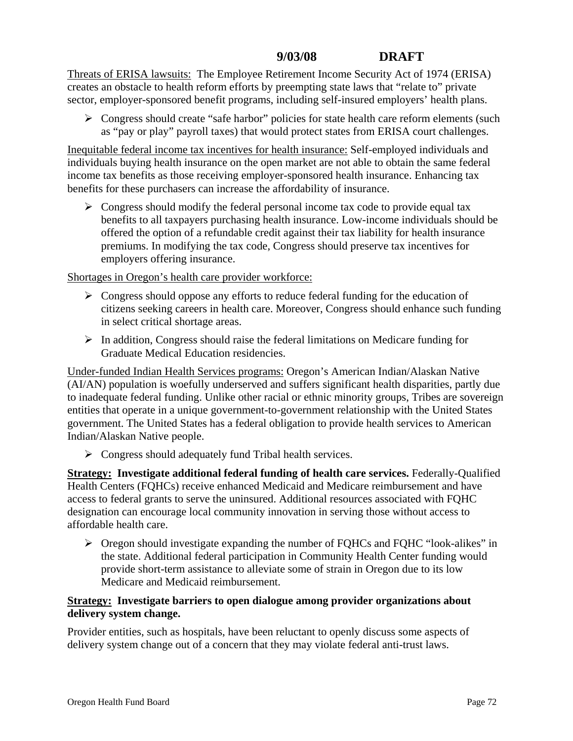Threats of ERISA lawsuits: The Employee Retirement Income Security Act of 1974 (ERISA) creates an obstacle to health reform efforts by preempting state laws that "relate to" private sector, employer-sponsored benefit programs, including self-insured employers' health plans.

- Congress should create "safe harbor" policies for state health care reform elements (such as "pay or play" payroll taxes) that would protect states from ERISA court challenges.

Inequitable federal income tax incentives for health insurance: Self-employed individuals and individuals buying health insurance on the open market are not able to obtain the same federal income tax benefits as those receiving employer-sponsored health insurance. Enhancing tax benefits for these purchasers can increase the affordability of insurance.

- Congress should modify the federal personal income tax code to provide equal tax benefits to all taxpayers purchasing health insurance. Low-income individuals should be offered the option of a refundable credit against their tax liability for health insurance premiums. In modifying the tax code, Congress should preserve tax incentives for employers offering insurance.

Shortages in Oregon's health care provider workforce:

- Congress should oppose any efforts to reduce federal funding for the education of citizens seeking careers in health care. Moreover, Congress should enhance such funding in select critical shortage areas.
- In addition, Congress should raise the federal limitations on Medicare funding for Graduate Medical Education residencies.

Under-funded Indian Health Services programs: Oregon's American Indian/Alaskan Native (AI/AN) population is woefully underserved and suffers significant health disparities, partly due to inadequate federal funding. Unlike other racial or ethnic minority groups, Tribes are sovereign entities that operate in a unique government-to-government relationship with the United States government. The United States has a federal obligation to provide health services to American Indian/Alaskan Native people.

- Congress should adequately fund Tribal health services.

**Strategy: Investigate additional federal funding of health care services.** Federally-Qualified Health Centers (FQHCs) receive enhanced Medicaid and Medicare reimbursement and have access to federal grants to serve the uninsured. Additional resources associated with FQHC designation can encourage local community innovation in serving those without access to affordable health care.

- Oregon should investigate expanding the number of FQHCs and FQHC "look-alikes" in the state. Additional federal participation in Community Health Center funding would provide short-term assistance to alleviate some of strain in Oregon due to its low Medicare and Medicaid reimbursement.

**Strategy: Investigate barriers to open dialogue among provider organizations about delivery system change.**

Provider entities, such as hospitals, have been reluctant to openly discuss some aspects of delivery system change out of a concern that they may violate federal anti-trust laws.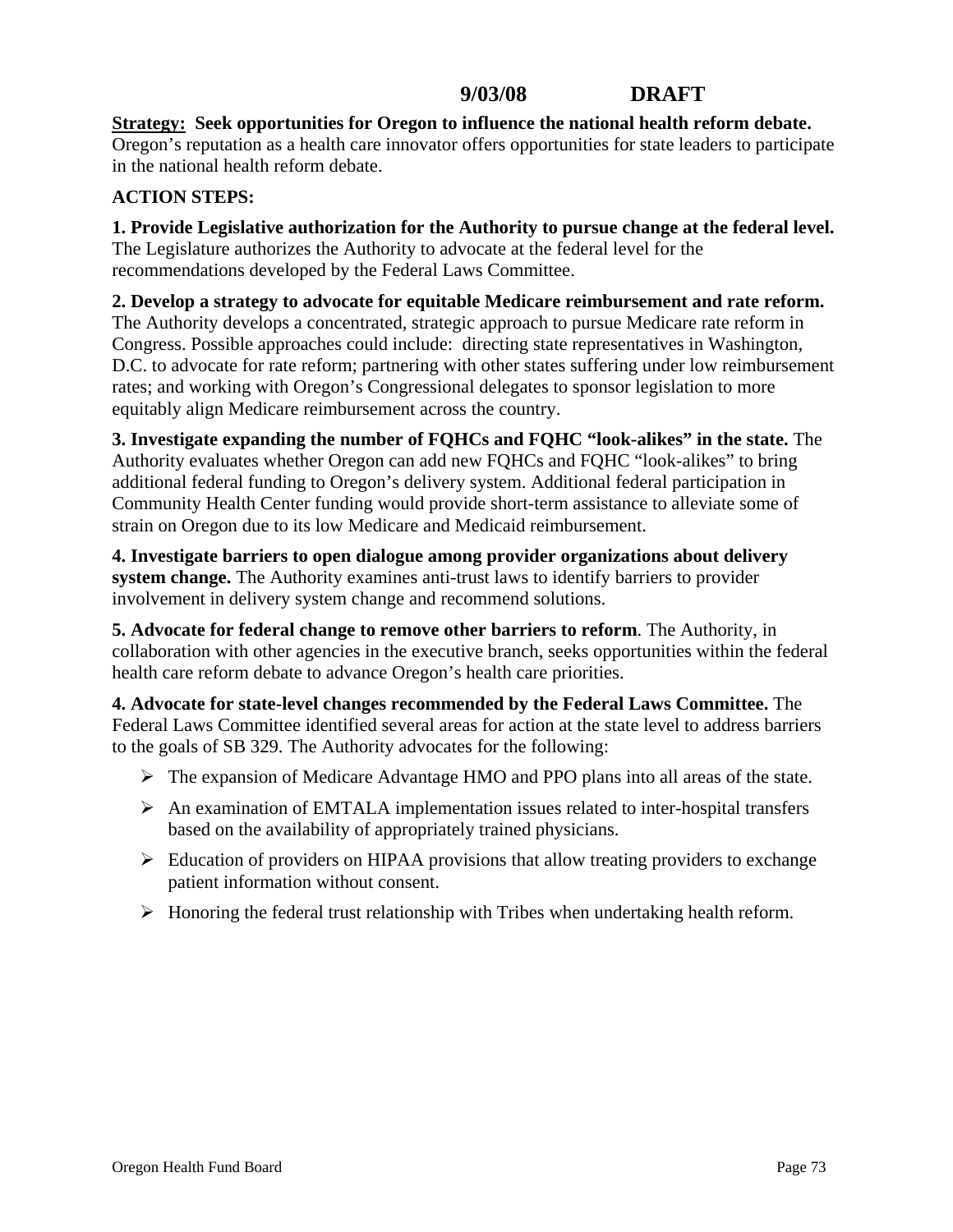**9/03/08 DRAFT**

**Strategy: Seek opportunities for Oregon to influence the national health reform debate.** Oregon's reputation as a health care innovator offers opportunities for state leaders to participate in the national health reform debate.

**ACTION STEPS:**

**1. Provide Legislative authorization for the Authority to pursue change at the federal level.** The Legislature authorizes the Authority to advocate at the federal level for the recommendations developed by the Federal Laws Committee.

**2. Develop a strategy to advocate for equitable Medicare reimbursement and rate reform.** The Authority develops a concentrated, strategic approach to pursue Medicare rate reform in Congress. Possible approaches could include: directing state representatives in Washington, D.C. to advocate for rate reform; partnering with other states suffering under low reimbursement rates; and working with Oregon's Congressional delegates to sponsor legislation to more equitably align Medicare reimbursement across the country.

**3. Investigate expanding the number of FQHCs and FQHC "look-alikes" in the state.** The Authority evaluates whether Oregon can add new FQHCs and FQHC "look-alikes" to bring additional federal funding to Oregon's delivery system. Additional federal participation in Community Health Center funding would provide short-term assistance to alleviate some of strain on Oregon due to its low Medicare and Medicaid reimbursement.

**4. Investigate barriers to open dialogue among provider organizations about delivery system change.** The Authority examines anti-trust laws to identify barriers to provider involvement in delivery system change and recommend solutions.

**5. Advocate for federal change to remove other barriers to reform**. The Authority, in collaboration with other agencies in the executive branch, seeks opportunities within the federal health care reform debate to advance Oregon's health care priorities.

**4. Advocate for state-level changes recommended by the Federal Laws Committee.** The Federal Laws Committee identified several areas for action at the state level to address barriers to the goals of SB 329. The Authority advocates for the following:

- The expansion of Medicare Advantage HMO and PPO plans into all areas of the state.
- An examination of EMTALA implementation issues related to inter-hospital transfers based on the availability of appropriately trained physicians.
- Education of providers on HIPAA provisions that allow treating providers to exchange patient information without consent.
- Honoring the federal trust relationship with Tribes when undertaking health reform.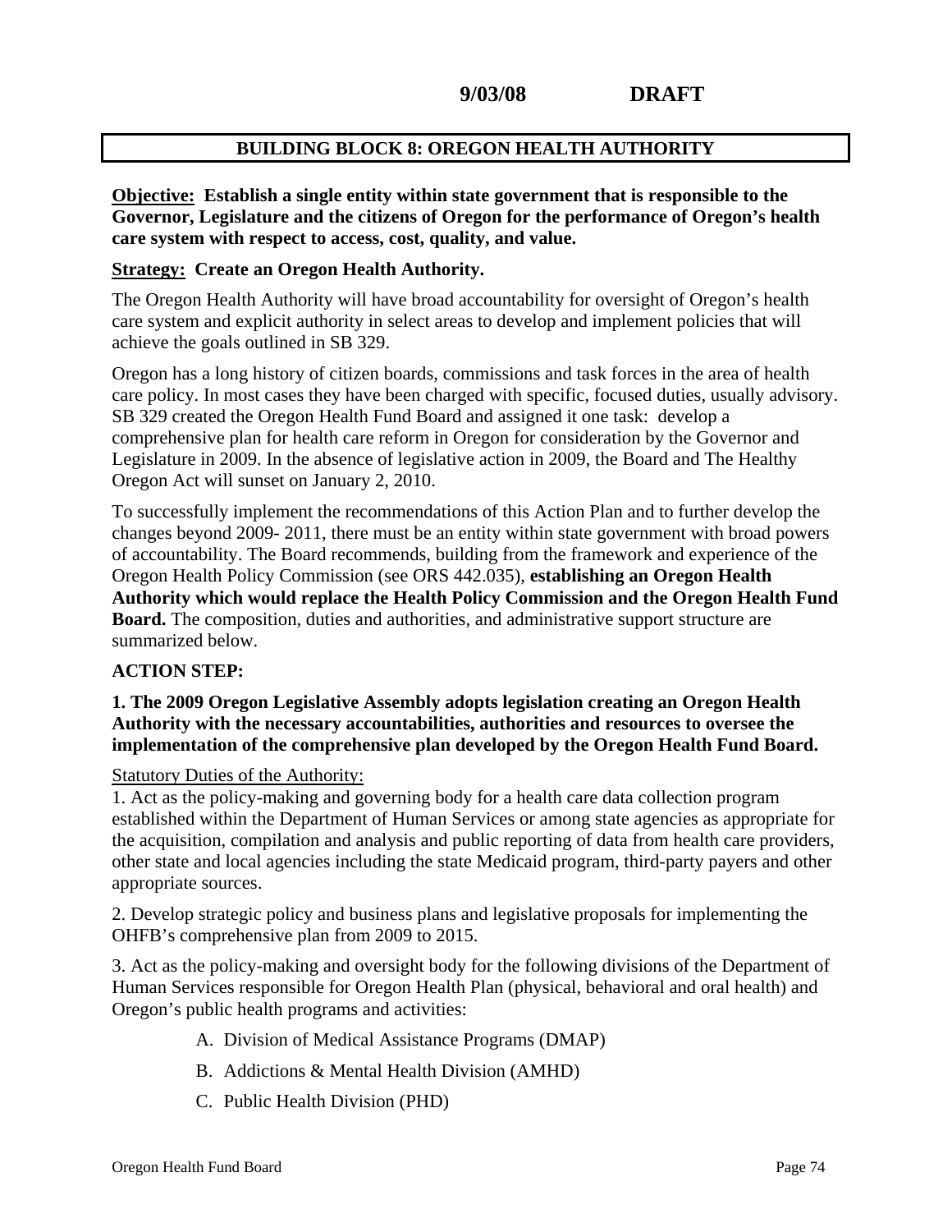9/03/08 DRAFT

## BUILDING BLOCK 8: OREGON HEALTH AUTHORITY

**Objective: Establish a single entity within state government that is responsible to the Governor, Legislature and the citizens of Oregon for the performance of Oregon's health care system with respect to access, cost, quality, and value.**

**Strategy: Create an Oregon Health Authority.**

The Oregon Health Authority will have broad accountability for oversight of Oregon's health care system and explicit authority in select areas to develop and implement policies that will achieve the goals outlined in SB 329.

Oregon has a long history of citizen boards, commissions and task forces in the area of health care policy. In most cases they have been charged with specific, focused duties, usually advisory. SB 329 created the Oregon Health Fund Board and assigned it one task: develop a comprehensive plan for health care reform in Oregon for consideration by the Governor and Legislature in 2009. In the absence of legislative action in 2009, the Board and The Healthy Oregon Act will sunset on January 2, 2010.

To successfully implement the recommendations of this Action Plan and to further develop the changes beyond 2009- 2011, there must be an entity within state government with broad powers of accountability. The Board recommends, building from the framework and experience of the Oregon Health Policy Commission (see ORS 442.035), **establishing an Oregon Health Authority which would replace the Health Policy Commission and the Oregon Health Fund Board.** The composition, duties and authorities, and administrative support structure are summarized below.

**ACTION STEP:**

**1. The 2009 Oregon Legislative Assembly adopts legislation creating an Oregon Health Authority with the necessary accountabilities, authorities and resources to oversee the implementation of the comprehensive plan developed by the Oregon Health Fund Board.**

Statutory Duties of the Authority:

1. Act as the policy-making and governing body for a health care data collection program established within the Department of Human Services or among state agencies as appropriate for the acquisition, compilation and analysis and public reporting of data from health care providers, other state and local agencies including the state Medicaid program, third-party payers and other appropriate sources.

2. Develop strategic policy and business plans and legislative proposals for implementing the OHFB's comprehensive plan from 2009 to 2015.

3. Act as the policy-making and oversight body for the following divisions of the Department of Human Services responsible for Oregon Health Plan (physical, behavioral and oral health) and Oregon's public health programs and activities:

   A. Division of Medical Assistance Programs (DMAP)

   B. Addictions & Mental Health Division (AMHD)

   C. Public Health Division (PHD)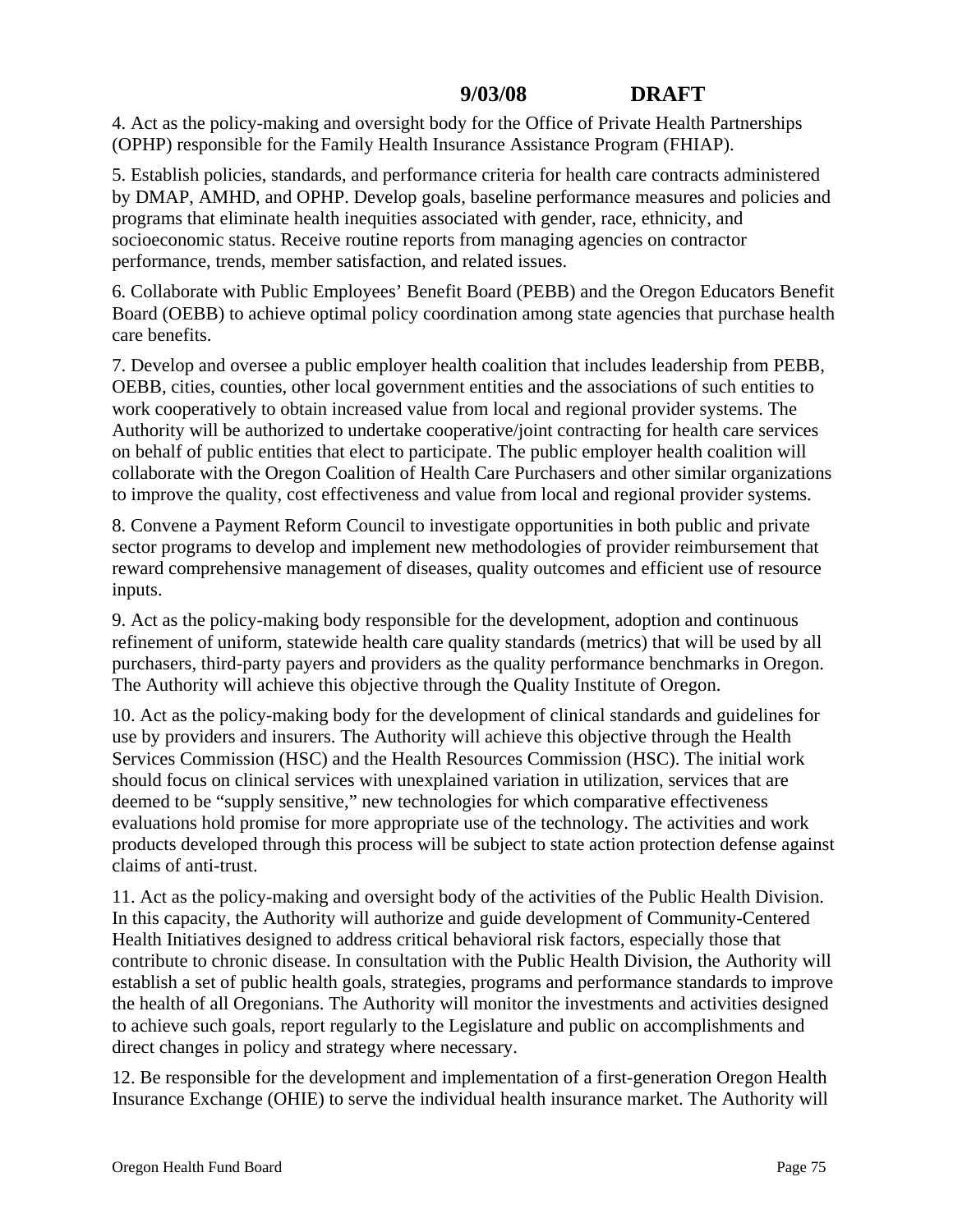4. Act as the policy-making and oversight body for the Office of Private Health Partnerships (OPHP) responsible for the Family Health Insurance Assistance Program (FHIAP).

5. Establish policies, standards, and performance criteria for health care contracts administered by DMAP, AMHD, and OPHP. Develop goals, baseline performance measures and policies and programs that eliminate health inequities associated with gender, race, ethnicity, and socioeconomic status. Receive routine reports from managing agencies on contractor performance, trends, member satisfaction, and related issues.

6. Collaborate with Public Employees' Benefit Board (PEBB) and the Oregon Educators Benefit Board (OEBB) to achieve optimal policy coordination among state agencies that purchase health care benefits.

7. Develop and oversee a public employer health coalition that includes leadership from PEBB, OEBB, cities, counties, other local government entities and the associations of such entities to work cooperatively to obtain increased value from local and regional provider systems. The Authority will be authorized to undertake cooperative/joint contracting for health care services on behalf of public entities that elect to participate. The public employer health coalition will collaborate with the Oregon Coalition of Health Care Purchasers and other similar organizations to improve the quality, cost effectiveness and value from local and regional provider systems.

8. Convene a Payment Reform Council to investigate opportunities in both public and private sector programs to develop and implement new methodologies of provider reimbursement that reward comprehensive management of diseases, quality outcomes and efficient use of resource inputs.

9. Act as the policy-making body responsible for the development, adoption and continuous refinement of uniform, statewide health care quality standards (metrics) that will be used by all purchasers, third-party payers and providers as the quality performance benchmarks in Oregon. The Authority will achieve this objective through the Quality Institute of Oregon.

10. Act as the policy-making body for the development of clinical standards and guidelines for use by providers and insurers. The Authority will achieve this objective through the Health Services Commission (HSC) and the Health Resources Commission (HSC). The initial work should focus on clinical services with unexplained variation in utilization, services that are deemed to be "supply sensitive," new technologies for which comparative effectiveness evaluations hold promise for more appropriate use of the technology. The activities and work products developed through this process will be subject to state action protection defense against claims of anti-trust.

11. Act as the policy-making and oversight body of the activities of the Public Health Division. In this capacity, the Authority will authorize and guide development of Community-Centered Health Initiatives designed to address critical behavioral risk factors, especially those that contribute to chronic disease. In consultation with the Public Health Division, the Authority will establish a set of public health goals, strategies, programs and performance standards to improve the health of all Oregonians. The Authority will monitor the investments and activities designed to achieve such goals, report regularly to the Legislature and public on accomplishments and direct changes in policy and strategy where necessary.

12. Be responsible for the development and implementation of a first-generation Oregon Health Insurance Exchange (OHIE) to serve the individual health insurance market. The Authority will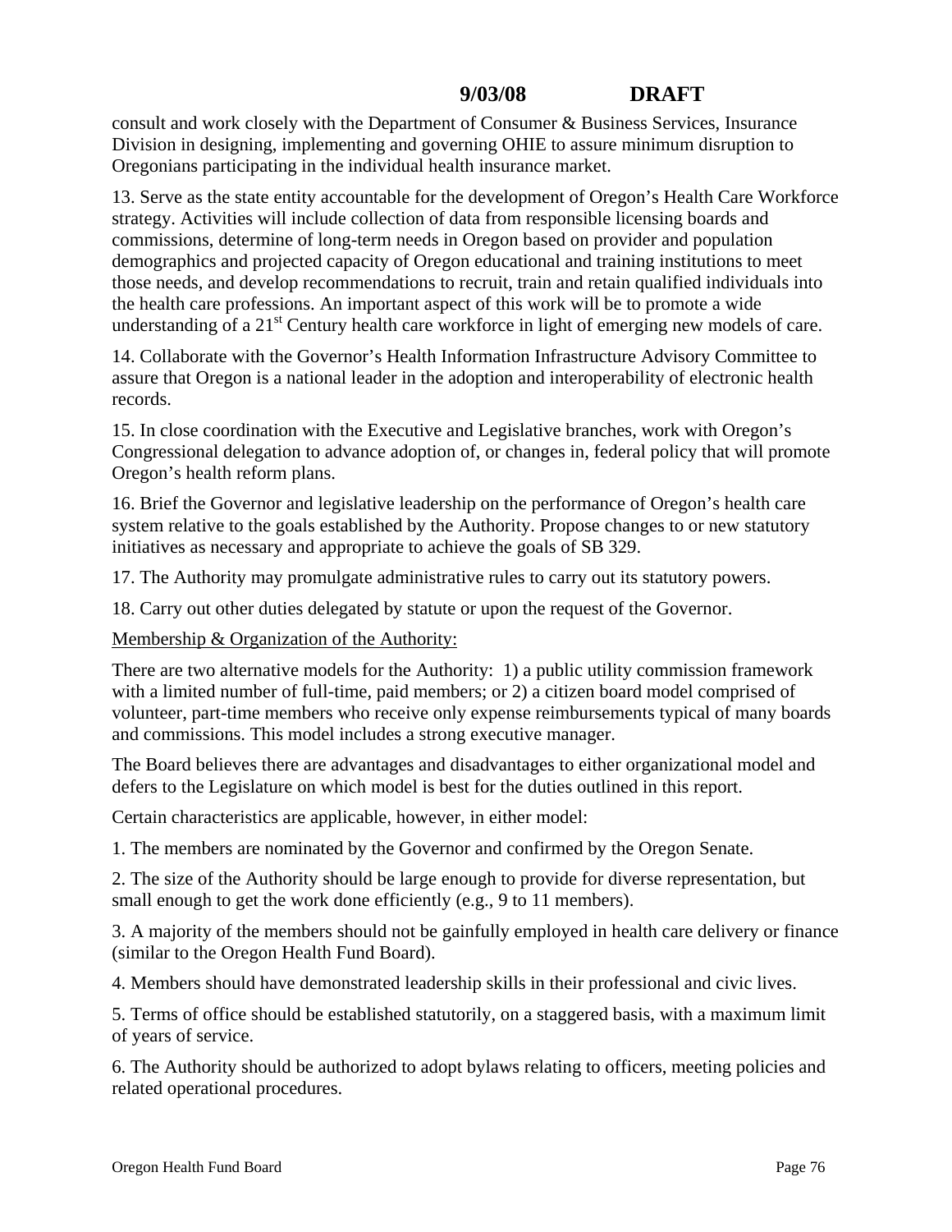consult and work closely with the Department of Consumer & Business Services, Insurance Division in designing, implementing and governing OHIE to assure minimum disruption to Oregonians participating in the individual health insurance market.

13. Serve as the state entity accountable for the development of Oregon's Health Care Workforce strategy. Activities will include collection of data from responsible licensing boards and commissions, determine of long-term needs in Oregon based on provider and population demographics and projected capacity of Oregon educational and training institutions to meet those needs, and develop recommendations to recruit, train and retain qualified individuals into the health care professions. An important aspect of this work will be to promote a wide understanding of a 21st Century health care workforce in light of emerging new models of care.

14. Collaborate with the Governor's Health Information Infrastructure Advisory Committee to assure that Oregon is a national leader in the adoption and interoperability of electronic health records.

15. In close coordination with the Executive and Legislative branches, work with Oregon's Congressional delegation to advance adoption of, or changes in, federal policy that will promote Oregon's health reform plans.

16. Brief the Governor and legislative leadership on the performance of Oregon's health care system relative to the goals established by the Authority. Propose changes to or new statutory initiatives as necessary and appropriate to achieve the goals of SB 329.

17. The Authority may promulgate administrative rules to carry out its statutory powers.

18. Carry out other duties delegated by statute or upon the request of the Governor.

<u>Membership & Organization of the Authority:</u>

There are two alternative models for the Authority: 1) a public utility commission framework with a limited number of full-time, paid members; or 2) a citizen board model comprised of volunteer, part-time members who receive only expense reimbursements typical of many boards and commissions. This model includes a strong executive manager.

The Board believes there are advantages and disadvantages to either organizational model and defers to the Legislature on which model is best for the duties outlined in this report.

Certain characteristics are applicable, however, in either model:

1. The members are nominated by the Governor and confirmed by the Oregon Senate.

2. The size of the Authority should be large enough to provide for diverse representation, but small enough to get the work done efficiently (e.g., 9 to 11 members).

3. A majority of the members should not be gainfully employed in health care delivery or finance (similar to the Oregon Health Fund Board).

4. Members should have demonstrated leadership skills in their professional and civic lives.

5. Terms of office should be established statutorily, on a staggered basis, with a maximum limit of years of service.

6. The Authority should be authorized to adopt bylaws relating to officers, meeting policies and related operational procedures.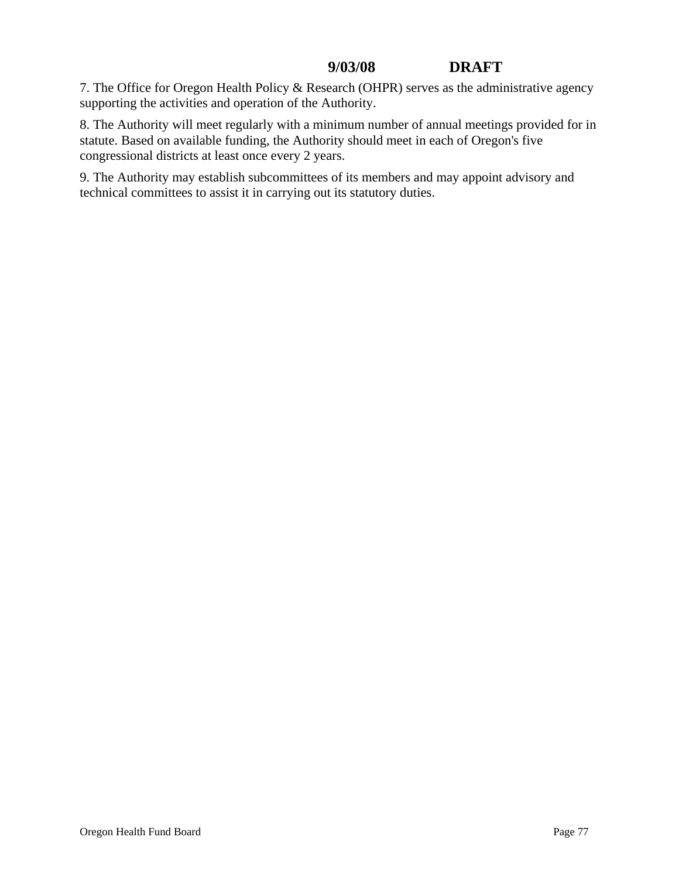7. The Office for Oregon Health Policy & Research (OHPR) serves as the administrative agency supporting the activities and operation of the Authority.

8. The Authority will meet regularly with a minimum number of annual meetings provided for in statute. Based on available funding, the Authority should meet in each of Oregon's five congressional districts at least once every 2 years.

9. The Authority may establish subcommittees of its members and may appoint advisory and technical committees to assist it in carrying out its statutory duties.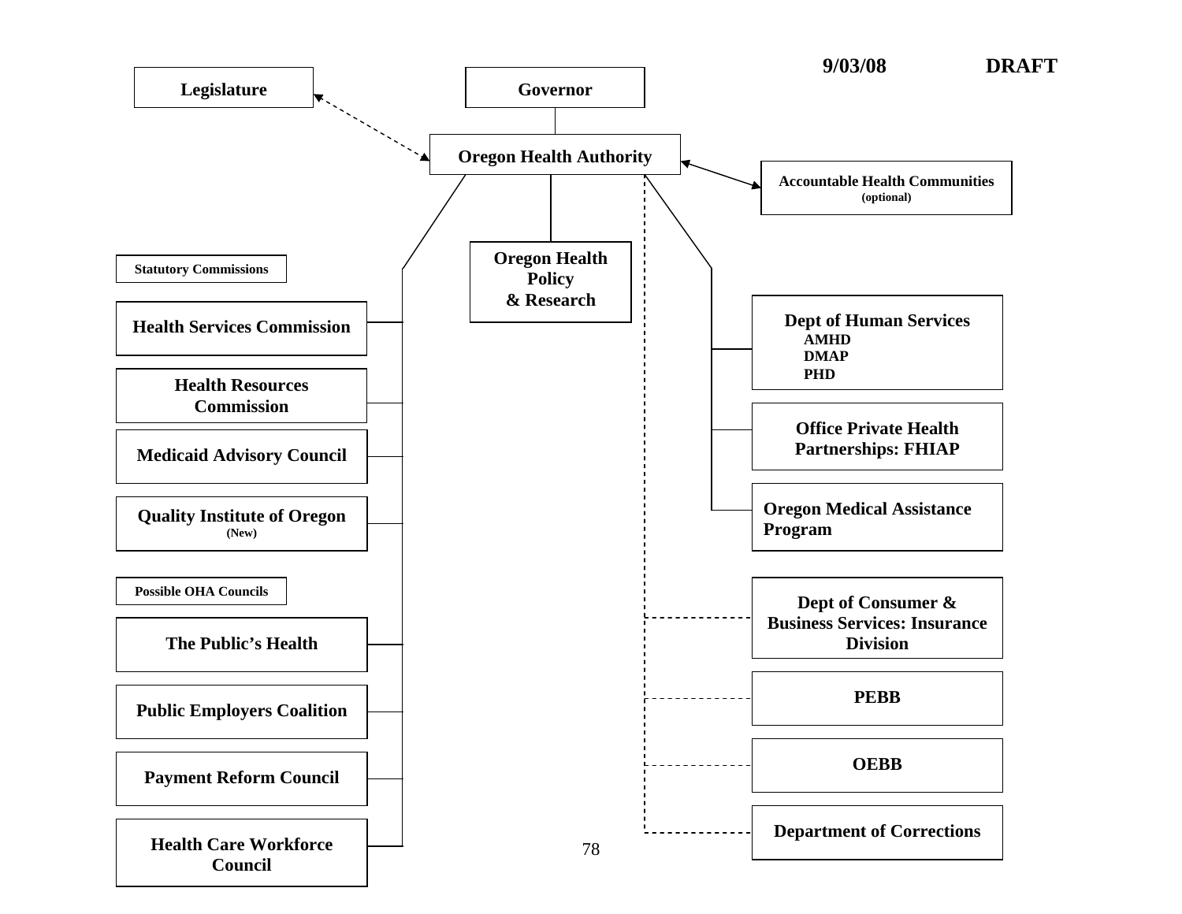9/03/08 DRAFT

Legislature

Governor

Oregon Health Authority

Accountable Health Communities (optional)

Oregon Health Policy & Research

Statutory Commissions

Health Services Commission

Health Resources Commission

Medicaid Advisory Council

Quality Institute of Oregon (New)

Possible OHA Councils

The Public's Health

Public Employers Coalition

Payment Reform Council

Health Care Workforce Council

Dept of Human Services
AMHD
DMAP
PHD

Office Private Health Partnerships: FHIAP

Oregon Medical Assistance Program

Dept of Consumer & Business Services: Insurance Division

PEBB

OEBB

Department of Corrections